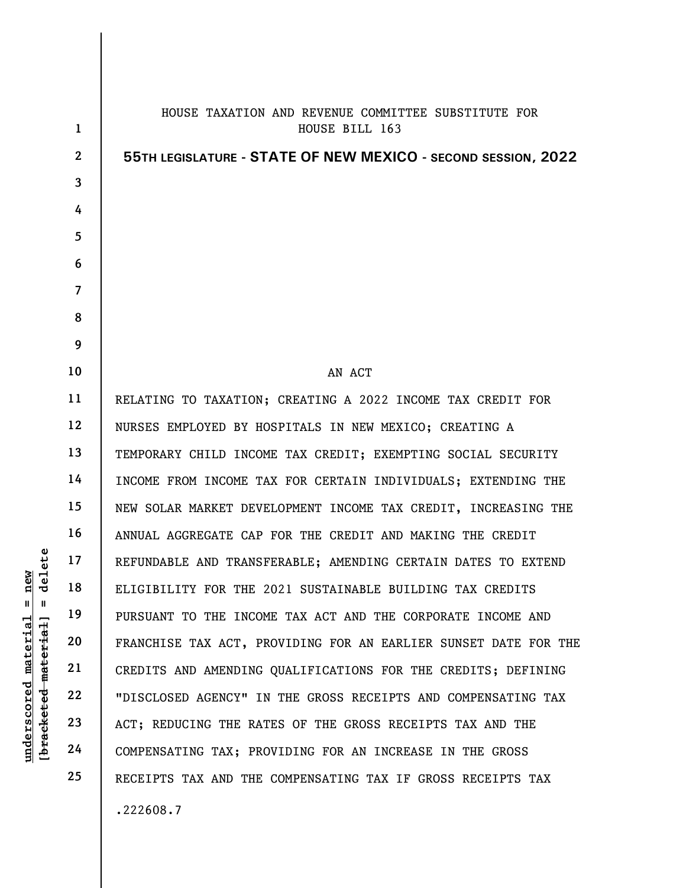HOUSE TAXATION AND REVENUE COMMITTEE SUBSTITUTE FOR
HOUSE BILL 163

**55TH LEGISLATURE - STATE OF NEW MEXICO - SECOND SESSION, 2022**

AN ACT

RELATING TO TAXATION; CREATING A 2022 INCOME TAX CREDIT FOR NURSES EMPLOYED BY HOSPITALS IN NEW MEXICO; CREATING A TEMPORARY CHILD INCOME TAX CREDIT; EXEMPTING SOCIAL SECURITY INCOME FROM INCOME TAX FOR CERTAIN INDIVIDUALS; EXTENDING THE NEW SOLAR MARKET DEVELOPMENT INCOME TAX CREDIT, INCREASING THE ANNUAL AGGREGATE CAP FOR THE CREDIT AND MAKING THE CREDIT REFUNDABLE AND TRANSFERABLE; AMENDING CERTAIN DATES TO EXTEND ELIGIBILITY FOR THE 2021 SUSTAINABLE BUILDING TAX CREDITS PURSUANT TO THE INCOME TAX ACT AND THE CORPORATE INCOME AND FRANCHISE TAX ACT, PROVIDING FOR AN EARLIER SUNSET DATE FOR THE CREDITS AND AMENDING QUALIFICATIONS FOR THE CREDITS; DEFINING "DISCLOSED AGENCY" IN THE GROSS RECEIPTS AND COMPENSATING TAX ACT; REDUCING THE RATES OF THE GROSS RECEIPTS TAX AND THE COMPENSATING TAX; PROVIDING FOR AN INCREASE IN THE GROSS RECEIPTS TAX AND THE COMPENSATING TAX IF GROSS RECEIPTS TAX

.222608.7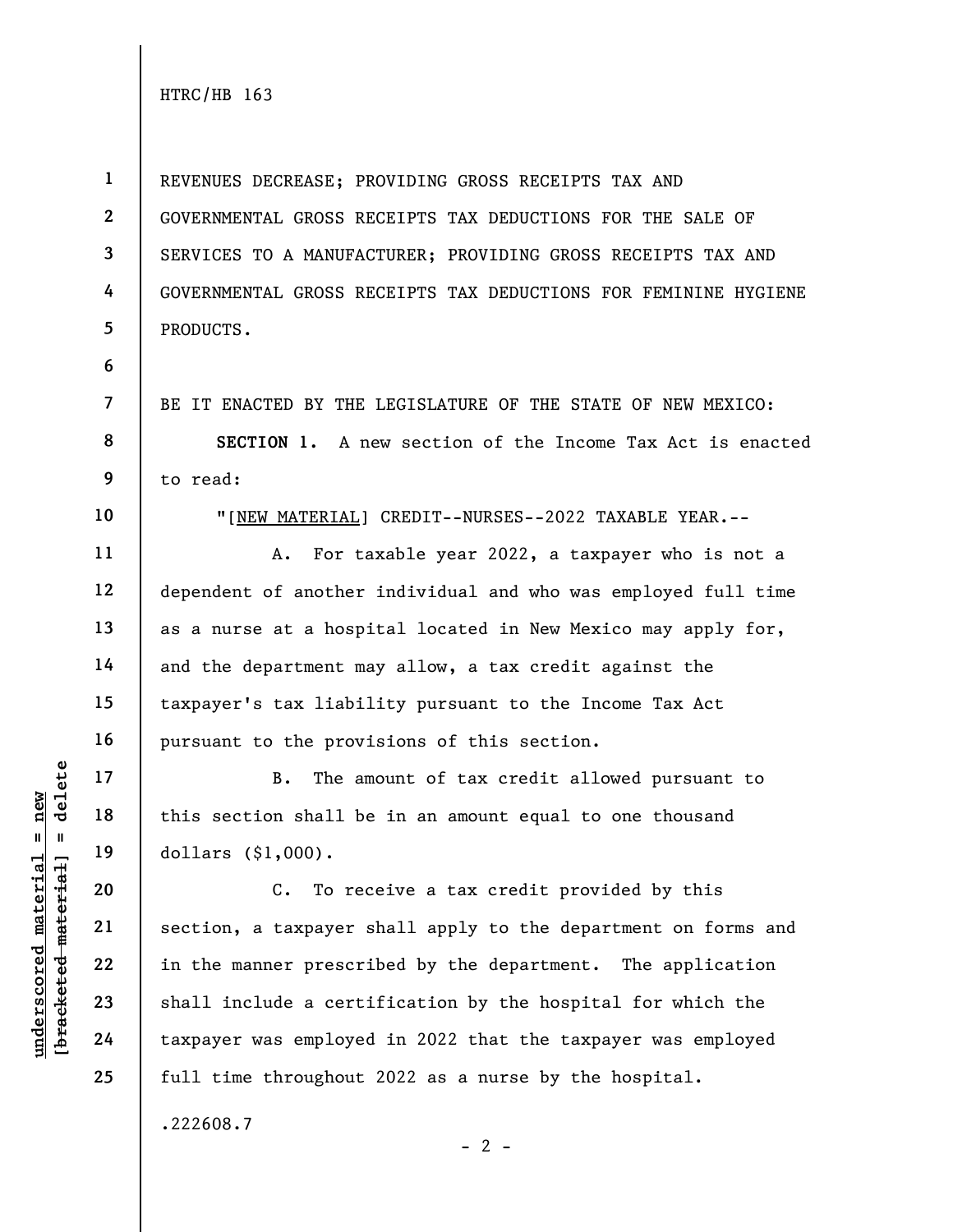REVENUES DECREASE; PROVIDING GROSS RECEIPTS TAX AND GOVERNMENTAL GROSS RECEIPTS TAX DEDUCTIONS FOR THE SALE OF SERVICES TO A MANUFACTURER; PROVIDING GROSS RECEIPTS TAX AND GOVERNMENTAL GROSS RECEIPTS TAX DEDUCTIONS FOR FEMININE HYGIENE PRODUCTS.

BE IT ENACTED BY THE LEGISLATURE OF THE STATE OF NEW MEXICO:

**SECTION 1.** A new section of the Income Tax Act is enacted to read:

"[NEW MATERIAL] CREDIT--NURSES--2022 TAXABLE YEAR.--

A. For taxable year 2022, a taxpayer who is not a dependent of another individual and who was employed full time as a nurse at a hospital located in New Mexico may apply for, and the department may allow, a tax credit against the taxpayer's tax liability pursuant to the Income Tax Act pursuant to the provisions of this section.

B. The amount of tax credit allowed pursuant to this section shall be in an amount equal to one thousand dollars ($1,000).

C. To receive a tax credit provided by this section, a taxpayer shall apply to the department on forms and in the manner prescribed by the department. The application shall include a certification by the hospital for which the taxpayer was employed in 2022 that the taxpayer was employed full time throughout 2022 as a nurse by the hospital.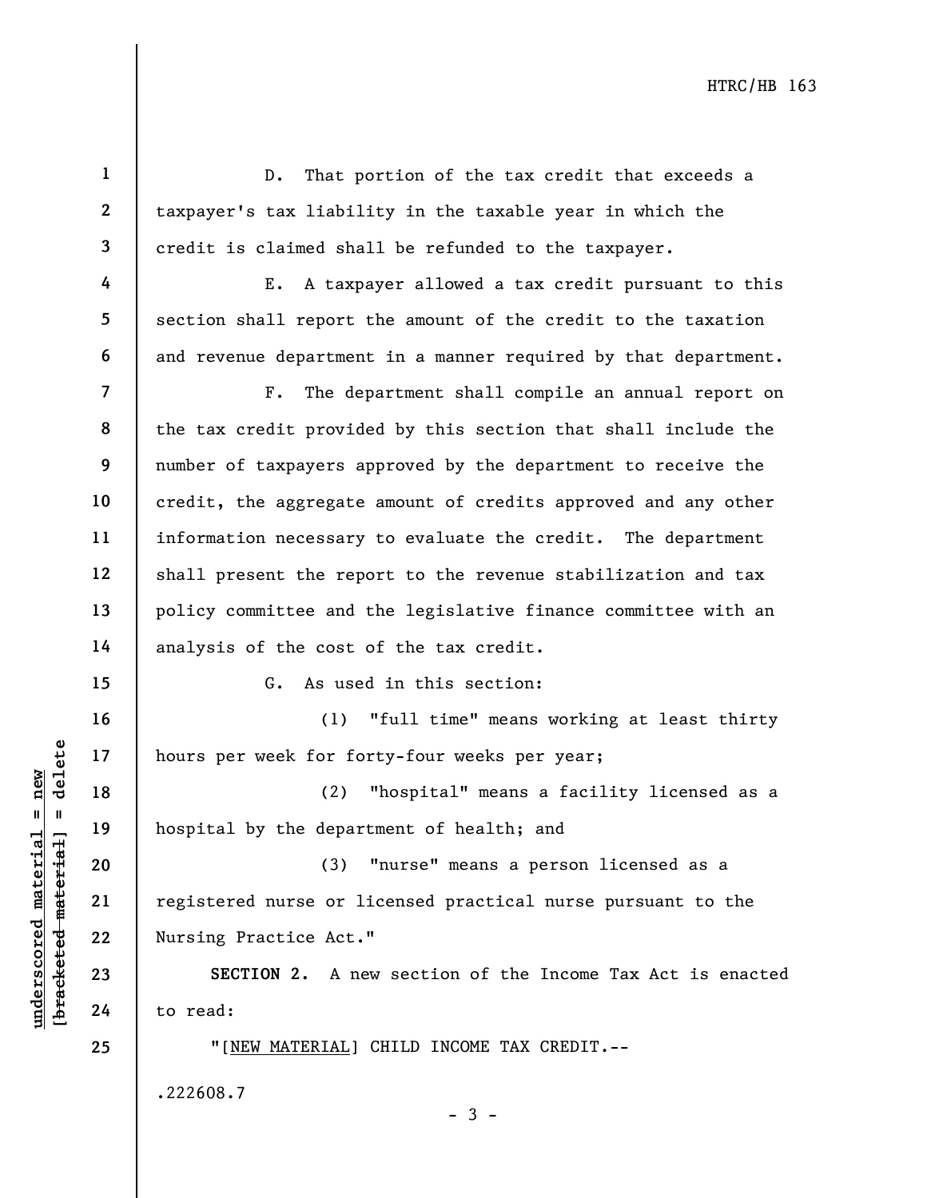D. That portion of the tax credit that exceeds a taxpayer's tax liability in the taxable year in which the credit is claimed shall be refunded to the taxpayer.

E. A taxpayer allowed a tax credit pursuant to this section shall report the amount of the credit to the taxation and revenue department in a manner required by that department.

F. The department shall compile an annual report on the tax credit provided by this section that shall include the number of taxpayers approved by the department to receive the credit, the aggregate amount of credits approved and any other information necessary to evaluate the credit. The department shall present the report to the revenue stabilization and tax policy committee and the legislative finance committee with an analysis of the cost of the tax credit.

G. As used in this section:

(1) "full time" means working at least thirty hours per week for forty-four weeks per year;

(2) "hospital" means a facility licensed as a hospital by the department of health; and

(3) "nurse" means a person licensed as a registered nurse or licensed practical nurse pursuant to the Nursing Practice Act."

**SECTION 2.** A new section of the Income Tax Act is enacted to read:

"[NEW MATERIAL] CHILD INCOME TAX CREDIT.--

.222608.7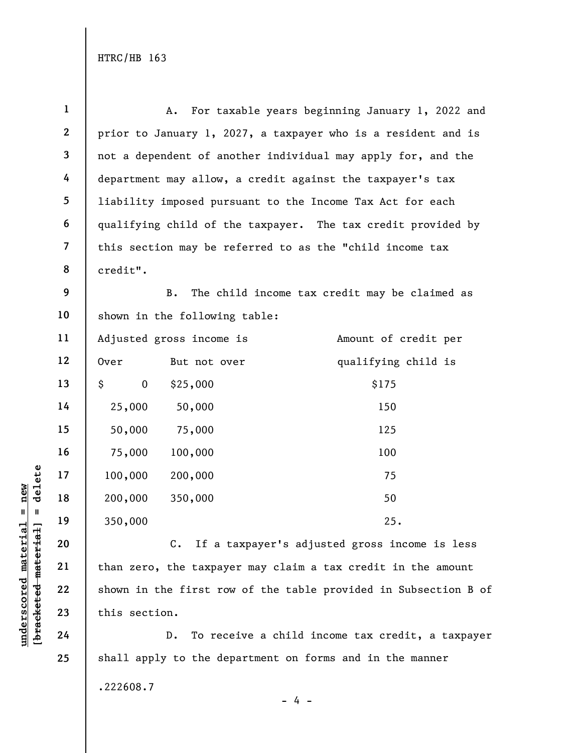A. For taxable years beginning January 1, 2022 and prior to January 1, 2027, a taxpayer who is a resident and is not a dependent of another individual may apply for, and the department may allow, a credit against the taxpayer's tax liability imposed pursuant to the Income Tax Act for each qualifying child of the taxpayer. The tax credit provided by this section may be referred to as the "child income tax credit".

B. The child income tax credit may be claimed as shown in the following table:

| Adjusted gross income is | | Amount of credit per |
|---|---|---|
| Over | But not over | qualifying child is |
| $ 0 | $25,000 | $175 |
| 25,000 | 50,000 | 150 |
| 50,000 | 75,000 | 125 |
| 75,000 | 100,000 | 100 |
| 100,000 | 200,000 | 75 |
| 200,000 | 350,000 | 50 |
| 350,000 | | 25. |

C. If a taxpayer's adjusted gross income is less than zero, the taxpayer may claim a tax credit in the amount shown in the first row of the table provided in Subsection B of this section.

D. To receive a child income tax credit, a taxpayer shall apply to the department on forms and in the manner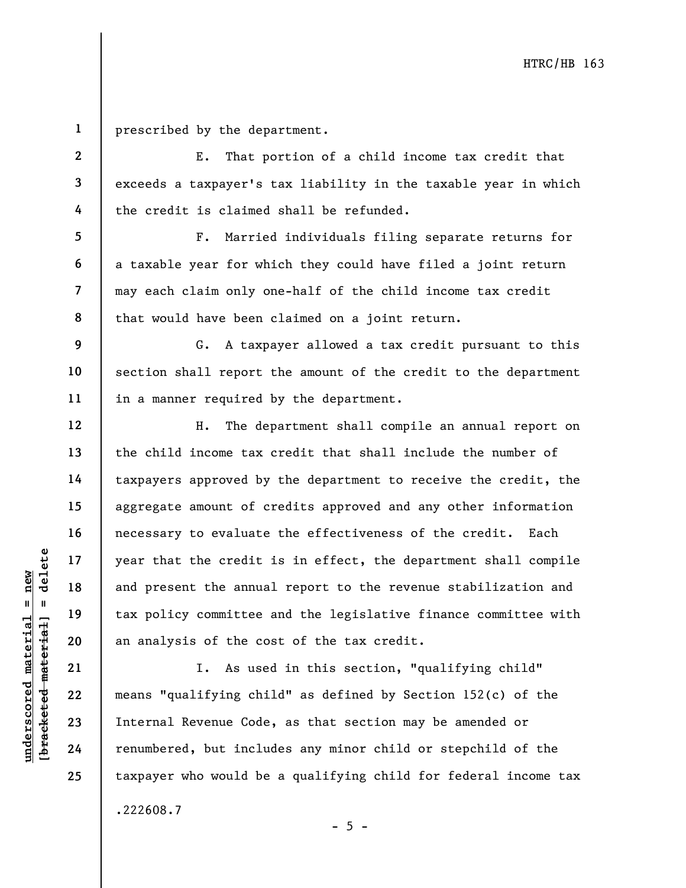prescribed by the department.

E. That portion of a child income tax credit that exceeds a taxpayer's tax liability in the taxable year in which the credit is claimed shall be refunded.

F. Married individuals filing separate returns for a taxable year for which they could have filed a joint return may each claim only one-half of the child income tax credit that would have been claimed on a joint return.

G. A taxpayer allowed a tax credit pursuant to this section shall report the amount of the credit to the department in a manner required by the department.

H. The department shall compile an annual report on the child income tax credit that shall include the number of taxpayers approved by the department to receive the credit, the aggregate amount of credits approved and any other information necessary to evaluate the effectiveness of the credit. Each year that the credit is in effect, the department shall compile and present the annual report to the revenue stabilization and tax policy committee and the legislative finance committee with an analysis of the cost of the tax credit.

I. As used in this section, "qualifying child" means "qualifying child" as defined by Section 152(c) of the Internal Revenue Code, as that section may be amended or renumbered, but includes any minor child or stepchild of the taxpayer who would be a qualifying child for federal income tax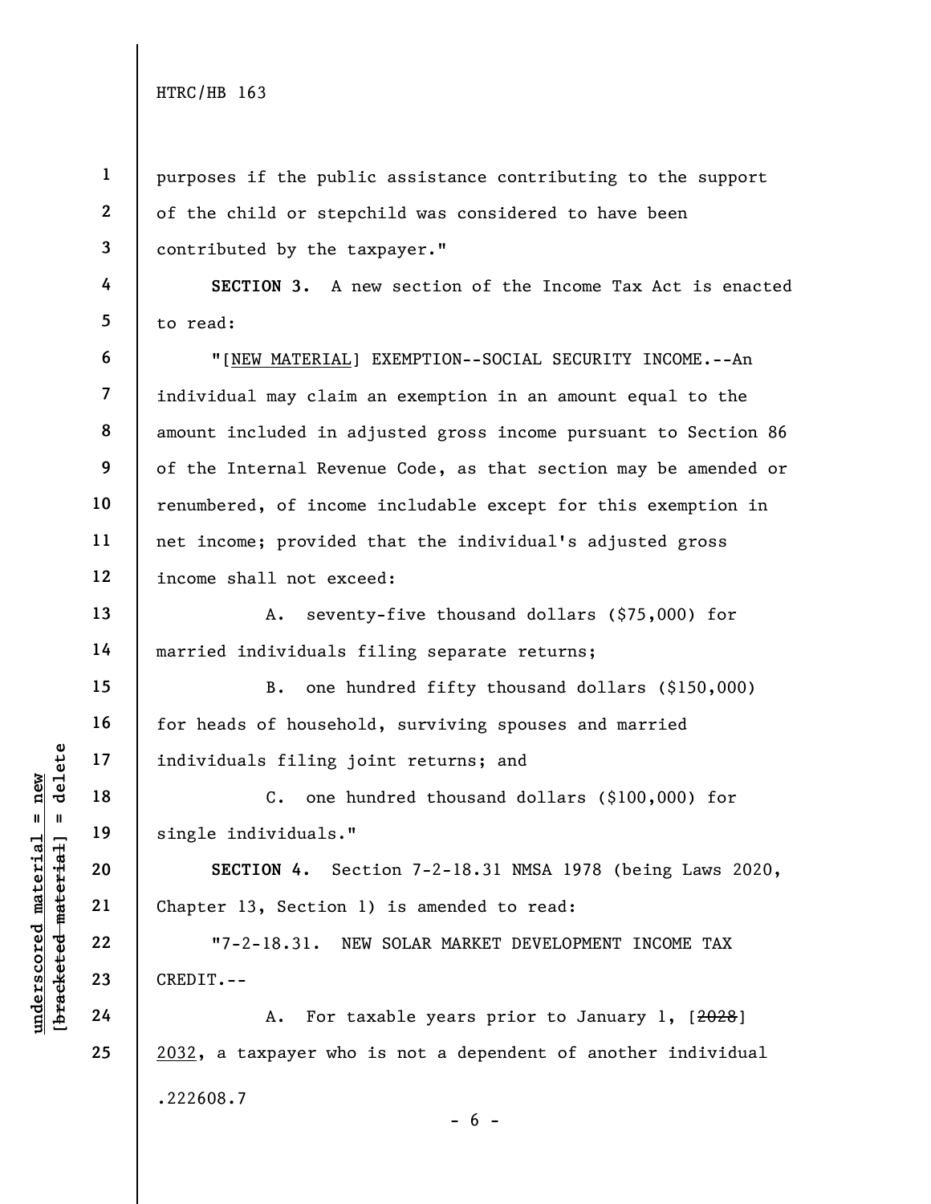purposes if the public assistance contributing to the support of the child or stepchild was considered to have been contributed by the taxpayer."

**SECTION 3.** A new section of the Income Tax Act is enacted to read:

"[NEW MATERIAL] EXEMPTION--SOCIAL SECURITY INCOME.--An individual may claim an exemption in an amount equal to the amount included in adjusted gross income pursuant to Section 86 of the Internal Revenue Code, as that section may be amended or renumbered, of income includable except for this exemption in net income; provided that the individual's adjusted gross income shall not exceed:

A. seventy-five thousand dollars ($75,000) for married individuals filing separate returns;

B. one hundred fifty thousand dollars ($150,000) for heads of household, surviving spouses and married individuals filing joint returns; and

C. one hundred thousand dollars ($100,000) for single individuals."

**SECTION 4.** Section 7-2-18.31 NMSA 1978 (being Laws 2020, Chapter 13, Section 1) is amended to read:

"7-2-18.31. NEW SOLAR MARKET DEVELOPMENT INCOME TAX CREDIT.--

A. For taxable years prior to January 1, [~~2028~~] 2032, a taxpayer who is not a dependent of another individual

.222608.7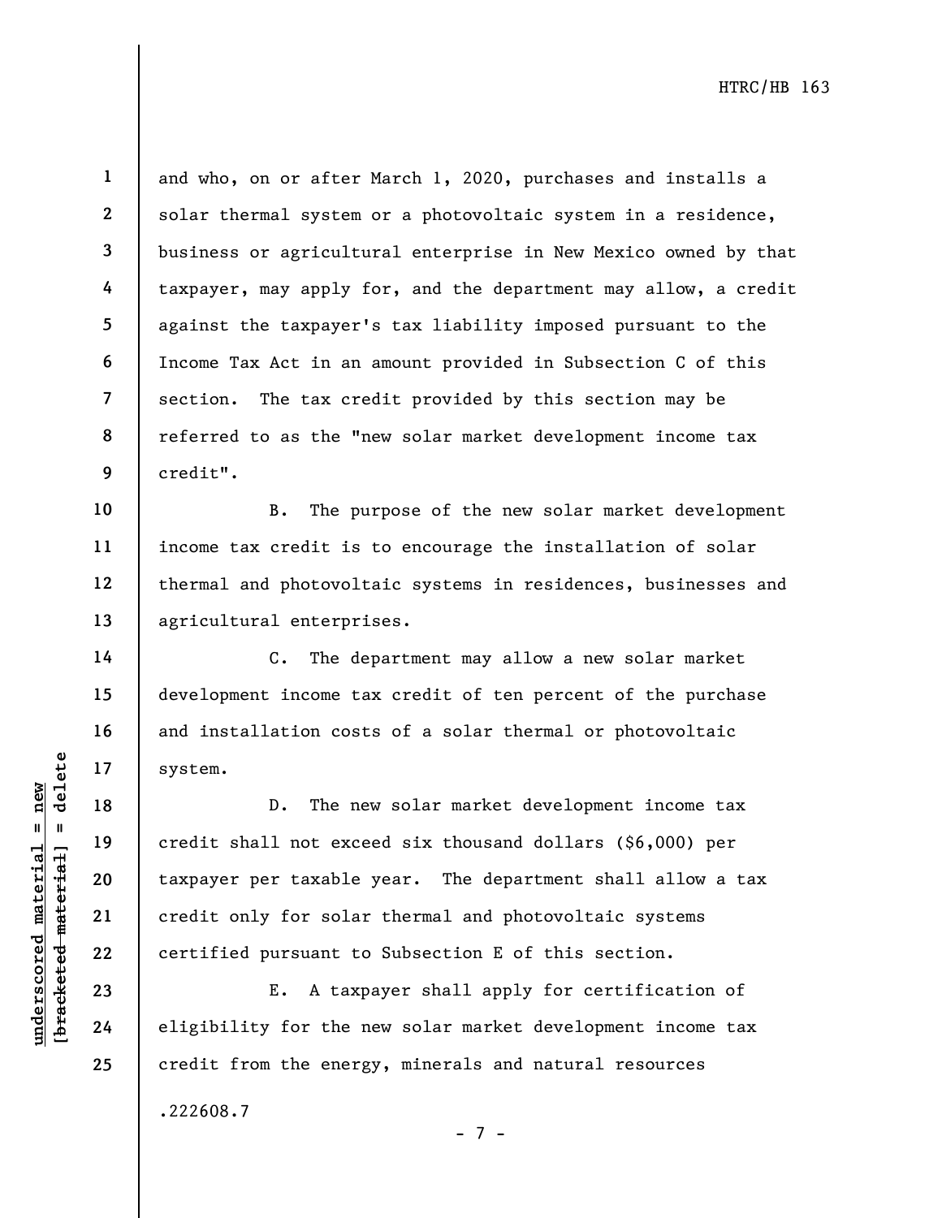and who, on or after March 1, 2020, purchases and installs a solar thermal system or a photovoltaic system in a residence, business or agricultural enterprise in New Mexico owned by that taxpayer, may apply for, and the department may allow, a credit against the taxpayer's tax liability imposed pursuant to the Income Tax Act in an amount provided in Subsection C of this section. The tax credit provided by this section may be referred to as the "new solar market development income tax credit".

B. The purpose of the new solar market development income tax credit is to encourage the installation of solar thermal and photovoltaic systems in residences, businesses and agricultural enterprises.

C. The department may allow a new solar market development income tax credit of ten percent of the purchase and installation costs of a solar thermal or photovoltaic system.

D. The new solar market development income tax credit shall not exceed six thousand dollars ($6,000) per taxpayer per taxable year. The department shall allow a tax credit only for solar thermal and photovoltaic systems certified pursuant to Subsection E of this section.

E. A taxpayer shall apply for certification of eligibility for the new solar market development income tax credit from the energy, minerals and natural resources

.222608.7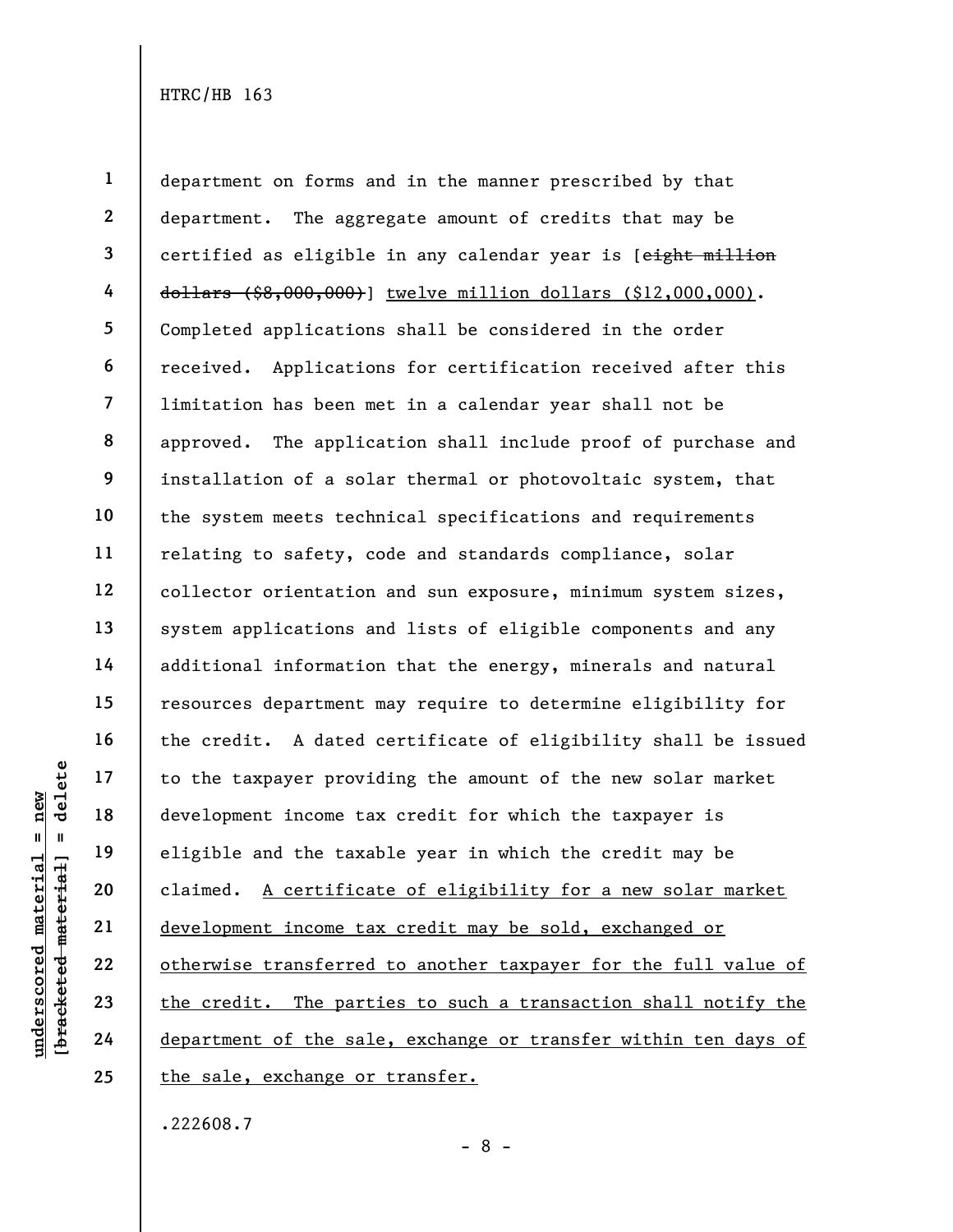department on forms and in the manner prescribed by that department. The aggregate amount of credits that may be certified as eligible in any calendar year is [~~eight million dollars ($8,000,000)~~] <u>twelve million dollars ($12,000,000)</u>. Completed applications shall be considered in the order received. Applications for certification received after this limitation has been met in a calendar year shall not be approved. The application shall include proof of purchase and installation of a solar thermal or photovoltaic system, that the system meets technical specifications and requirements relating to safety, code and standards compliance, solar collector orientation and sun exposure, minimum system sizes, system applications and lists of eligible components and any additional information that the energy, minerals and natural resources department may require to determine eligibility for the credit. A dated certificate of eligibility shall be issued to the taxpayer providing the amount of the new solar market development income tax credit for which the taxpayer is eligible and the taxable year in which the credit may be claimed. <u>A certificate of eligibility for a new solar market development income tax credit may be sold, exchanged or otherwise transferred to another taxpayer for the full value of the credit. The parties to such a transaction shall notify the department of the sale, exchange or transfer within ten days of the sale, exchange or transfer.</u>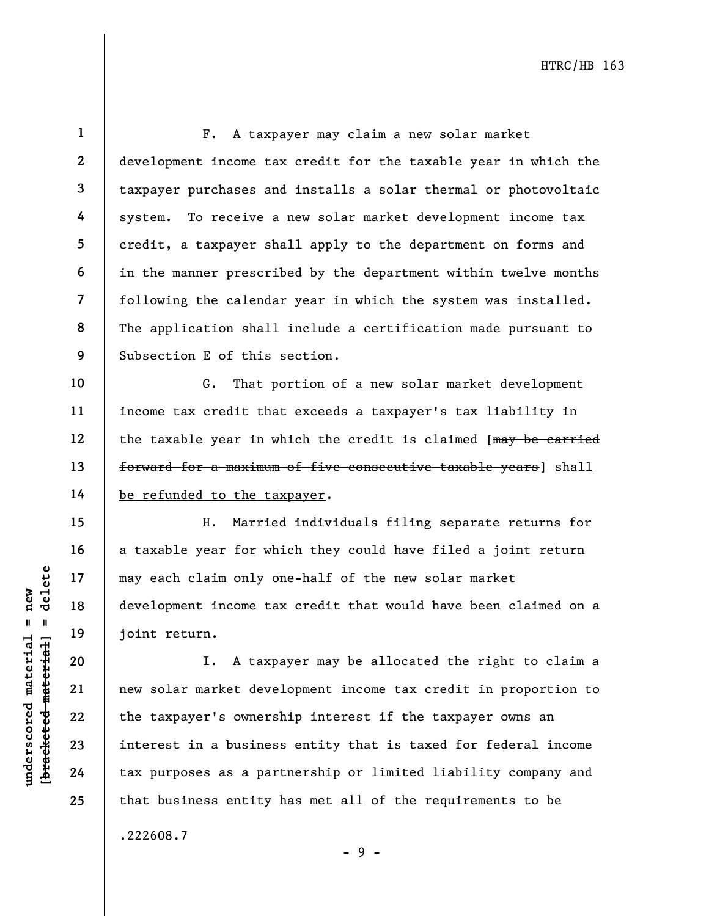F. A taxpayer may claim a new solar market development income tax credit for the taxable year in which the taxpayer purchases and installs a solar thermal or photovoltaic system. To receive a new solar market development income tax credit, a taxpayer shall apply to the department on forms and in the manner prescribed by the department within twelve months following the calendar year in which the system was installed. The application shall include a certification made pursuant to Subsection E of this section.

G. That portion of a new solar market development income tax credit that exceeds a taxpayer's tax liability in the taxable year in which the credit is claimed [~~may be carried forward for a maximum of five consecutive taxable years~~] <u>shall be refunded to the taxpayer</u>.

H. Married individuals filing separate returns for a taxable year for which they could have filed a joint return may each claim only one-half of the new solar market development income tax credit that would have been claimed on a joint return.

I. A taxpayer may be allocated the right to claim a new solar market development income tax credit in proportion to the taxpayer's ownership interest if the taxpayer owns an interest in a business entity that is taxed for federal income tax purposes as a partnership or limited liability company and that business entity has met all of the requirements to be

.222608.7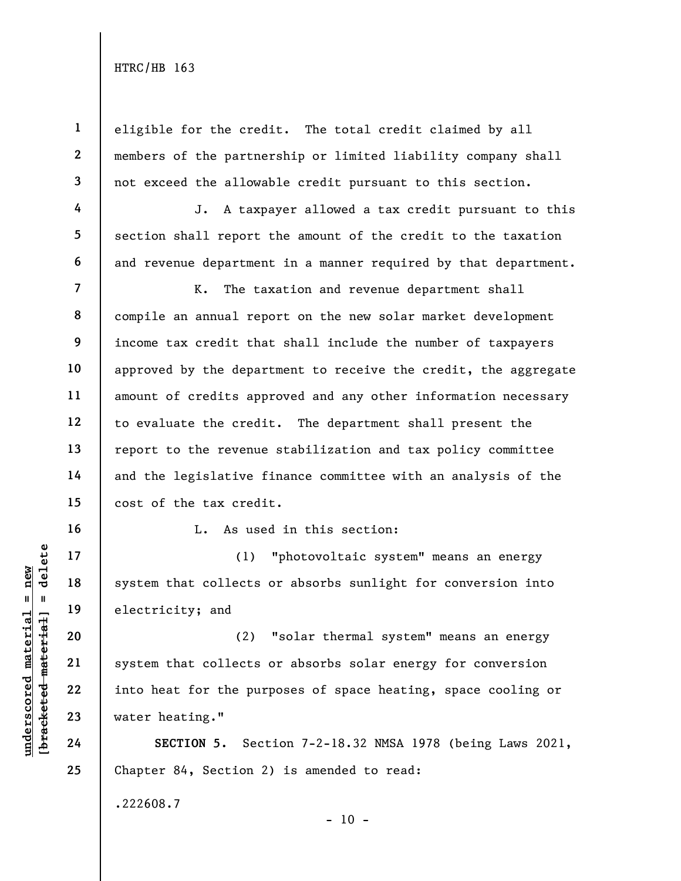eligible for the credit. The total credit claimed by all members of the partnership or limited liability company shall not exceed the allowable credit pursuant to this section.

J. A taxpayer allowed a tax credit pursuant to this section shall report the amount of the credit to the taxation and revenue department in a manner required by that department.

K. The taxation and revenue department shall compile an annual report on the new solar market development income tax credit that shall include the number of taxpayers approved by the department to receive the credit, the aggregate amount of credits approved and any other information necessary to evaluate the credit. The department shall present the report to the revenue stabilization and tax policy committee and the legislative finance committee with an analysis of the cost of the tax credit.

L. As used in this section:

(1) "photovoltaic system" means an energy system that collects or absorbs sunlight for conversion into electricity; and

(2) "solar thermal system" means an energy system that collects or absorbs solar energy for conversion into heat for the purposes of space heating, space cooling or water heating."

**SECTION 5.** Section 7-2-18.32 NMSA 1978 (being Laws 2021, Chapter 84, Section 2) is amended to read: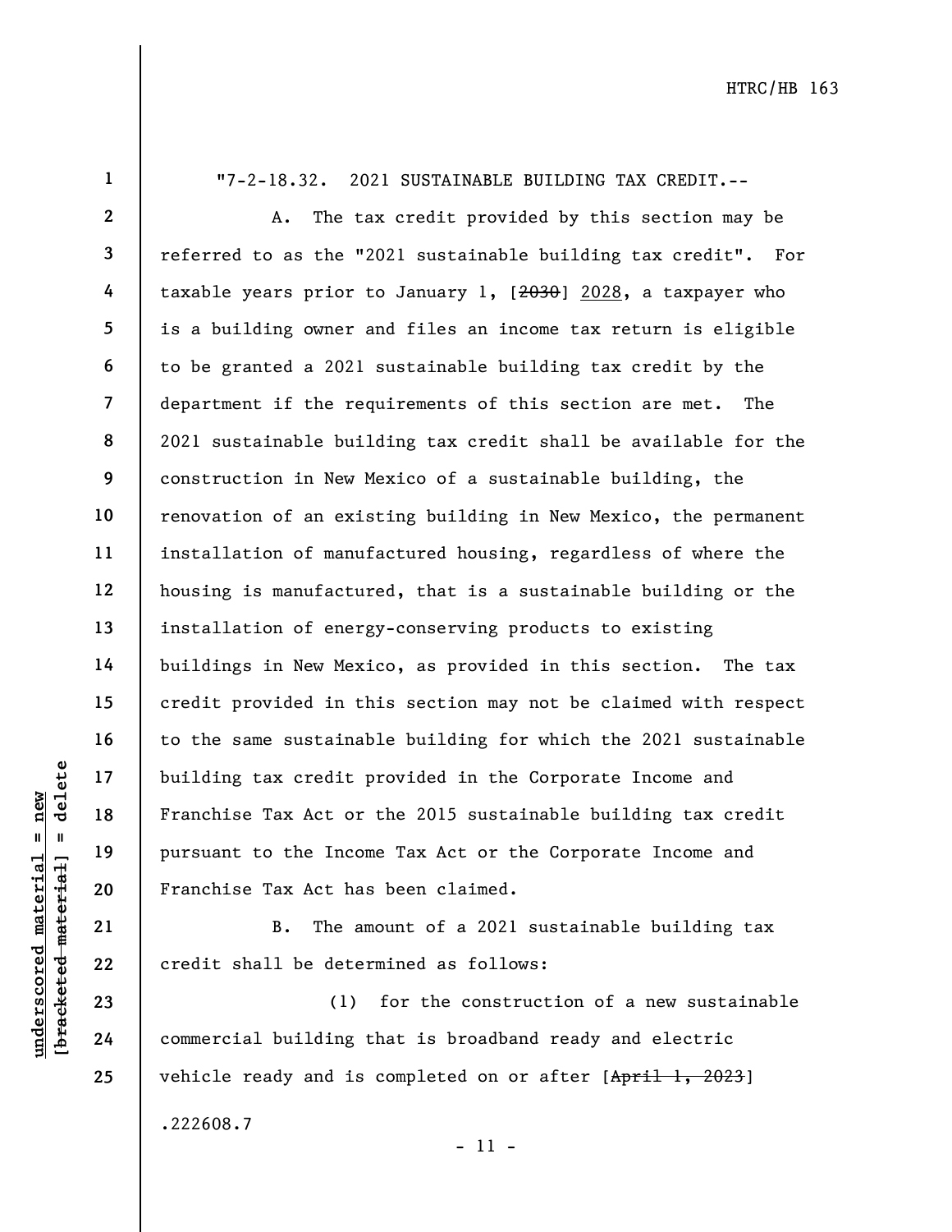"7-2-18.32. 2021 SUSTAINABLE BUILDING TAX CREDIT.--

A. The tax credit provided by this section may be referred to as the "2021 sustainable building tax credit". For taxable years prior to January 1, [~~2030~~] <u>2028</u>, a taxpayer who is a building owner and files an income tax return is eligible to be granted a 2021 sustainable building tax credit by the department if the requirements of this section are met. The 2021 sustainable building tax credit shall be available for the construction in New Mexico of a sustainable building, the renovation of an existing building in New Mexico, the permanent installation of manufactured housing, regardless of where the housing is manufactured, that is a sustainable building or the installation of energy-conserving products to existing buildings in New Mexico, as provided in this section. The tax credit provided in this section may not be claimed with respect to the same sustainable building for which the 2021 sustainable building tax credit provided in the Corporate Income and Franchise Tax Act or the 2015 sustainable building tax credit pursuant to the Income Tax Act or the Corporate Income and Franchise Tax Act has been claimed.

B. The amount of a 2021 sustainable building tax credit shall be determined as follows:

(1) for the construction of a new sustainable commercial building that is broadband ready and electric vehicle ready and is completed on or after [~~April 1, 2023~~]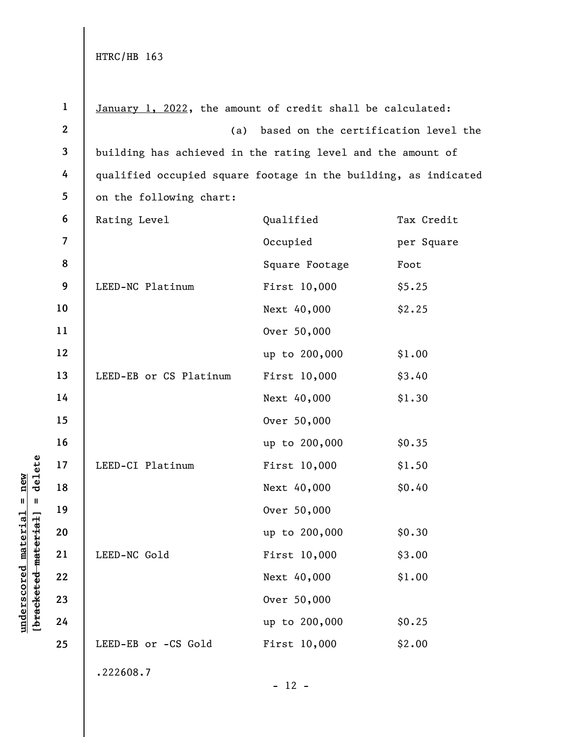January 1, 2022, the amount of credit shall be calculated:

(a) based on the certification level the building has achieved in the rating level and the amount of qualified occupied square footage in the building, as indicated on the following chart:

| Rating Level | Qualified Occupied Square Footage | Tax Credit per Square Foot |
|---|---|---|
| LEED-NC Platinum | First 10,000 | $5.25 |
| | Next 40,000 | $2.25 |
| | Over 50,000 up to 200,000 | $1.00 |
| LEED-EB or CS Platinum | First 10,000 | $3.40 |
| | Next 40,000 | $1.30 |
| | Over 50,000 up to 200,000 | $0.35 |
| LEED-CI Platinum | First 10,000 | $1.50 |
| | Next 40,000 | $0.40 |
| | Over 50,000 up to 200,000 | $0.30 |
| LEED-NC Gold | First 10,000 | $3.00 |
| | Next 40,000 | $1.00 |
| | Over 50,000 up to 200,000 | $0.25 |
| LEED-EB or -CS Gold | First 10,000 | $2.00 |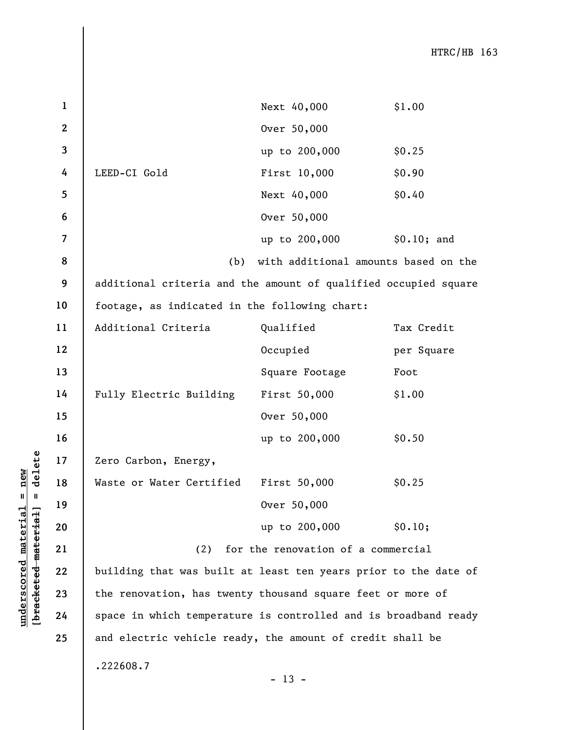| | | |
|---|---|---|
| | Next 40,000 | $1.00 |
| | Over 50,000 up to 200,000 | $0.25 |
| LEED-CI Gold | First 10,000 | $0.90 |
| | Next 40,000 | $0.40 |
| | Over 50,000 up to 200,000 | $0.10; and |

(b) with additional amounts based on the additional criteria and the amount of qualified occupied square footage, as indicated in the following chart:

| Additional Criteria | Qualified Occupied Square Footage | Tax Credit per Square Foot |
|---|---|---|
| Fully Electric Building | First 50,000 | $1.00 |
| | Over 50,000 up to 200,000 | $0.50 |
| Zero Carbon, Energy, Waste or Water Certified | First 50,000 | $0.25 |
| | Over 50,000 up to 200,000 | $0.10; |

(2) for the renovation of a commercial building that was built at least ten years prior to the date of the renovation, has twenty thousand square feet or more of space in which temperature is controlled and is broadband ready and electric vehicle ready, the amount of credit shall be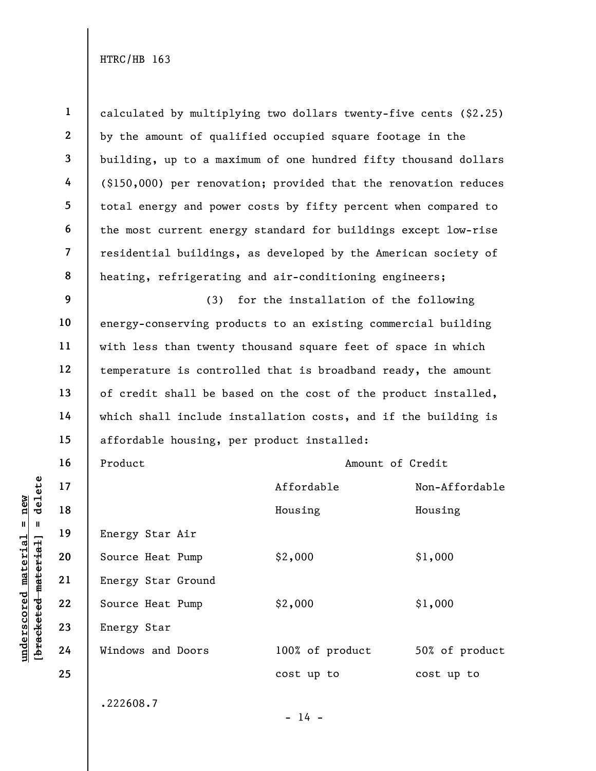calculated by multiplying two dollars twenty-five cents ($2.25) by the amount of qualified occupied square footage in the building, up to a maximum of one hundred fifty thousand dollars ($150,000) per renovation; provided that the renovation reduces total energy and power costs by fifty percent when compared to the most current energy standard for buildings except low-rise residential buildings, as developed by the American society of heating, refrigerating and air-conditioning engineers;

(3) for the installation of the following energy-conserving products to an existing commercial building with less than twenty thousand square feet of space in which temperature is controlled that is broadband ready, the amount of credit shall be based on the cost of the product installed, which shall include installation costs, and if the building is affordable housing, per product installed:

| Product | Amount of Credit | |
|---|---|---|
| | Affordable Housing | Non-Affordable Housing |
| Energy Star Air Source Heat Pump | $2,000 | $1,000 |
| Energy Star Ground Source Heat Pump | $2,000 | $1,000 |
| Energy Star Windows and Doors | 100% of product cost up to | 50% of product cost up to |

.222608.7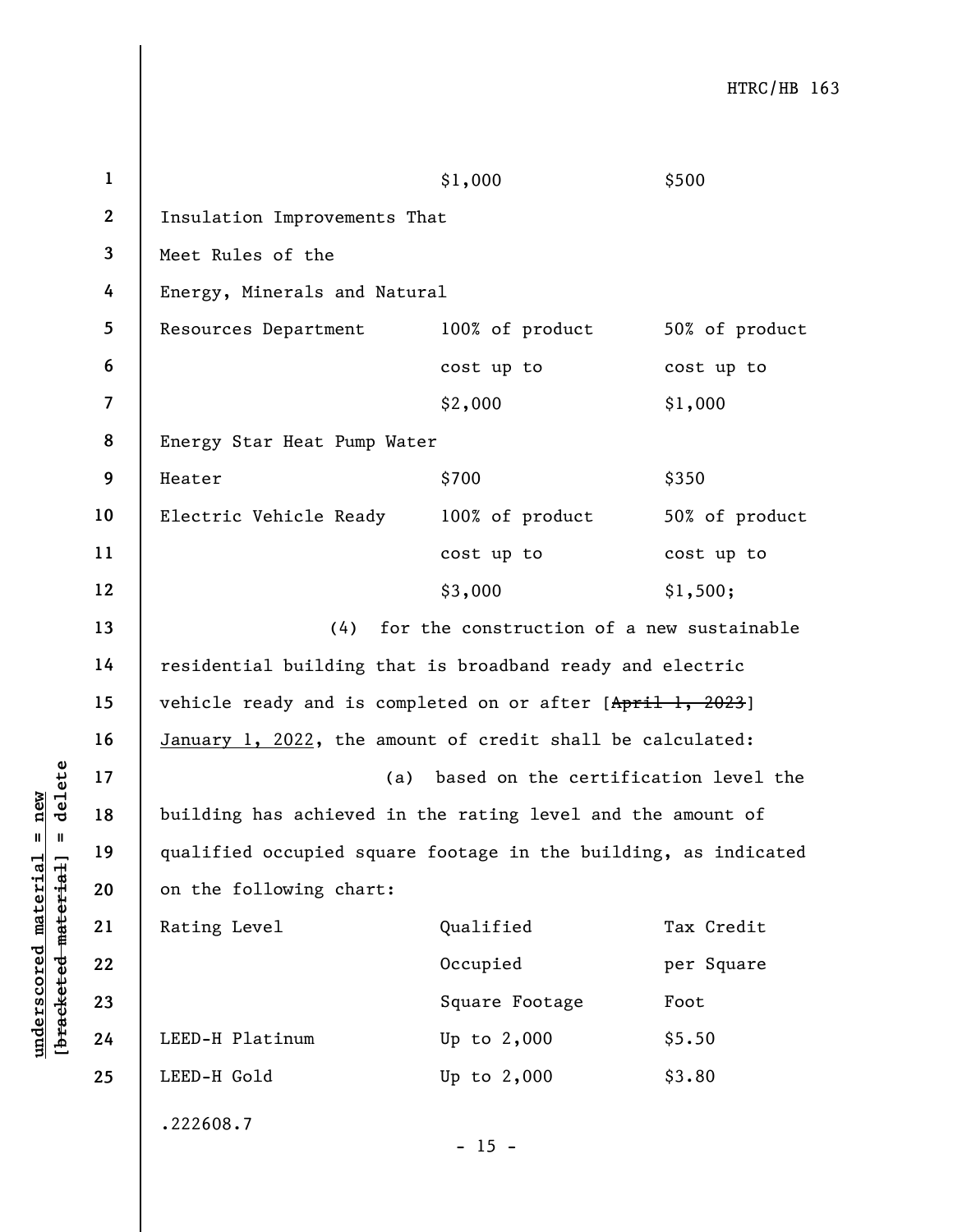| | | |
|---|---|---|
| | $1,000 | $500 |
| Insulation Improvements That Meet Rules of the Energy, Minerals and Natural Resources Department | 100% of product cost up to $2,000 | 50% of product cost up to $1,000 |
| Energy Star Heat Pump Water Heater | $700 | $350 |
| Electric Vehicle Ready | 100% of product cost up to $3,000 | 50% of product cost up to $1,500; |

(4) for the construction of a new sustainable residential building that is broadband ready and electric vehicle ready and is completed on or after [~~April 1, 2023~~] <u>January 1, 2022</u>, the amount of credit shall be calculated:

(a) based on the certification level the building has achieved in the rating level and the amount of qualified occupied square footage in the building, as indicated on the following chart:

| Rating Level | Qualified Occupied Square Footage | Tax Credit per Square Foot |
|---|---|---|
| LEED-H Platinum | Up to 2,000 | $5.50 |
| LEED-H Gold | Up to 2,000 | $3.80 |

.222608.7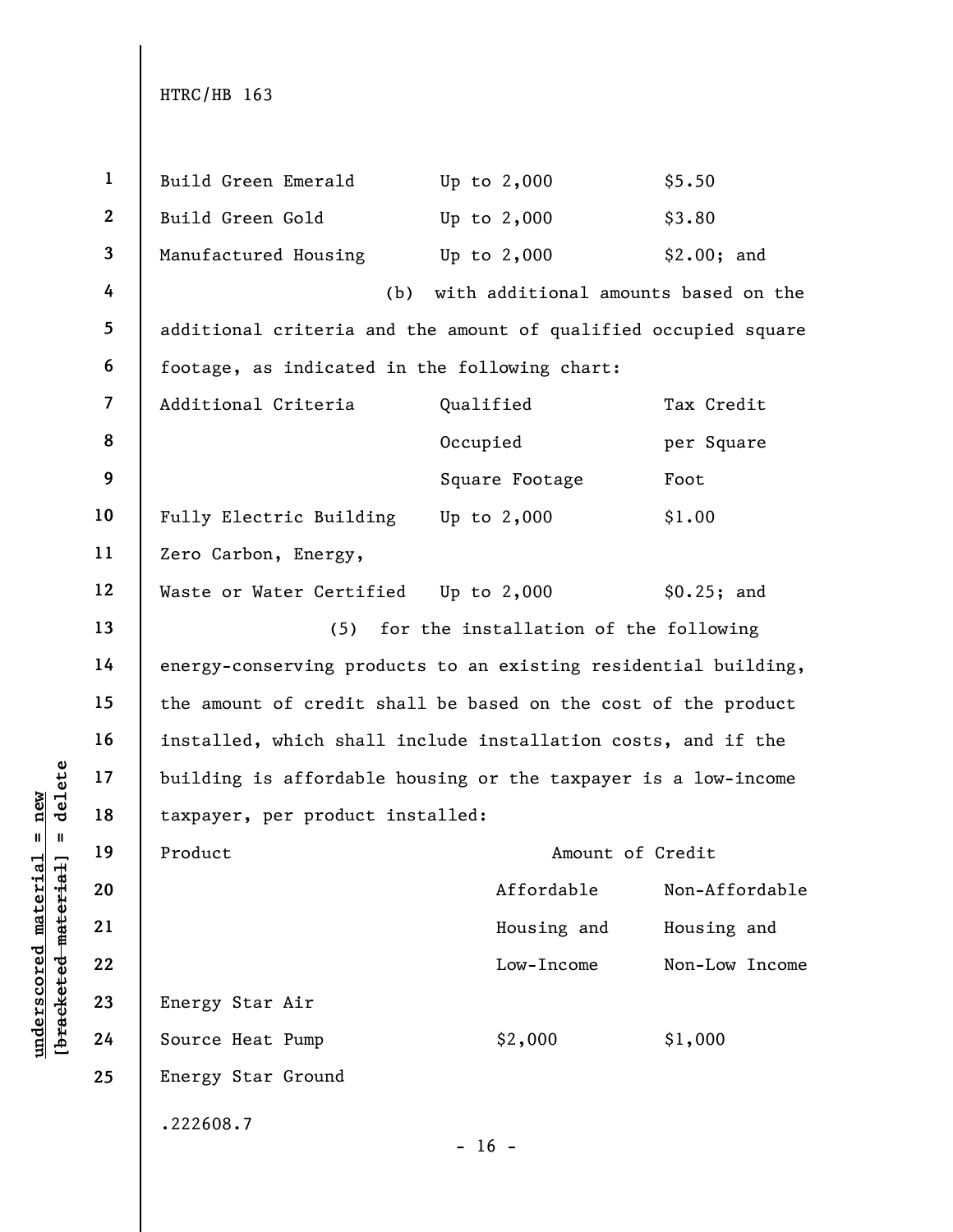| | | |
|---|---|---|
| Build Green Emerald | Up to 2,000 | $5.50 |
| Build Green Gold | Up to 2,000 | $3.80 |
| Manufactured Housing | Up to 2,000 | $2.00; and |

(b) with additional amounts based on the additional criteria and the amount of qualified occupied square footage, as indicated in the following chart:

| Additional Criteria | Qualified Occupied Square Footage | Tax Credit per Square Foot |
|---|---|---|
| Fully Electric Building | Up to 2,000 | $1.00 |
| Zero Carbon, Energy, Waste or Water Certified | Up to 2,000 | $0.25; and |

(5) for the installation of the following energy-conserving products to an existing residential building, the amount of credit shall be based on the cost of the product installed, which shall include installation costs, and if the building is affordable housing or the taxpayer is a low-income taxpayer, per product installed:

| Product | Amount of Credit | |
|---|---|---|
| | Affordable Housing and Low-Income | Non-Affordable Housing and Non-Low Income |
| Energy Star Air Source Heat Pump | $2,000 | $1,000 |
| Energy Star Ground | | |

.222608.7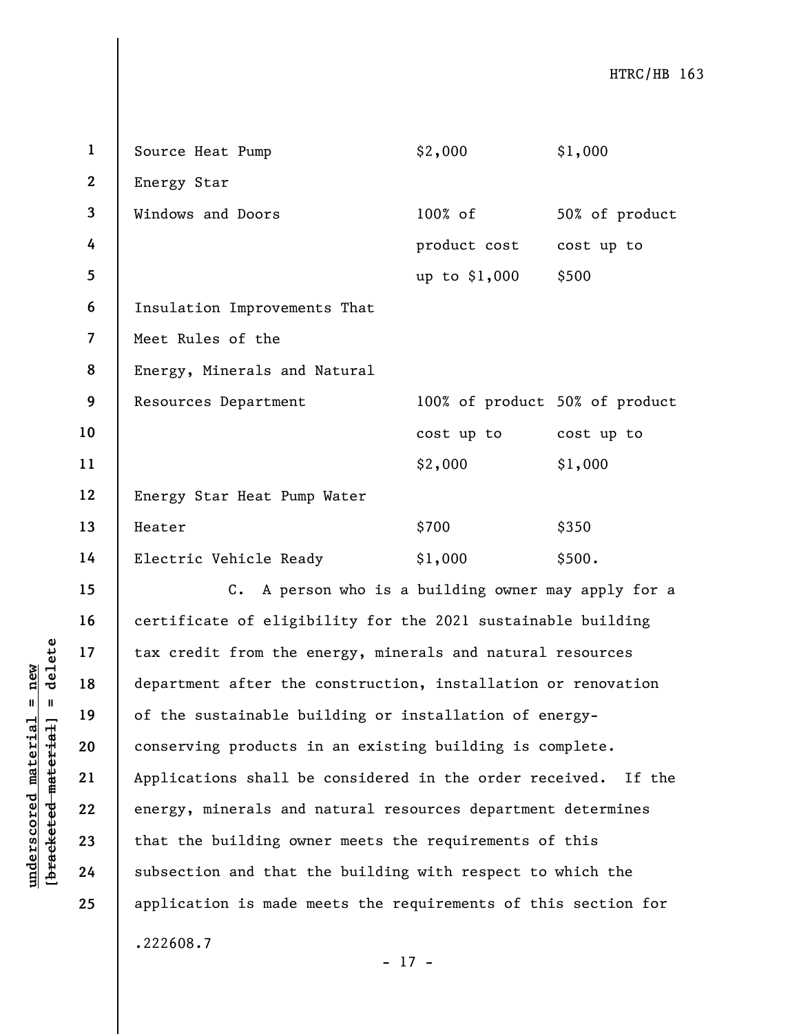| | | |
|---|---|---|
| Source Heat Pump | $2,000 | $1,000 |
| Energy Star Windows and Doors | 100% of product cost up to $1,000 | 50% of product cost up to $500 |
| Insulation Improvements That Meet Rules of the Energy, Minerals and Natural Resources Department | 100% of product cost up to $2,000 | 50% of product cost up to $1,000 |
| Energy Star Heat Pump Water Heater | $700 | $350 |
| Electric Vehicle Ready | $1,000 | $500. |

C. A person who is a building owner may apply for a certificate of eligibility for the 2021 sustainable building tax credit from the energy, minerals and natural resources department after the construction, installation or renovation of the sustainable building or installation of energy-conserving products in an existing building is complete. Applications shall be considered in the order received. If the energy, minerals and natural resources department determines that the building owner meets the requirements of this subsection and that the building with respect to which the application is made meets the requirements of this section for

.222608.7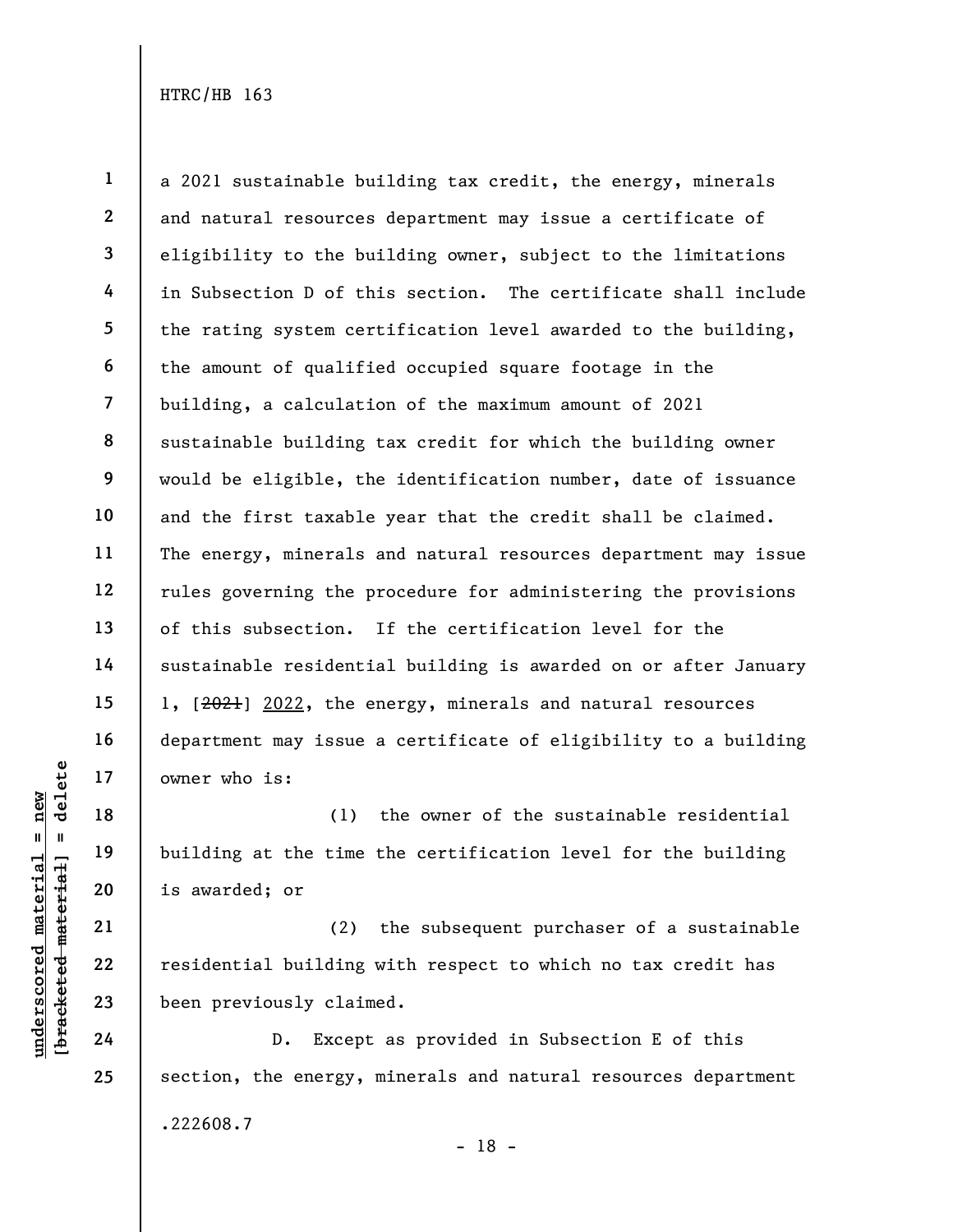a 2021 sustainable building tax credit, the energy, minerals and natural resources department may issue a certificate of eligibility to the building owner, subject to the limitations in Subsection D of this section. The certificate shall include the rating system certification level awarded to the building, the amount of qualified occupied square footage in the building, a calculation of the maximum amount of 2021 sustainable building tax credit for which the building owner would be eligible, the identification number, date of issuance and the first taxable year that the credit shall be claimed. The energy, minerals and natural resources department may issue rules governing the procedure for administering the provisions of this subsection. If the certification level for the sustainable residential building is awarded on or after January 1, [~~2021~~] <u>2022</u>, the energy, minerals and natural resources department may issue a certificate of eligibility to a building owner who is:

(1) the owner of the sustainable residential building at the time the certification level for the building is awarded; or

(2) the subsequent purchaser of a sustainable residential building with respect to which no tax credit has been previously claimed.

D. Except as provided in Subsection E of this section, the energy, minerals and natural resources department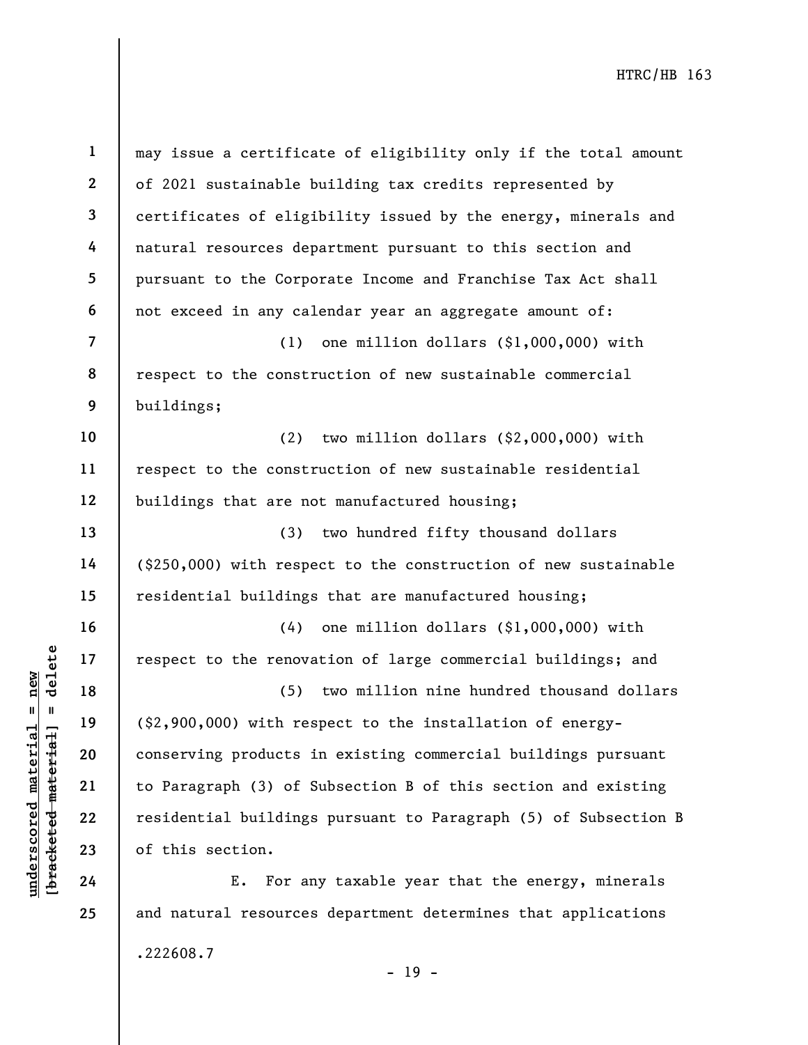may issue a certificate of eligibility only if the total amount of 2021 sustainable building tax credits represented by certificates of eligibility issued by the energy, minerals and natural resources department pursuant to this section and pursuant to the Corporate Income and Franchise Tax Act shall not exceed in any calendar year an aggregate amount of:

(1) one million dollars ($1,000,000) with respect to the construction of new sustainable commercial buildings;

(2) two million dollars ($2,000,000) with respect to the construction of new sustainable residential buildings that are not manufactured housing;

(3) two hundred fifty thousand dollars ($250,000) with respect to the construction of new sustainable residential buildings that are manufactured housing;

(4) one million dollars ($1,000,000) with respect to the renovation of large commercial buildings; and

(5) two million nine hundred thousand dollars ($2,900,000) with respect to the installation of energy-conserving products in existing commercial buildings pursuant to Paragraph (3) of Subsection B of this section and existing residential buildings pursuant to Paragraph (5) of Subsection B of this section.

E. For any taxable year that the energy, minerals and natural resources department determines that applications

.222608.7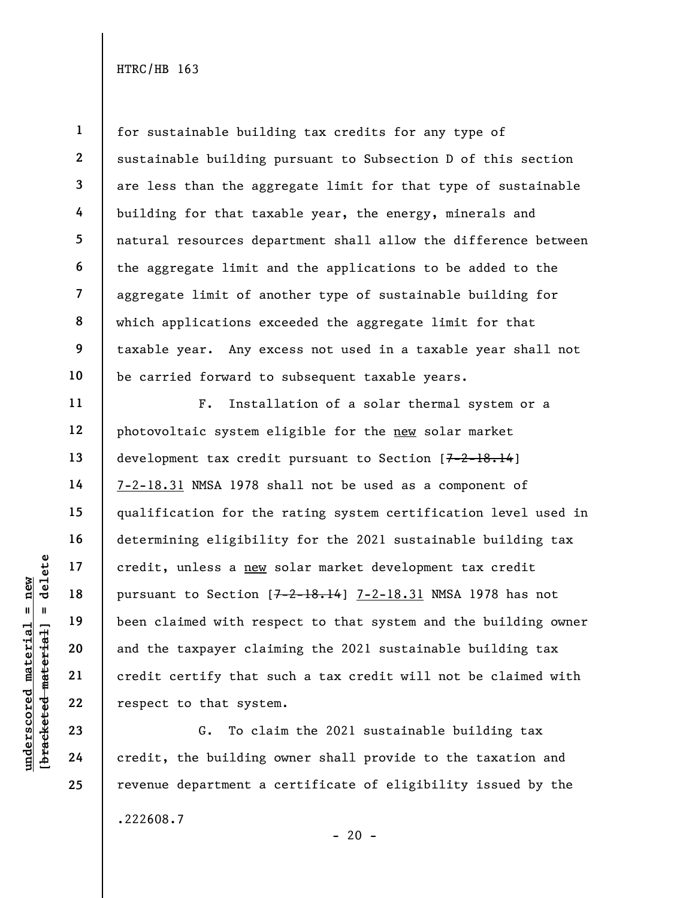for sustainable building tax credits for any type of sustainable building pursuant to Subsection D of this section are less than the aggregate limit for that type of sustainable building for that taxable year, the energy, minerals and natural resources department shall allow the difference between the aggregate limit and the applications to be added to the aggregate limit of another type of sustainable building for which applications exceeded the aggregate limit for that taxable year. Any excess not used in a taxable year shall not be carried forward to subsequent taxable years.

F. Installation of a solar thermal system or a photovoltaic system eligible for the new solar market development tax credit pursuant to Section [~~7-2-18.14~~] 7-2-18.31 NMSA 1978 shall not be used as a component of qualification for the rating system certification level used in determining eligibility for the 2021 sustainable building tax credit, unless a new solar market development tax credit pursuant to Section [~~7-2-18.14~~] 7-2-18.31 NMSA 1978 has not been claimed with respect to that system and the building owner and the taxpayer claiming the 2021 sustainable building tax credit certify that such a tax credit will not be claimed with respect to that system.

G. To claim the 2021 sustainable building tax credit, the building owner shall provide to the taxation and revenue department a certificate of eligibility issued by the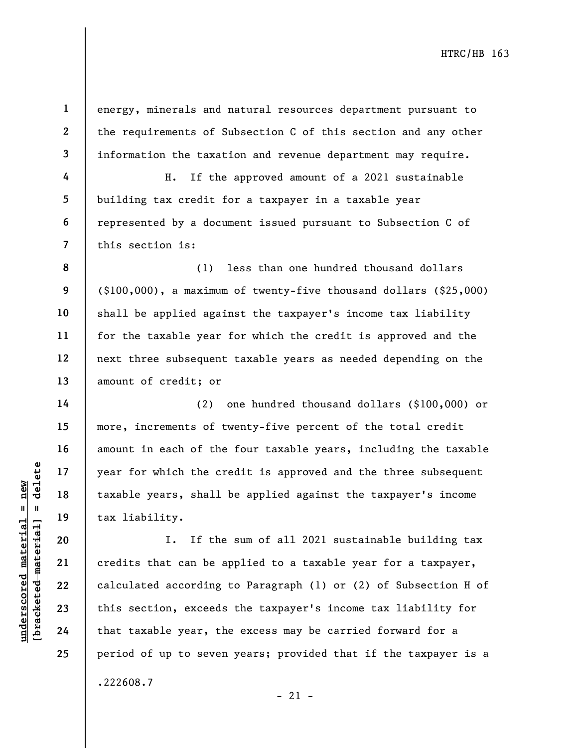energy, minerals and natural resources department pursuant to the requirements of Subsection C of this section and any other information the taxation and revenue department may require.

H. If the approved amount of a 2021 sustainable building tax credit for a taxpayer in a taxable year represented by a document issued pursuant to Subsection C of this section is:

(1) less than one hundred thousand dollars ($100,000), a maximum of twenty-five thousand dollars ($25,000) shall be applied against the taxpayer's income tax liability for the taxable year for which the credit is approved and the next three subsequent taxable years as needed depending on the amount of credit; or

(2) one hundred thousand dollars ($100,000) or more, increments of twenty-five percent of the total credit amount in each of the four taxable years, including the taxable year for which the credit is approved and the three subsequent taxable years, shall be applied against the taxpayer's income tax liability.

I. If the sum of all 2021 sustainable building tax credits that can be applied to a taxable year for a taxpayer, calculated according to Paragraph (1) or (2) of Subsection H of this section, exceeds the taxpayer's income tax liability for that taxable year, the excess may be carried forward for a period of up to seven years; provided that if the taxpayer is a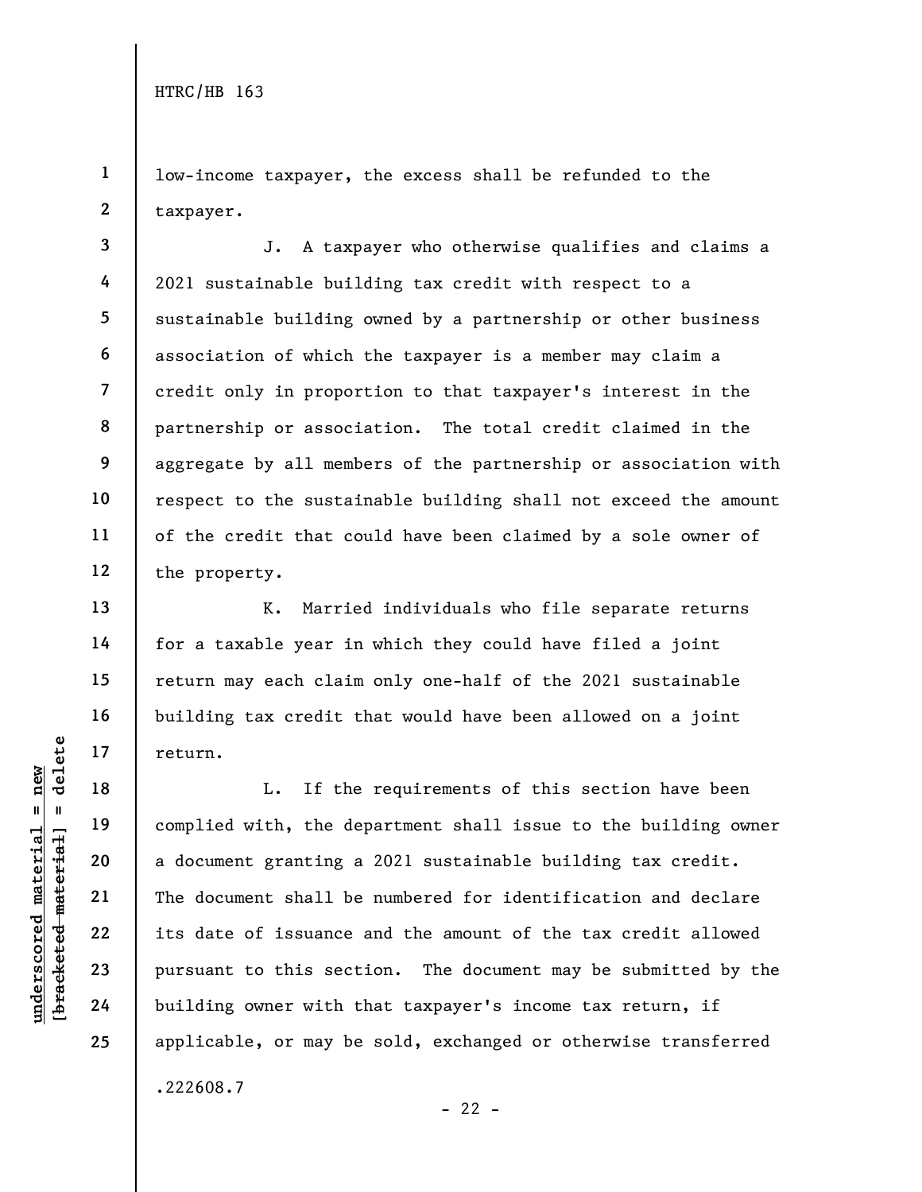low-income taxpayer, the excess shall be refunded to the taxpayer.

J. A taxpayer who otherwise qualifies and claims a 2021 sustainable building tax credit with respect to a sustainable building owned by a partnership or other business association of which the taxpayer is a member may claim a credit only in proportion to that taxpayer's interest in the partnership or association. The total credit claimed in the aggregate by all members of the partnership or association with respect to the sustainable building shall not exceed the amount of the credit that could have been claimed by a sole owner of the property.

K. Married individuals who file separate returns for a taxable year in which they could have filed a joint return may each claim only one-half of the 2021 sustainable building tax credit that would have been allowed on a joint return.

L. If the requirements of this section have been complied with, the department shall issue to the building owner a document granting a 2021 sustainable building tax credit. The document shall be numbered for identification and declare its date of issuance and the amount of the tax credit allowed pursuant to this section. The document may be submitted by the building owner with that taxpayer's income tax return, if applicable, or may be sold, exchanged or otherwise transferred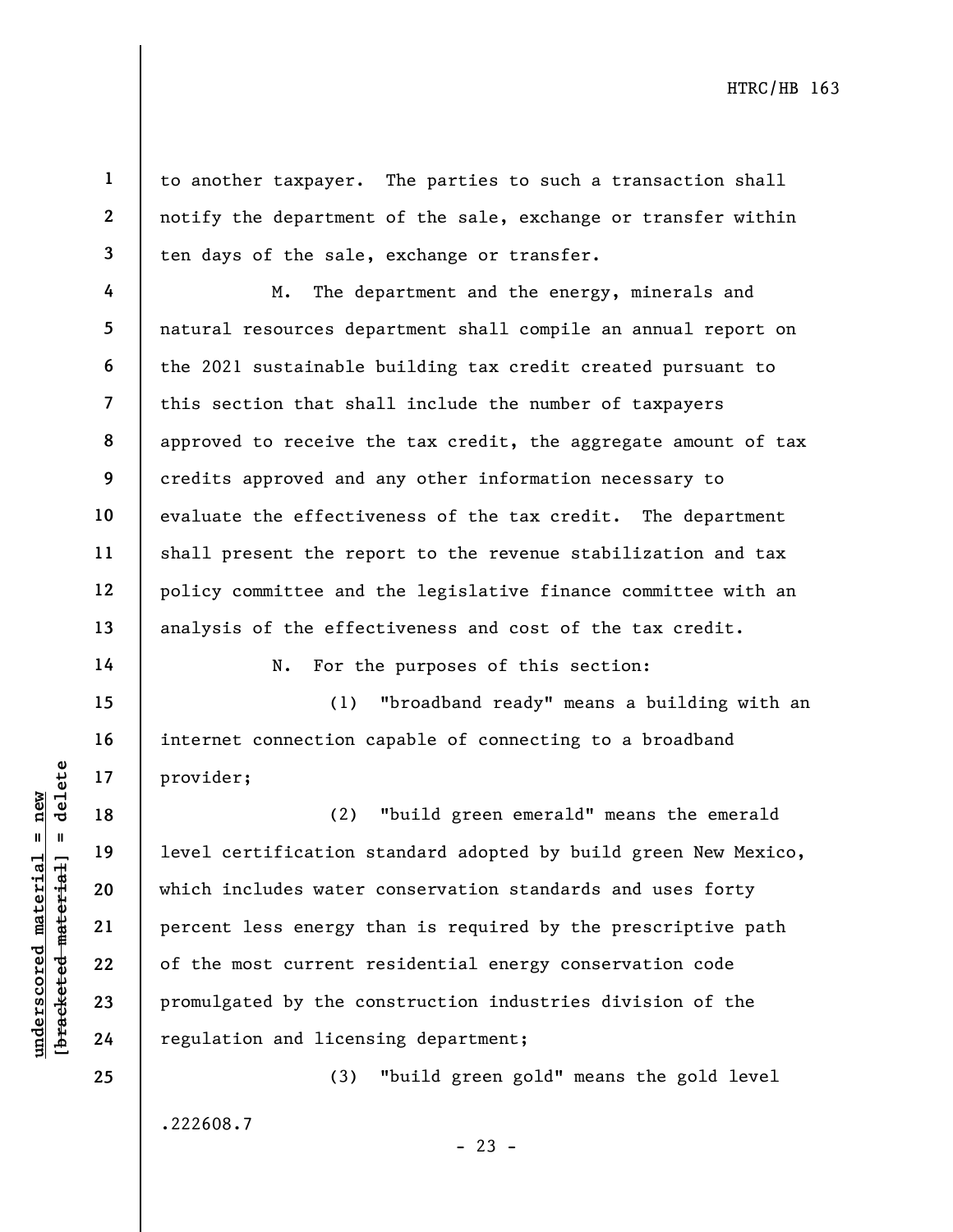to another taxpayer. The parties to such a transaction shall notify the department of the sale, exchange or transfer within ten days of the sale, exchange or transfer.

M. The department and the energy, minerals and natural resources department shall compile an annual report on the 2021 sustainable building tax credit created pursuant to this section that shall include the number of taxpayers approved to receive the tax credit, the aggregate amount of tax credits approved and any other information necessary to evaluate the effectiveness of the tax credit. The department shall present the report to the revenue stabilization and tax policy committee and the legislative finance committee with an analysis of the effectiveness and cost of the tax credit.

N. For the purposes of this section:

(1) "broadband ready" means a building with an internet connection capable of connecting to a broadband provider;

(2) "build green emerald" means the emerald level certification standard adopted by build green New Mexico, which includes water conservation standards and uses forty percent less energy than is required by the prescriptive path of the most current residential energy conservation code promulgated by the construction industries division of the regulation and licensing department;

(3) "build green gold" means the gold level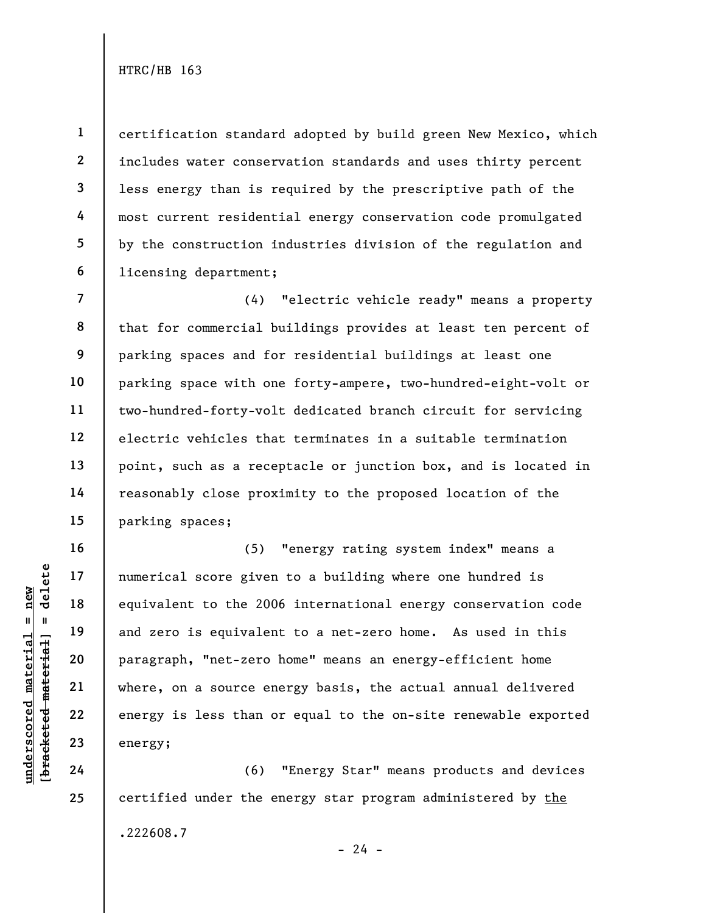certification standard adopted by build green New Mexico, which includes water conservation standards and uses thirty percent less energy than is required by the prescriptive path of the most current residential energy conservation code promulgated by the construction industries division of the regulation and licensing department;

(4) "electric vehicle ready" means a property that for commercial buildings provides at least ten percent of parking spaces and for residential buildings at least one parking space with one forty-ampere, two-hundred-eight-volt or two-hundred-forty-volt dedicated branch circuit for servicing electric vehicles that terminates in a suitable termination point, such as a receptacle or junction box, and is located in reasonably close proximity to the proposed location of the parking spaces;

(5) "energy rating system index" means a numerical score given to a building where one hundred is equivalent to the 2006 international energy conservation code and zero is equivalent to a net-zero home. As used in this paragraph, "net-zero home" means an energy-efficient home where, on a source energy basis, the actual annual delivered energy is less than or equal to the on-site renewable exported energy;

(6) "Energy Star" means products and devices certified under the energy star program administered by <u>the</u>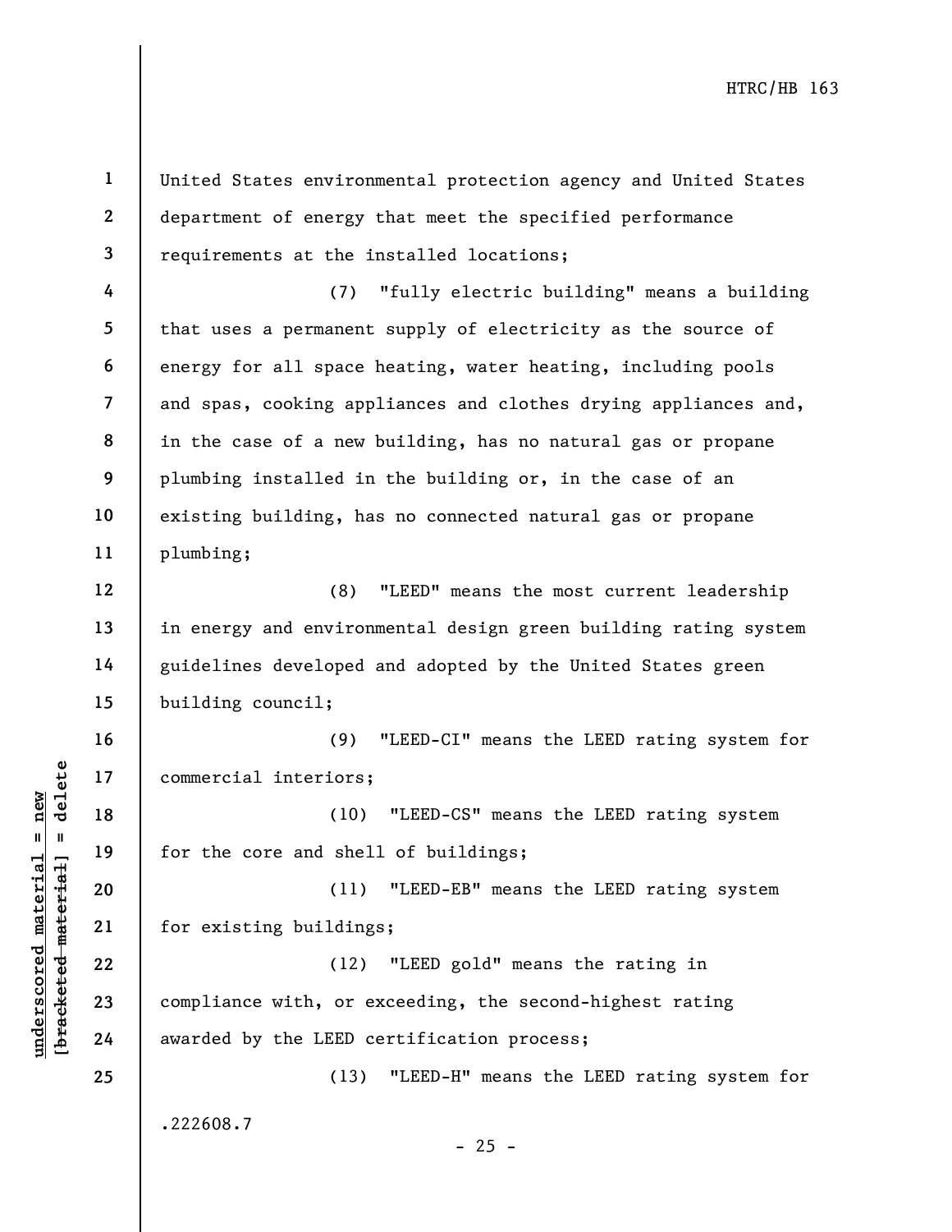United States environmental protection agency and United States department of energy that meet the specified performance requirements at the installed locations;

(7) "fully electric building" means a building that uses a permanent supply of electricity as the source of energy for all space heating, water heating, including pools and spas, cooking appliances and clothes drying appliances and, in the case of a new building, has no natural gas or propane plumbing installed in the building or, in the case of an existing building, has no connected natural gas or propane plumbing;

(8) "LEED" means the most current leadership in energy and environmental design green building rating system guidelines developed and adopted by the United States green building council;

(9) "LEED-CI" means the LEED rating system for commercial interiors;

(10) "LEED-CS" means the LEED rating system for the core and shell of buildings;

(11) "LEED-EB" means the LEED rating system for existing buildings;

(12) "LEED gold" means the rating in compliance with, or exceeding, the second-highest rating awarded by the LEED certification process;

(13) "LEED-H" means the LEED rating system for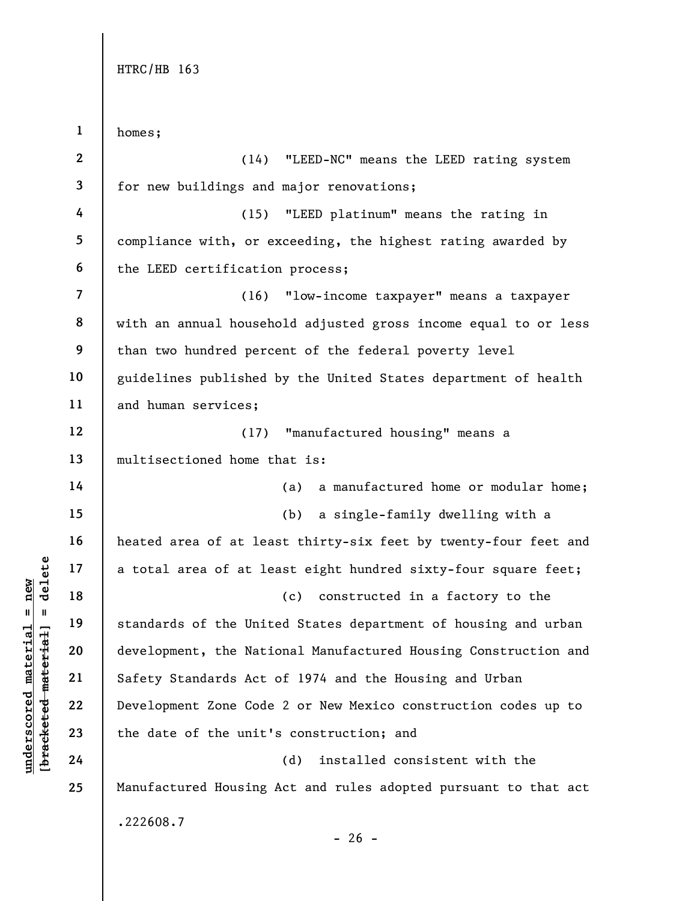homes;

(14) "LEED-NC" means the LEED rating system for new buildings and major renovations;

(15) "LEED platinum" means the rating in compliance with, or exceeding, the highest rating awarded by the LEED certification process;

(16) "low-income taxpayer" means a taxpayer with an annual household adjusted gross income equal to or less than two hundred percent of the federal poverty level guidelines published by the United States department of health and human services;

(17) "manufactured housing" means a multisectioned home that is:

(a) a manufactured home or modular home;

(b) a single-family dwelling with a heated area of at least thirty-six feet by twenty-four feet and a total area of at least eight hundred sixty-four square feet;

(c) constructed in a factory to the standards of the United States department of housing and urban development, the National Manufactured Housing Construction and Safety Standards Act of 1974 and the Housing and Urban Development Zone Code 2 or New Mexico construction codes up to the date of the unit's construction; and

(d) installed consistent with the Manufactured Housing Act and rules adopted pursuant to that act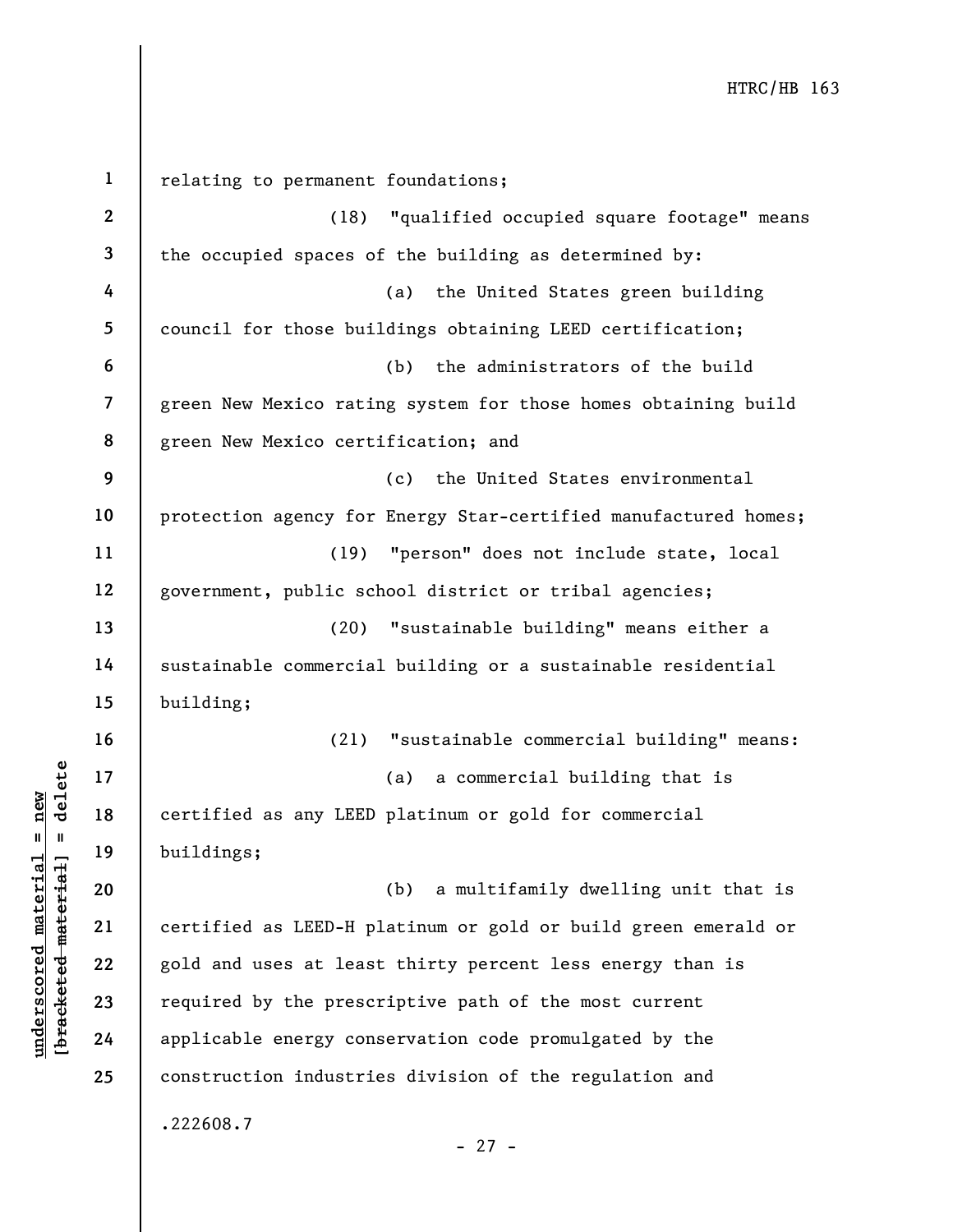relating to permanent foundations;

(18) "qualified occupied square footage" means the occupied spaces of the building as determined by:

(a) the United States green building council for those buildings obtaining LEED certification;

(b) the administrators of the build green New Mexico rating system for those homes obtaining build green New Mexico certification; and

(c) the United States environmental protection agency for Energy Star-certified manufactured homes;

(19) "person" does not include state, local government, public school district or tribal agencies;

(20) "sustainable building" means either a sustainable commercial building or a sustainable residential building;

(21) "sustainable commercial building" means:

(a) a commercial building that is certified as any LEED platinum or gold for commercial buildings;

(b) a multifamily dwelling unit that is certified as LEED-H platinum or gold or build green emerald or gold and uses at least thirty percent less energy than is required by the prescriptive path of the most current applicable energy conservation code promulgated by the construction industries division of the regulation and

.222608.7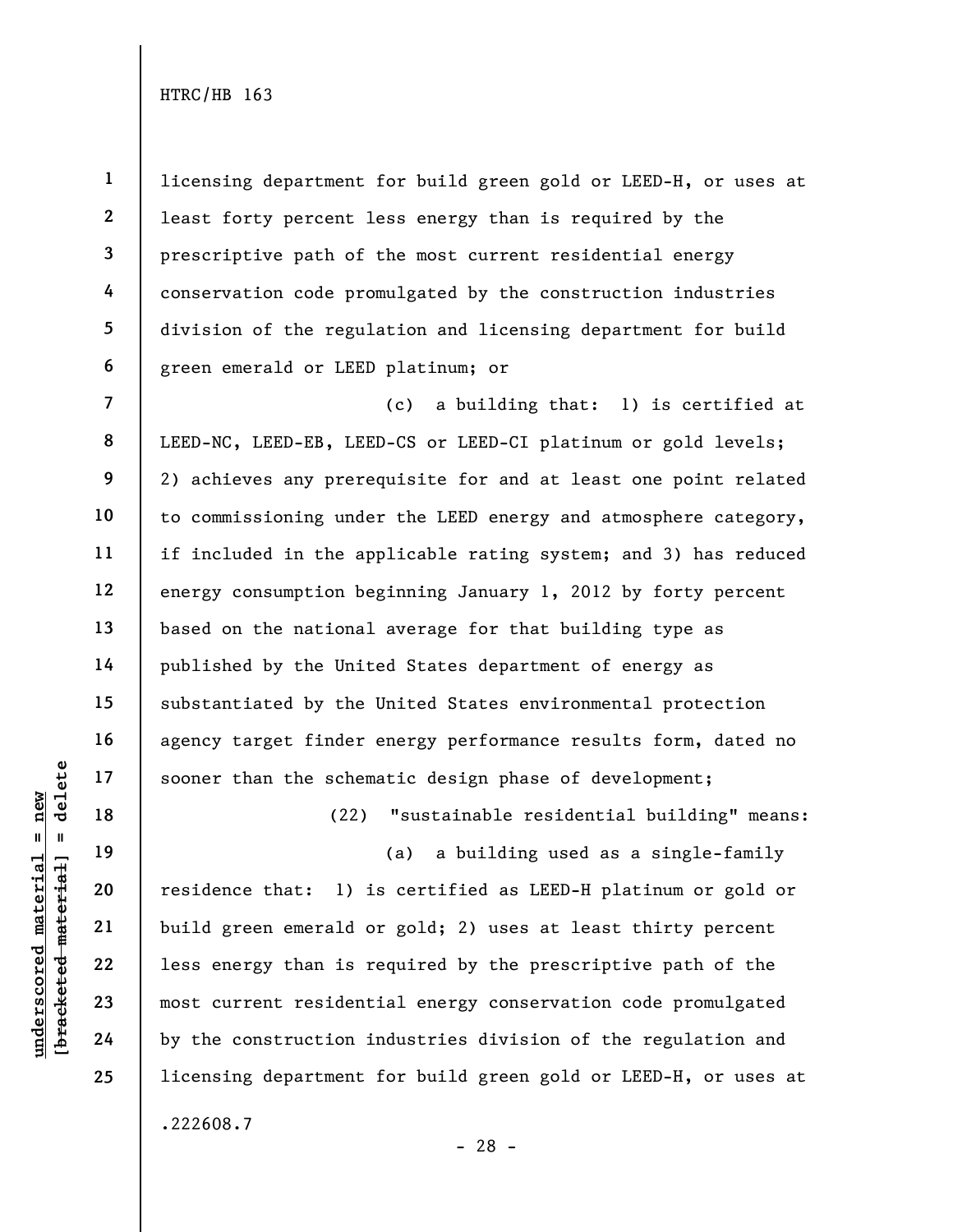licensing department for build green gold or LEED-H, or uses at least forty percent less energy than is required by the prescriptive path of the most current residential energy conservation code promulgated by the construction industries division of the regulation and licensing department for build green emerald or LEED platinum; or

(c) a building that: 1) is certified at LEED-NC, LEED-EB, LEED-CS or LEED-CI platinum or gold levels; 2) achieves any prerequisite for and at least one point related to commissioning under the LEED energy and atmosphere category, if included in the applicable rating system; and 3) has reduced energy consumption beginning January 1, 2012 by forty percent based on the national average for that building type as published by the United States department of energy as substantiated by the United States environmental protection agency target finder energy performance results form, dated no sooner than the schematic design phase of development;

(22) "sustainable residential building" means:

(a) a building used as a single-family residence that: 1) is certified as LEED-H platinum or gold or build green emerald or gold; 2) uses at least thirty percent less energy than is required by the prescriptive path of the most current residential energy conservation code promulgated by the construction industries division of the regulation and licensing department for build green gold or LEED-H, or uses at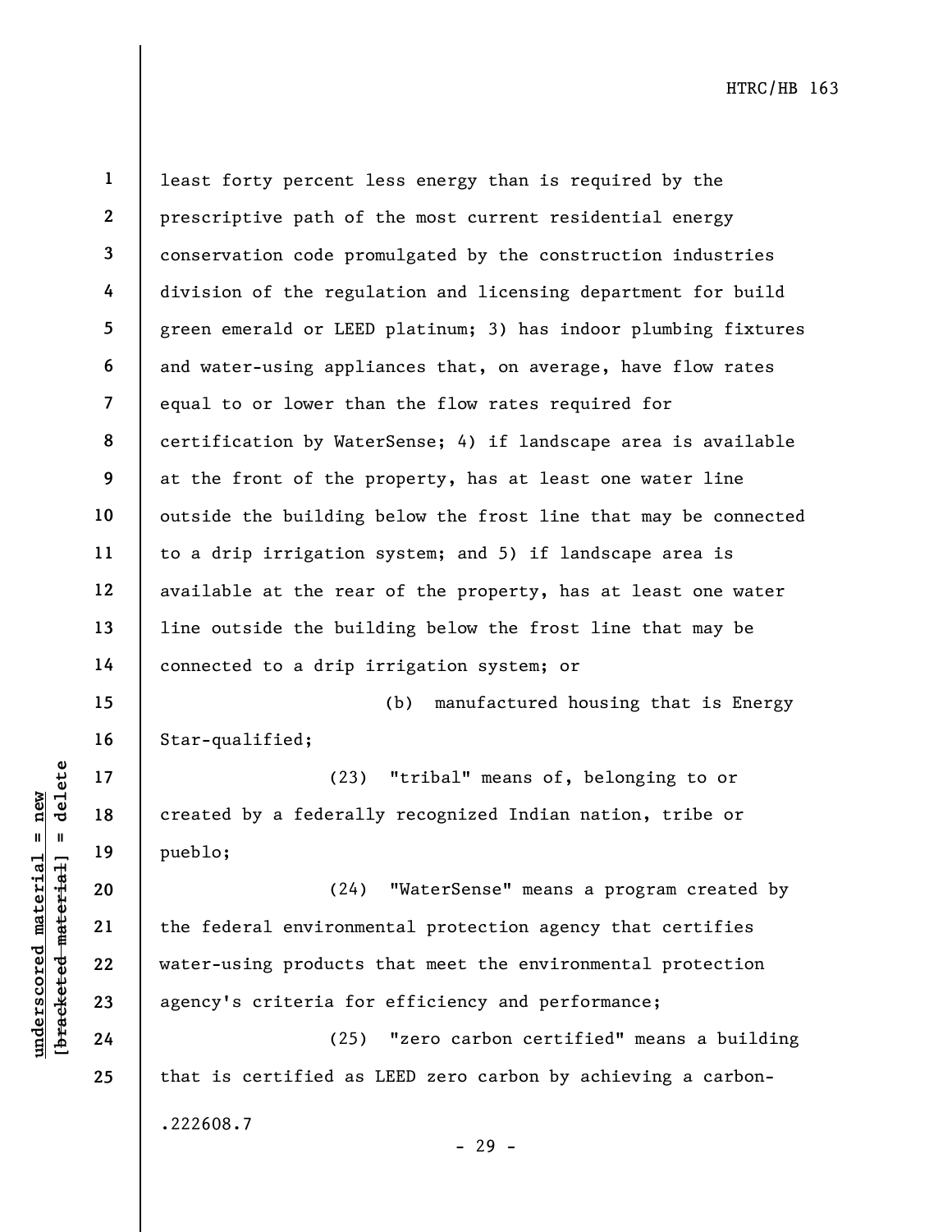least forty percent less energy than is required by the prescriptive path of the most current residential energy conservation code promulgated by the construction industries division of the regulation and licensing department for build green emerald or LEED platinum; 3) has indoor plumbing fixtures and water-using appliances that, on average, have flow rates equal to or lower than the flow rates required for certification by WaterSense; 4) if landscape area is available at the front of the property, has at least one water line outside the building below the frost line that may be connected to a drip irrigation system; and 5) if landscape area is available at the rear of the property, has at least one water line outside the building below the frost line that may be connected to a drip irrigation system; or

(b) manufactured housing that is Energy Star-qualified;

(23) "tribal" means of, belonging to or created by a federally recognized Indian nation, tribe or pueblo;

(24) "WaterSense" means a program created by the federal environmental protection agency that certifies water-using products that meet the environmental protection agency's criteria for efficiency and performance;

(25) "zero carbon certified" means a building that is certified as LEED zero carbon by achieving a carbon-

.222608.7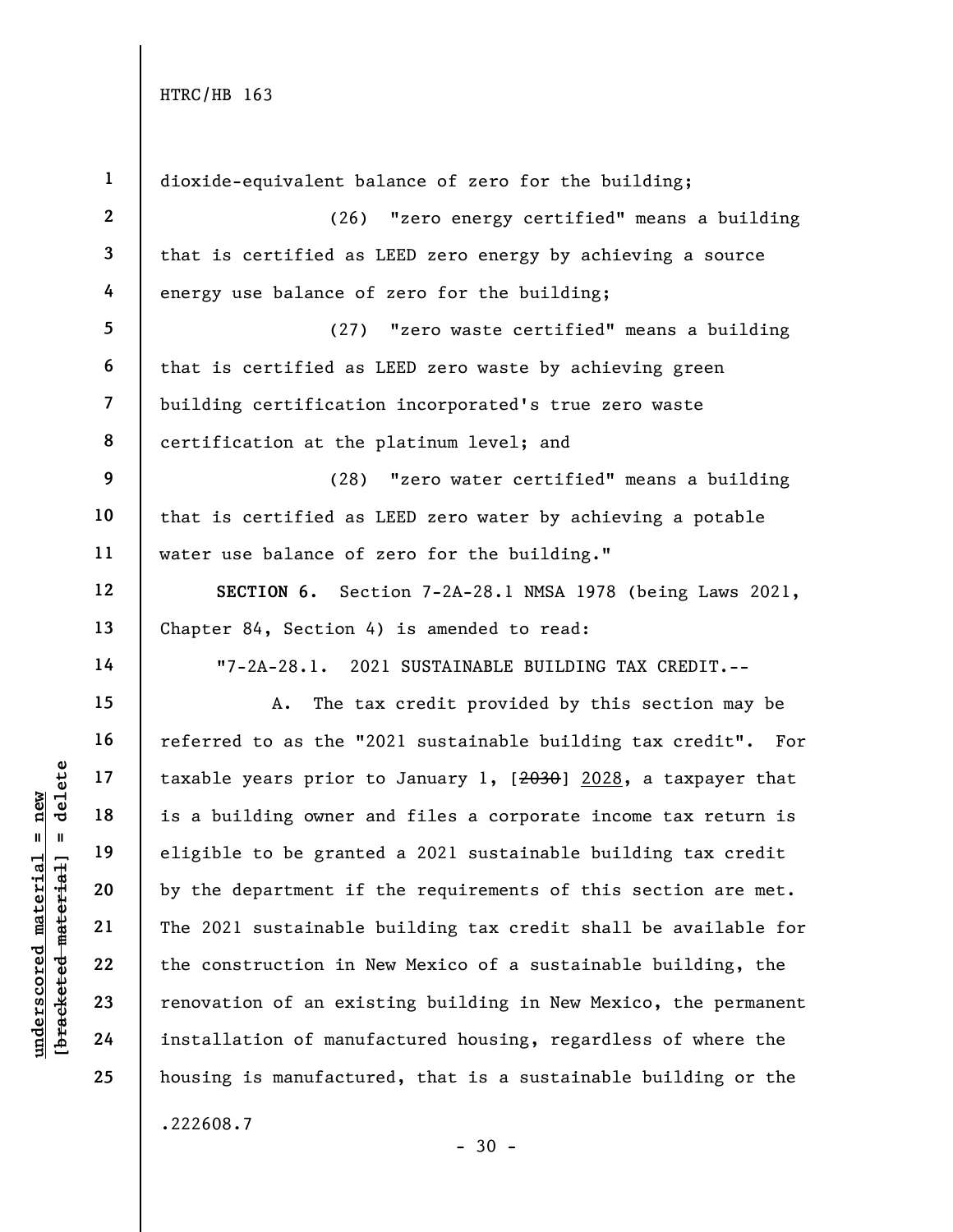dioxide-equivalent balance of zero for the building;

(26) "zero energy certified" means a building that is certified as LEED zero energy by achieving a source energy use balance of zero for the building;

(27) "zero waste certified" means a building that is certified as LEED zero waste by achieving green building certification incorporated's true zero waste certification at the platinum level; and

(28) "zero water certified" means a building that is certified as LEED zero water by achieving a potable water use balance of zero for the building."

**SECTION 6.** Section 7-2A-28.1 NMSA 1978 (being Laws 2021, Chapter 84, Section 4) is amended to read:

"7-2A-28.1. 2021 SUSTAINABLE BUILDING TAX CREDIT.--

A. The tax credit provided by this section may be referred to as the "2021 sustainable building tax credit". For taxable years prior to January 1, [~~2030~~] 2028, a taxpayer that is a building owner and files a corporate income tax return is eligible to be granted a 2021 sustainable building tax credit by the department if the requirements of this section are met. The 2021 sustainable building tax credit shall be available for the construction in New Mexico of a sustainable building, the renovation of an existing building in New Mexico, the permanent installation of manufactured housing, regardless of where the housing is manufactured, that is a sustainable building or the

.222608.7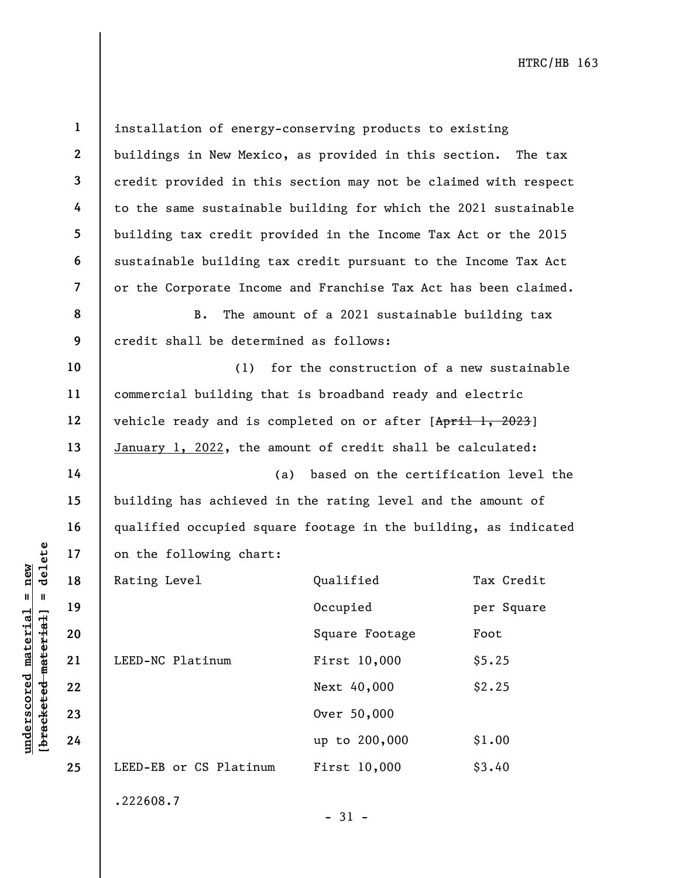installation of energy-conserving products to existing buildings in New Mexico, as provided in this section. The tax credit provided in this section may not be claimed with respect to the same sustainable building for which the 2021 sustainable building tax credit provided in the Income Tax Act or the 2015 sustainable building tax credit pursuant to the Income Tax Act or the Corporate Income and Franchise Tax Act has been claimed.

B. The amount of a 2021 sustainable building tax credit shall be determined as follows:

(1) for the construction of a new sustainable commercial building that is broadband ready and electric vehicle ready and is completed on or after [~~April 1, 2023~~] <u>January 1, 2022</u>, the amount of credit shall be calculated:

(a) based on the certification level the building has achieved in the rating level and the amount of qualified occupied square footage in the building, as indicated on the following chart:

| Rating Level | Qualified Occupied Square Footage | Tax Credit per Square Foot |
|---|---|---|
| LEED-NC Platinum | First 10,000 | $5.25 |
| | Next 40,000 | $2.25 |
| | Over 50,000 up to 200,000 | $1.00 |
| LEED-EB or CS Platinum | First 10,000 | $3.40 |

.222608.7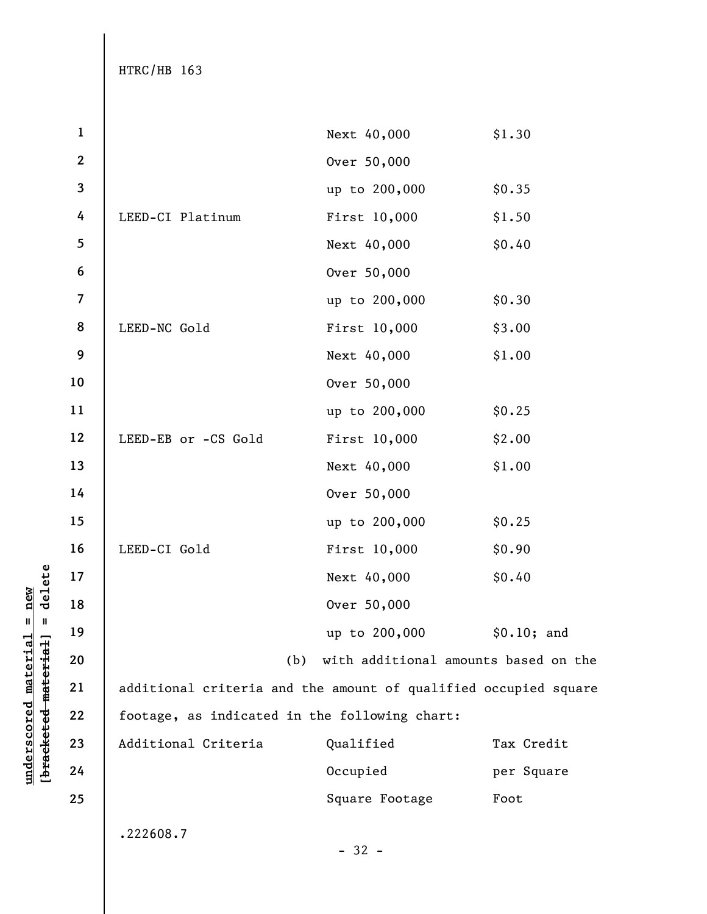| | | |
|---|---|---|
| | Next 40,000 | $1.30 |
| | Over 50,000 up to 200,000 | $0.35 |
| LEED-CI Platinum | First 10,000 | $1.50 |
| | Next 40,000 | $0.40 |
| | Over 50,000 up to 200,000 | $0.30 |
| LEED-NC Gold | First 10,000 | $3.00 |
| | Next 40,000 | $1.00 |
| | Over 50,000 up to 200,000 | $0.25 |
| LEED-EB or -CS Gold | First 10,000 | $2.00 |
| | Next 40,000 | $1.00 |
| | Over 50,000 up to 200,000 | $0.25 |
| LEED-CI Gold | First 10,000 | $0.90 |
| | Next 40,000 | $0.40 |
| | Over 50,000 up to 200,000 | $0.10; and |

(b) with additional amounts based on the additional criteria and the amount of qualified occupied square footage, as indicated in the following chart:

| Additional Criteria | Qualified Occupied Square Footage | Tax Credit per Square Foot |
|---|---|---|

.222608.7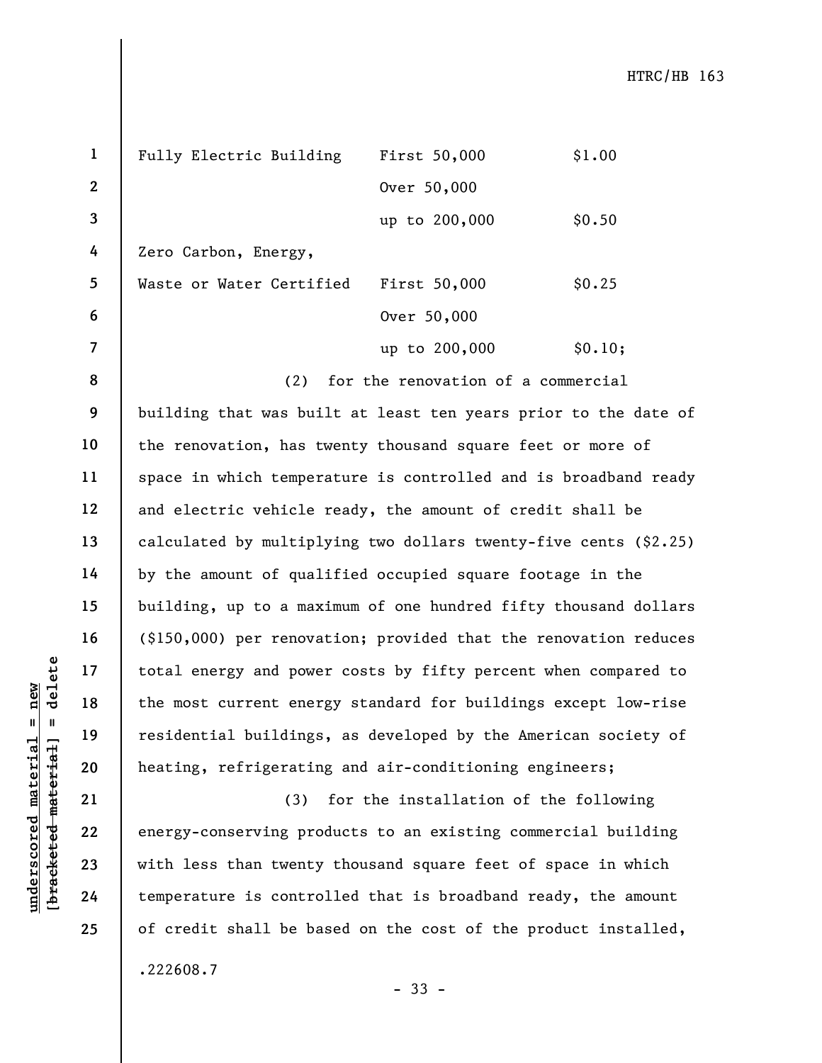| | | |
|---|---|---|
| Fully Electric Building | First 50,000 | $1.00 |
| | Over 50,000 up to 200,000 | $0.50 |
| Zero Carbon, Energy, Waste or Water Certified | First 50,000 | $0.25 |
| | Over 50,000 up to 200,000 | $0.10; |

(2) for the renovation of a commercial building that was built at least ten years prior to the date of the renovation, has twenty thousand square feet or more of space in which temperature is controlled and is broadband ready and electric vehicle ready, the amount of credit shall be calculated by multiplying two dollars twenty-five cents ($2.25) by the amount of qualified occupied square footage in the building, up to a maximum of one hundred fifty thousand dollars ($150,000) per renovation; provided that the renovation reduces total energy and power costs by fifty percent when compared to the most current energy standard for buildings except low-rise residential buildings, as developed by the American society of heating, refrigerating and air-conditioning engineers;

(3) for the installation of the following energy-conserving products to an existing commercial building with less than twenty thousand square feet of space in which temperature is controlled that is broadband ready, the amount of credit shall be based on the cost of the product installed,

.222608.7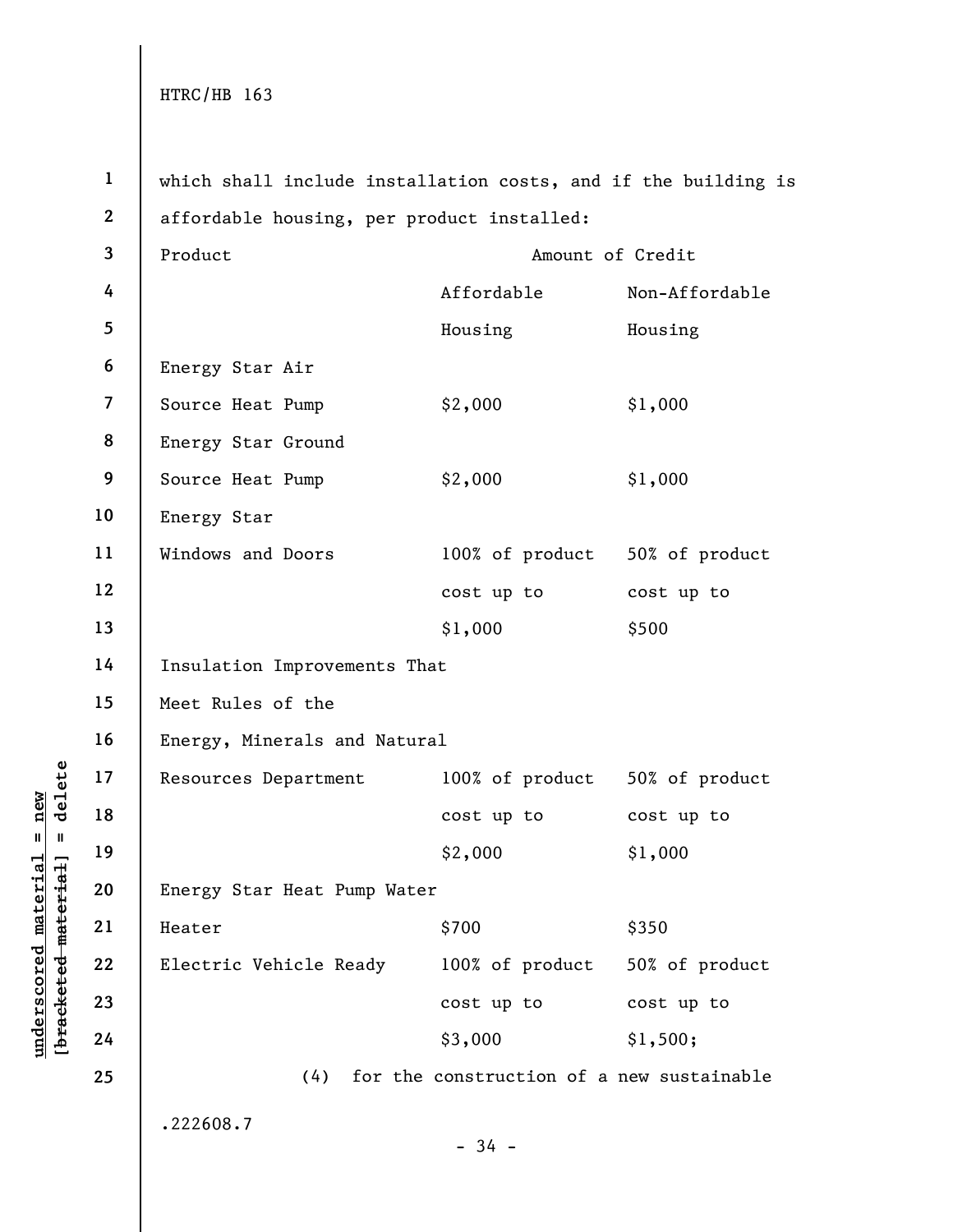which shall include installation costs, and if the building is affordable housing, per product installed:

| Product | Amount of Credit | |
|---|---|---|
| | Affordable Housing | Non-Affordable Housing |
| Energy Star Air Source Heat Pump | $2,000 | $1,000 |
| Energy Star Ground Source Heat Pump | $2,000 | $1,000 |
| Energy Star Windows and Doors | 100% of product cost up to $1,000 | 50% of product cost up to $500 |
| Insulation Improvements That Meet Rules of the Energy, Minerals and Natural Resources Department | 100% of product cost up to $2,000 | 50% of product cost up to $1,000 |
| Energy Star Heat Pump Water Heater | $700 | $350 |
| Electric Vehicle Ready | 100% of product cost up to $3,000 | 50% of product cost up to $1,500; |

(4) for the construction of a new sustainable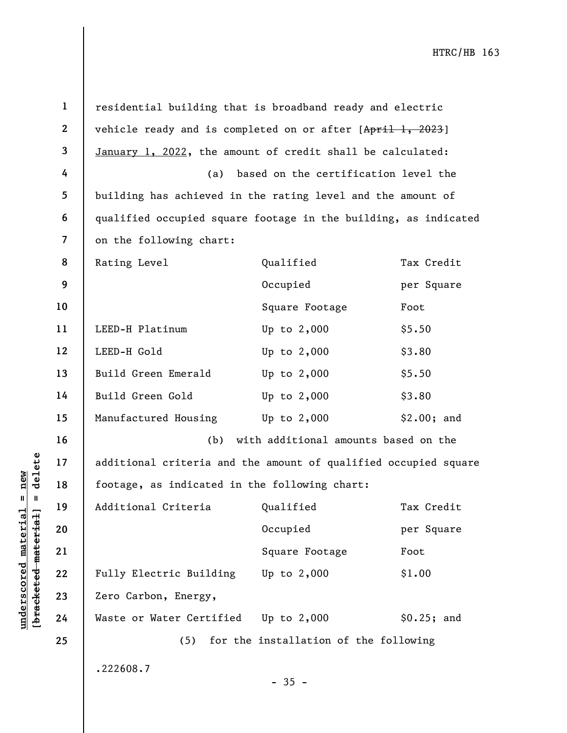residential building that is broadband ready and electric vehicle ready and is completed on or after [~~April 1, 2023~~] January 1, 2022, the amount of credit shall be calculated:

(a) based on the certification level the building has achieved in the rating level and the amount of qualified occupied square footage in the building, as indicated on the following chart:

| Rating Level | Qualified Occupied Square Footage | Tax Credit per Square Foot |
| --- | --- | --- |
| LEED-H Platinum | Up to 2,000 | $5.50 |
| LEED-H Gold | Up to 2,000 | $3.80 |
| Build Green Emerald | Up to 2,000 | $5.50 |
| Build Green Gold | Up to 2,000 | $3.80 |
| Manufactured Housing | Up to 2,000 | $2.00; and |

(b) with additional amounts based on the additional criteria and the amount of qualified occupied square footage, as indicated in the following chart:

| Additional Criteria | Qualified Occupied Square Footage | Tax Credit per Square Foot |
| --- | --- | --- |
| Fully Electric Building | Up to 2,000 | $1.00 |
| Zero Carbon, Energy, Waste or Water Certified | Up to 2,000 | $0.25; and |

(5) for the installation of the following

.222608.7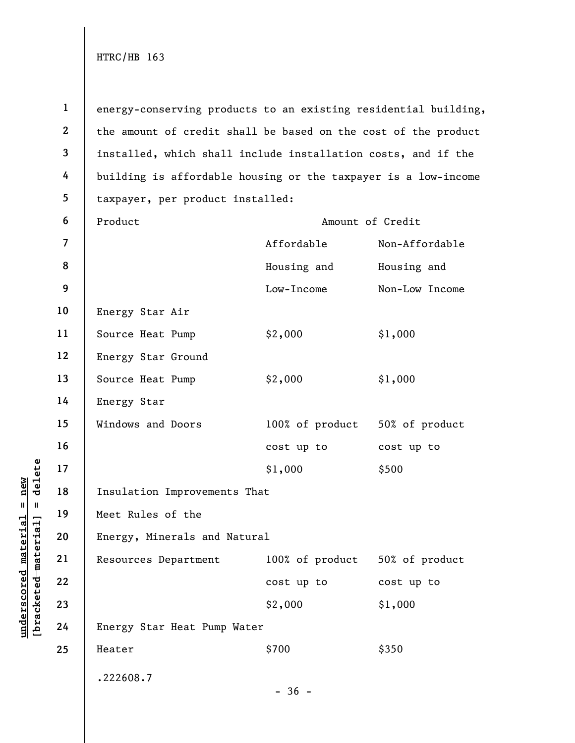energy-conserving products to an existing residential building, the amount of credit shall be based on the cost of the product installed, which shall include installation costs, and if the building is affordable housing or the taxpayer is a low-income taxpayer, per product installed:

| Product | Amount of Credit | |
|---|---|---|
| | Affordable Housing and Low-Income | Non-Affordable Housing and Non-Low Income |
| Energy Star Air Source Heat Pump | $2,000 | $1,000 |
| Energy Star Ground Source Heat Pump | $2,000 | $1,000 |
| Energy Star Windows and Doors | 100% of product cost up to $1,000 | 50% of product cost up to $500 |
| Insulation Improvements That Meet Rules of the Energy, Minerals and Natural Resources Department | 100% of product cost up to $2,000 | 50% of product cost up to $1,000 |
| Energy Star Heat Pump Water Heater | $700 | $350 |

.222608.7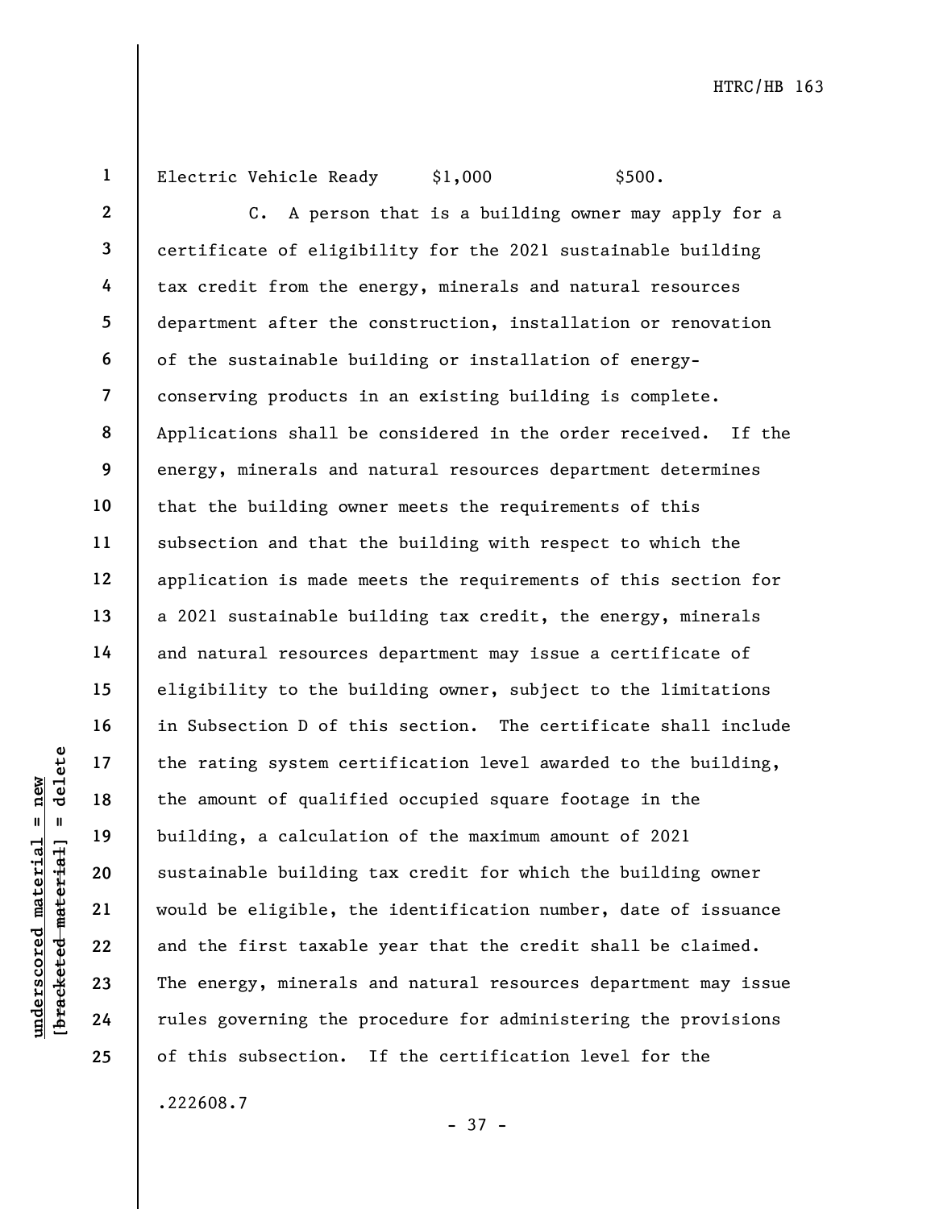Electric Vehicle Ready $1,000 $500.

C. A person that is a building owner may apply for a certificate of eligibility for the 2021 sustainable building tax credit from the energy, minerals and natural resources department after the construction, installation or renovation of the sustainable building or installation of energy-conserving products in an existing building is complete. Applications shall be considered in the order received. If the energy, minerals and natural resources department determines that the building owner meets the requirements of this subsection and that the building with respect to which the application is made meets the requirements of this section for a 2021 sustainable building tax credit, the energy, minerals and natural resources department may issue a certificate of eligibility to the building owner, subject to the limitations in Subsection D of this section. The certificate shall include the rating system certification level awarded to the building, the amount of qualified occupied square footage in the building, a calculation of the maximum amount of 2021 sustainable building tax credit for which the building owner would be eligible, the identification number, date of issuance and the first taxable year that the credit shall be claimed. The energy, minerals and natural resources department may issue rules governing the procedure for administering the provisions of this subsection. If the certification level for the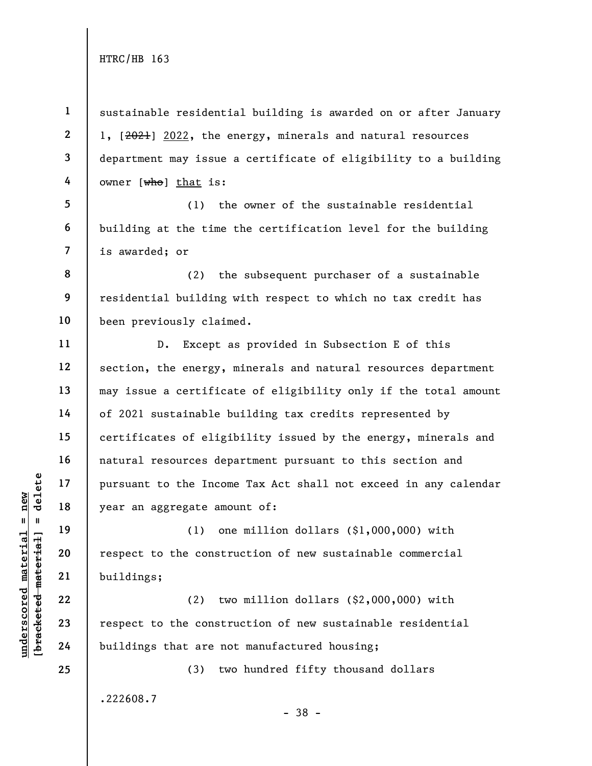sustainable residential building is awarded on or after January 1, [~~2021~~] 2022, the energy, minerals and natural resources department may issue a certificate of eligibility to a building owner [~~who~~] that is:

(1) the owner of the sustainable residential building at the time the certification level for the building is awarded; or

(2) the subsequent purchaser of a sustainable residential building with respect to which no tax credit has been previously claimed.

D. Except as provided in Subsection E of this section, the energy, minerals and natural resources department may issue a certificate of eligibility only if the total amount of 2021 sustainable building tax credits represented by certificates of eligibility issued by the energy, minerals and natural resources department pursuant to this section and pursuant to the Income Tax Act shall not exceed in any calendar year an aggregate amount of:

(1) one million dollars ($1,000,000) with respect to the construction of new sustainable commercial buildings;

(2) two million dollars ($2,000,000) with respect to the construction of new sustainable residential buildings that are not manufactured housing;

(3) two hundred fifty thousand dollars

.222608.7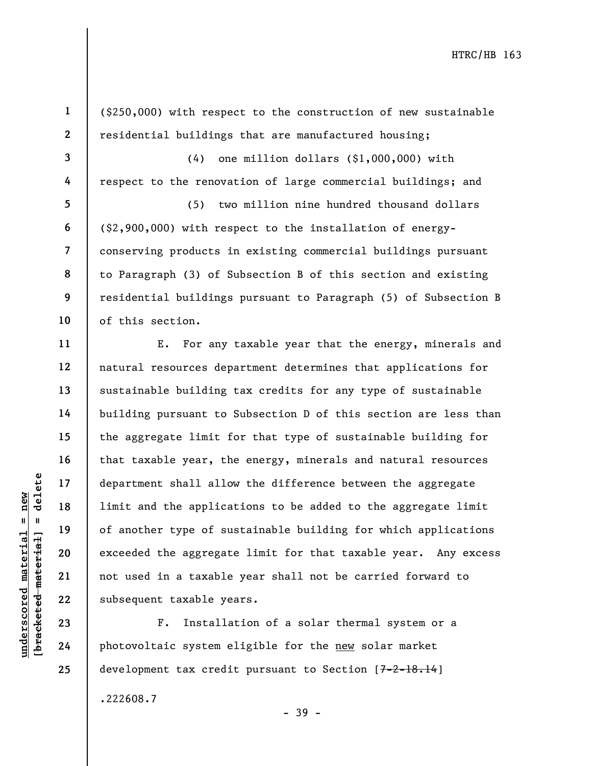($250,000) with respect to the construction of new sustainable residential buildings that are manufactured housing;

(4) one million dollars ($1,000,000) with respect to the renovation of large commercial buildings; and

(5) two million nine hundred thousand dollars ($2,900,000) with respect to the installation of energy-conserving products in existing commercial buildings pursuant to Paragraph (3) of Subsection B of this section and existing residential buildings pursuant to Paragraph (5) of Subsection B of this section.

E. For any taxable year that the energy, minerals and natural resources department determines that applications for sustainable building tax credits for any type of sustainable building pursuant to Subsection D of this section are less than the aggregate limit for that type of sustainable building for that taxable year, the energy, minerals and natural resources department shall allow the difference between the aggregate limit and the applications to be added to the aggregate limit of another type of sustainable building for which applications exceeded the aggregate limit for that taxable year. Any excess not used in a taxable year shall not be carried forward to subsequent taxable years.

F. Installation of a solar thermal system or a photovoltaic system eligible for the new solar market development tax credit pursuant to Section [~~7-2-18.14~~]

.222608.7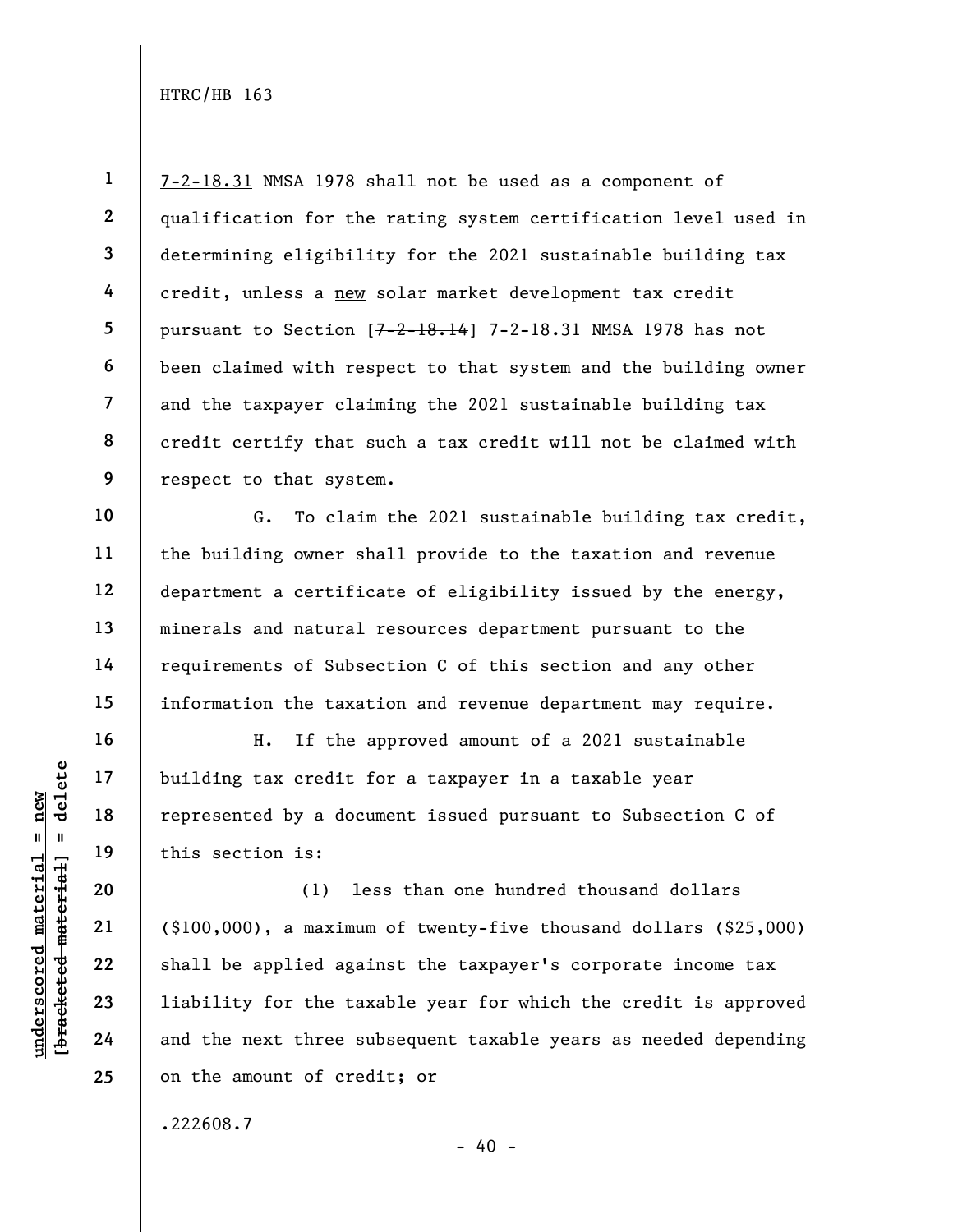7-2-18.31 NMSA 1978 shall not be used as a component of qualification for the rating system certification level used in determining eligibility for the 2021 sustainable building tax credit, unless a new solar market development tax credit pursuant to Section [~~7-2-18.14~~] 7-2-18.31 NMSA 1978 has not been claimed with respect to that system and the building owner and the taxpayer claiming the 2021 sustainable building tax credit certify that such a tax credit will not be claimed with respect to that system.

G. To claim the 2021 sustainable building tax credit, the building owner shall provide to the taxation and revenue department a certificate of eligibility issued by the energy, minerals and natural resources department pursuant to the requirements of Subsection C of this section and any other information the taxation and revenue department may require.

H. If the approved amount of a 2021 sustainable building tax credit for a taxpayer in a taxable year represented by a document issued pursuant to Subsection C of this section is:

(1) less than one hundred thousand dollars ($100,000), a maximum of twenty-five thousand dollars ($25,000) shall be applied against the taxpayer's corporate income tax liability for the taxable year for which the credit is approved and the next three subsequent taxable years as needed depending on the amount of credit; or

.222608.7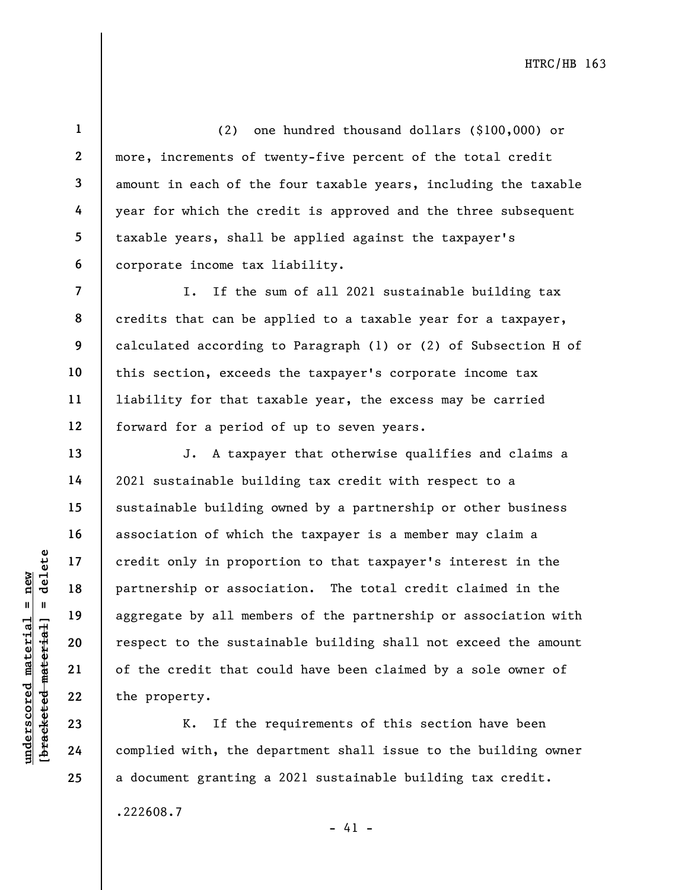(2) one hundred thousand dollars ($100,000) or more, increments of twenty-five percent of the total credit amount in each of the four taxable years, including the taxable year for which the credit is approved and the three subsequent taxable years, shall be applied against the taxpayer's corporate income tax liability.

I. If the sum of all 2021 sustainable building tax credits that can be applied to a taxable year for a taxpayer, calculated according to Paragraph (1) or (2) of Subsection H of this section, exceeds the taxpayer's corporate income tax liability for that taxable year, the excess may be carried forward for a period of up to seven years.

J. A taxpayer that otherwise qualifies and claims a 2021 sustainable building tax credit with respect to a sustainable building owned by a partnership or other business association of which the taxpayer is a member may claim a credit only in proportion to that taxpayer's interest in the partnership or association. The total credit claimed in the aggregate by all members of the partnership or association with respect to the sustainable building shall not exceed the amount of the credit that could have been claimed by a sole owner of the property.

K. If the requirements of this section have been complied with, the department shall issue to the building owner a document granting a 2021 sustainable building tax credit.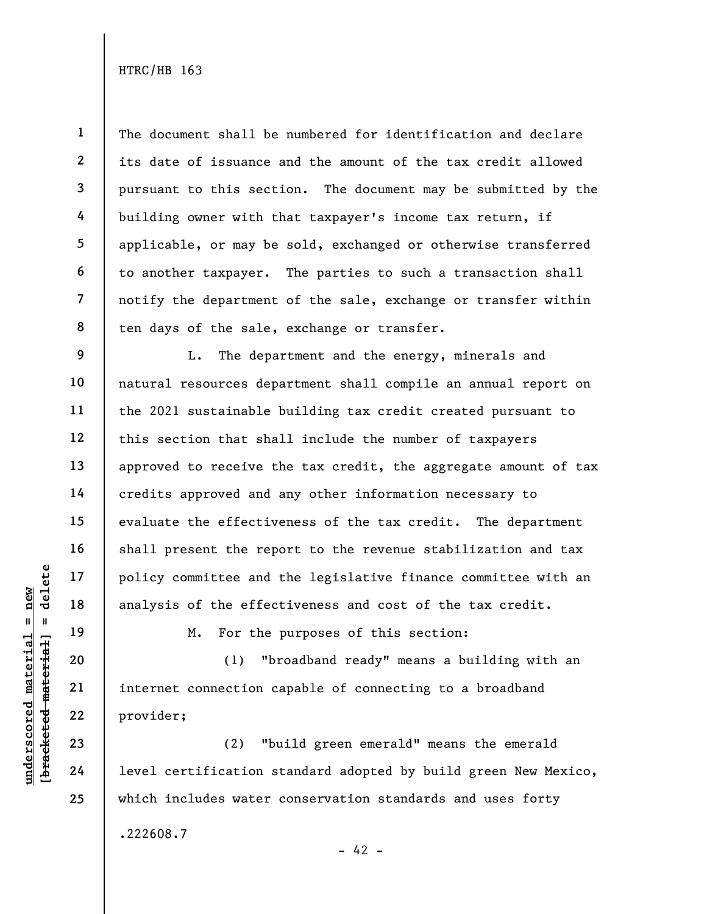The document shall be numbered for identification and declare its date of issuance and the amount of the tax credit allowed pursuant to this section. The document may be submitted by the building owner with that taxpayer's income tax return, if applicable, or may be sold, exchanged or otherwise transferred to another taxpayer. The parties to such a transaction shall notify the department of the sale, exchange or transfer within ten days of the sale, exchange or transfer.

L. The department and the energy, minerals and natural resources department shall compile an annual report on the 2021 sustainable building tax credit created pursuant to this section that shall include the number of taxpayers approved to receive the tax credit, the aggregate amount of tax credits approved and any other information necessary to evaluate the effectiveness of the tax credit. The department shall present the report to the revenue stabilization and tax policy committee and the legislative finance committee with an analysis of the effectiveness and cost of the tax credit.

M. For the purposes of this section:

(1) "broadband ready" means a building with an internet connection capable of connecting to a broadband provider;

(2) "build green emerald" means the emerald level certification standard adopted by build green New Mexico, which includes water conservation standards and uses forty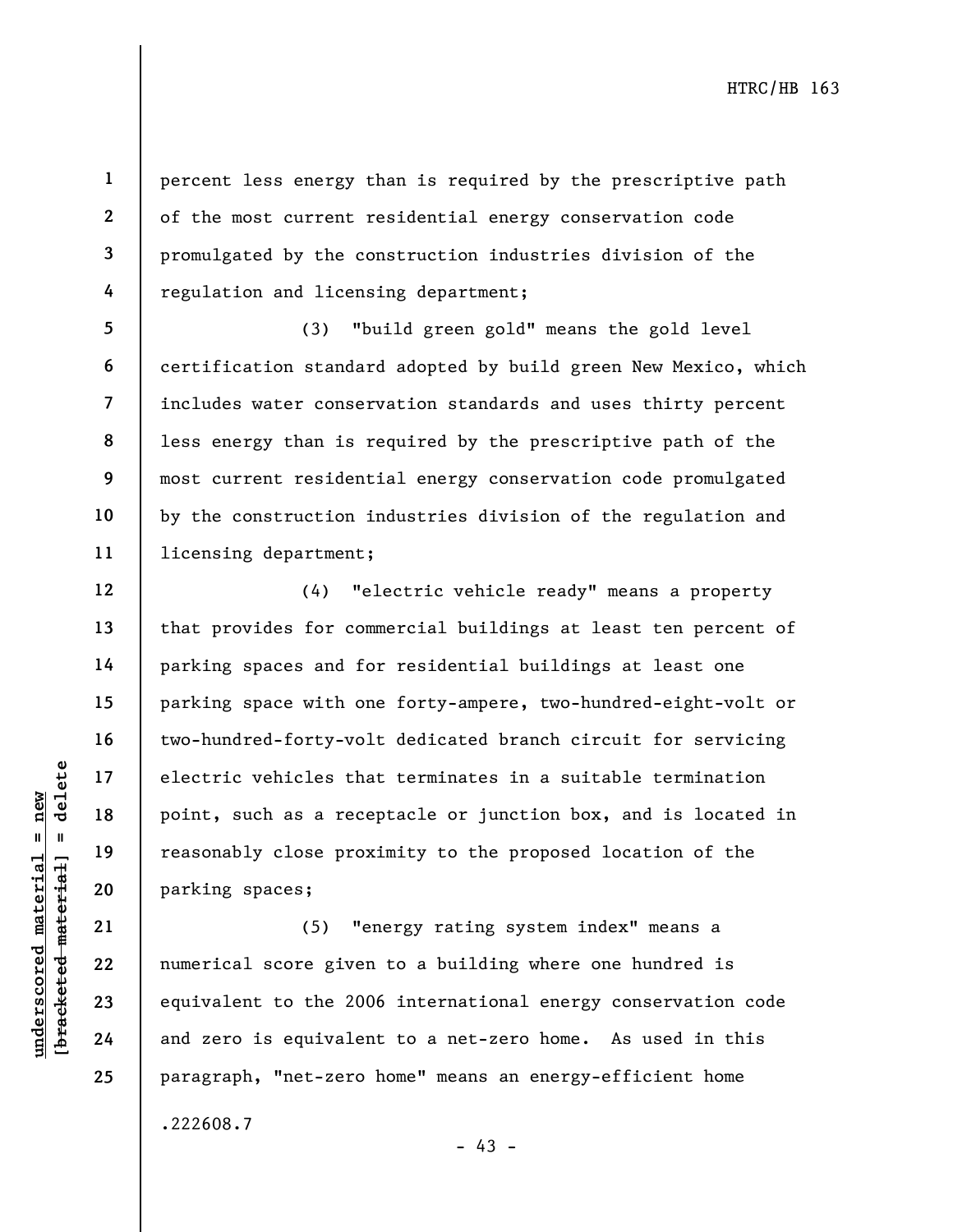percent less energy than is required by the prescriptive path of the most current residential energy conservation code promulgated by the construction industries division of the regulation and licensing department;

(3) "build green gold" means the gold level certification standard adopted by build green New Mexico, which includes water conservation standards and uses thirty percent less energy than is required by the prescriptive path of the most current residential energy conservation code promulgated by the construction industries division of the regulation and licensing department;

(4) "electric vehicle ready" means a property that provides for commercial buildings at least ten percent of parking spaces and for residential buildings at least one parking space with one forty-ampere, two-hundred-eight-volt or two-hundred-forty-volt dedicated branch circuit for servicing electric vehicles that terminates in a suitable termination point, such as a receptacle or junction box, and is located in reasonably close proximity to the proposed location of the parking spaces;

(5) "energy rating system index" means a numerical score given to a building where one hundred is equivalent to the 2006 international energy conservation code and zero is equivalent to a net-zero home. As used in this paragraph, "net-zero home" means an energy-efficient home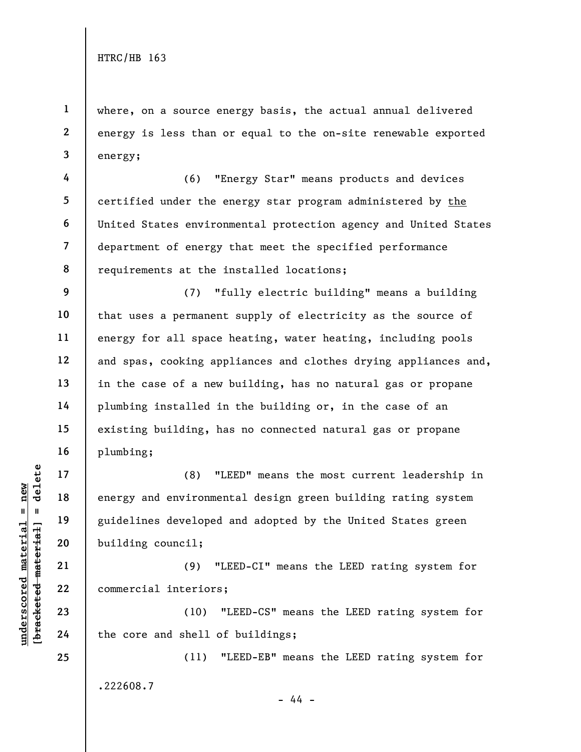where, on a source energy basis, the actual annual delivered energy is less than or equal to the on-site renewable exported energy;

(6) "Energy Star" means products and devices certified under the energy star program administered by <u>the</u> United States environmental protection agency and United States department of energy that meet the specified performance requirements at the installed locations;

(7) "fully electric building" means a building that uses a permanent supply of electricity as the source of energy for all space heating, water heating, including pools and spas, cooking appliances and clothes drying appliances and, in the case of a new building, has no natural gas or propane plumbing installed in the building or, in the case of an existing building, has no connected natural gas or propane plumbing;

(8) "LEED" means the most current leadership in energy and environmental design green building rating system guidelines developed and adopted by the United States green building council;

(9) "LEED-CI" means the LEED rating system for commercial interiors;

(10) "LEED-CS" means the LEED rating system for the core and shell of buildings;

(11) "LEED-EB" means the LEED rating system for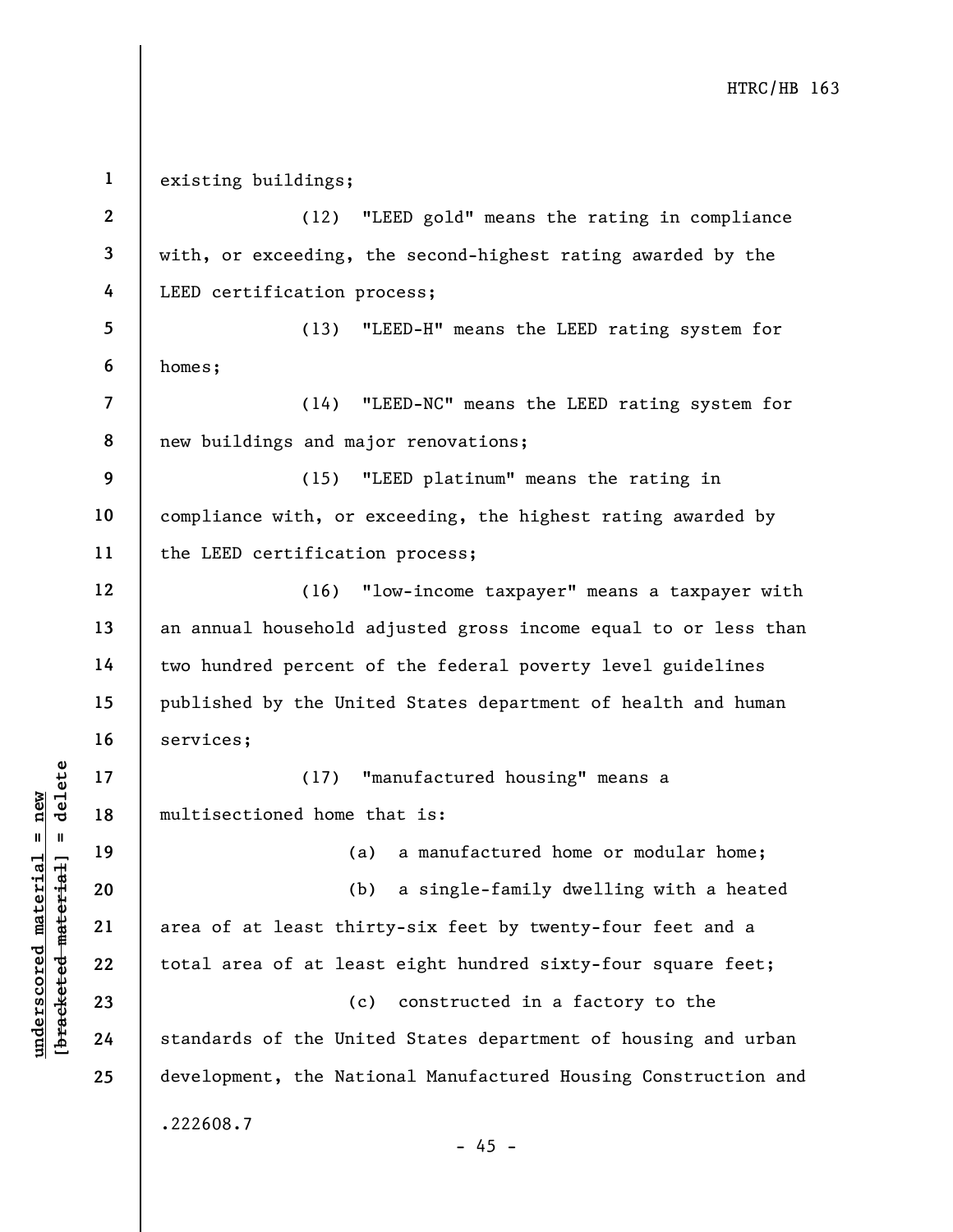existing buildings;

(12) "LEED gold" means the rating in compliance with, or exceeding, the second-highest rating awarded by the LEED certification process;

(13) "LEED-H" means the LEED rating system for homes;

(14) "LEED-NC" means the LEED rating system for new buildings and major renovations;

(15) "LEED platinum" means the rating in compliance with, or exceeding, the highest rating awarded by the LEED certification process;

(16) "low-income taxpayer" means a taxpayer with an annual household adjusted gross income equal to or less than two hundred percent of the federal poverty level guidelines published by the United States department of health and human services;

(17) "manufactured housing" means a multisectioned home that is:

(a) a manufactured home or modular home;

(b) a single-family dwelling with a heated area of at least thirty-six feet by twenty-four feet and a total area of at least eight hundred sixty-four square feet;

(c) constructed in a factory to the standards of the United States department of housing and urban development, the National Manufactured Housing Construction and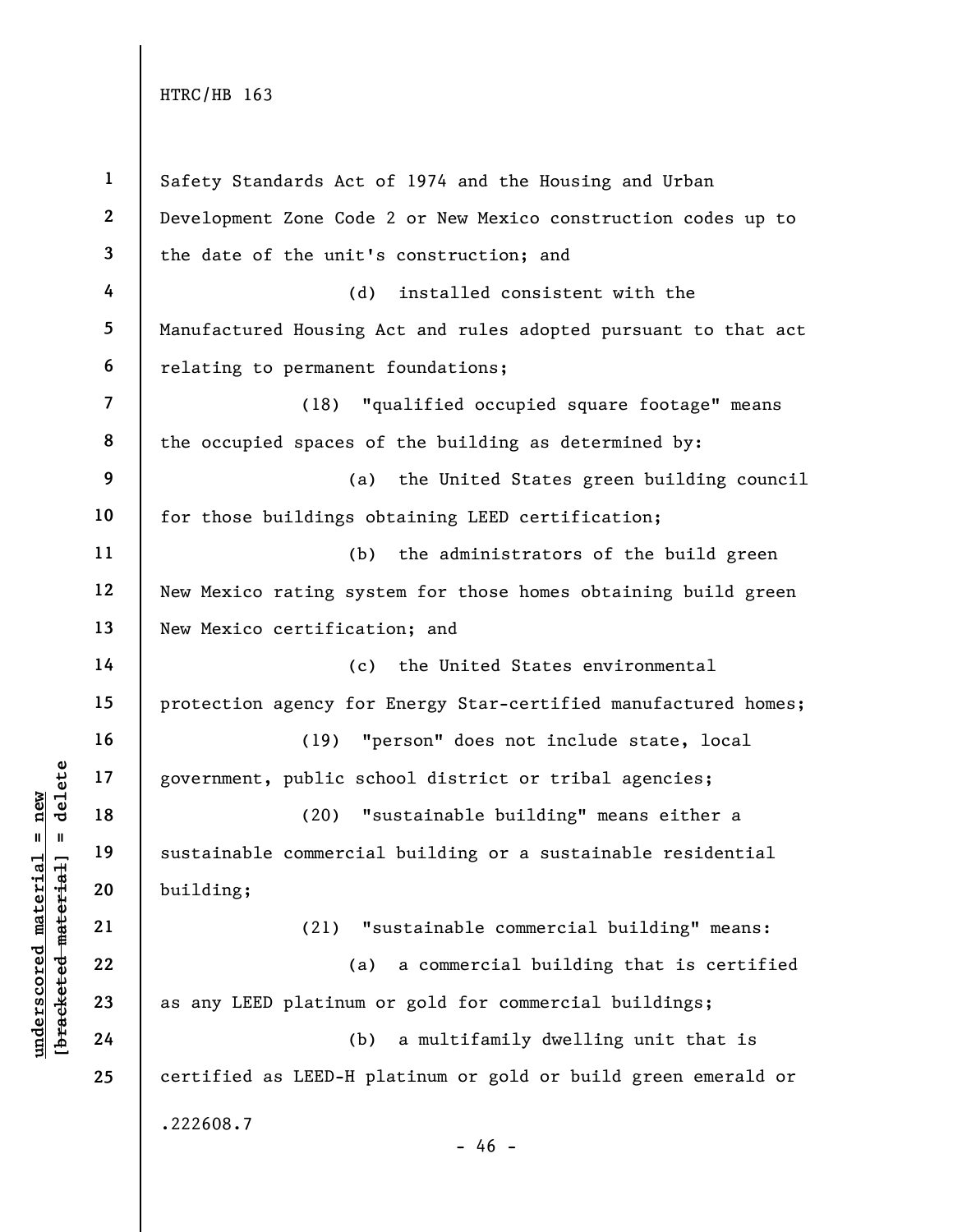Safety Standards Act of 1974 and the Housing and Urban Development Zone Code 2 or New Mexico construction codes up to the date of the unit's construction; and

(d) installed consistent with the Manufactured Housing Act and rules adopted pursuant to that act relating to permanent foundations;

(18) "qualified occupied square footage" means the occupied spaces of the building as determined by:

(a) the United States green building council for those buildings obtaining LEED certification;

(b) the administrators of the build green New Mexico rating system for those homes obtaining build green New Mexico certification; and

(c) the United States environmental protection agency for Energy Star-certified manufactured homes;

(19) "person" does not include state, local government, public school district or tribal agencies;

(20) "sustainable building" means either a sustainable commercial building or a sustainable residential building;

(21) "sustainable commercial building" means:

(a) a commercial building that is certified as any LEED platinum or gold for commercial buildings;

(b) a multifamily dwelling unit that is certified as LEED-H platinum or gold or build green emerald or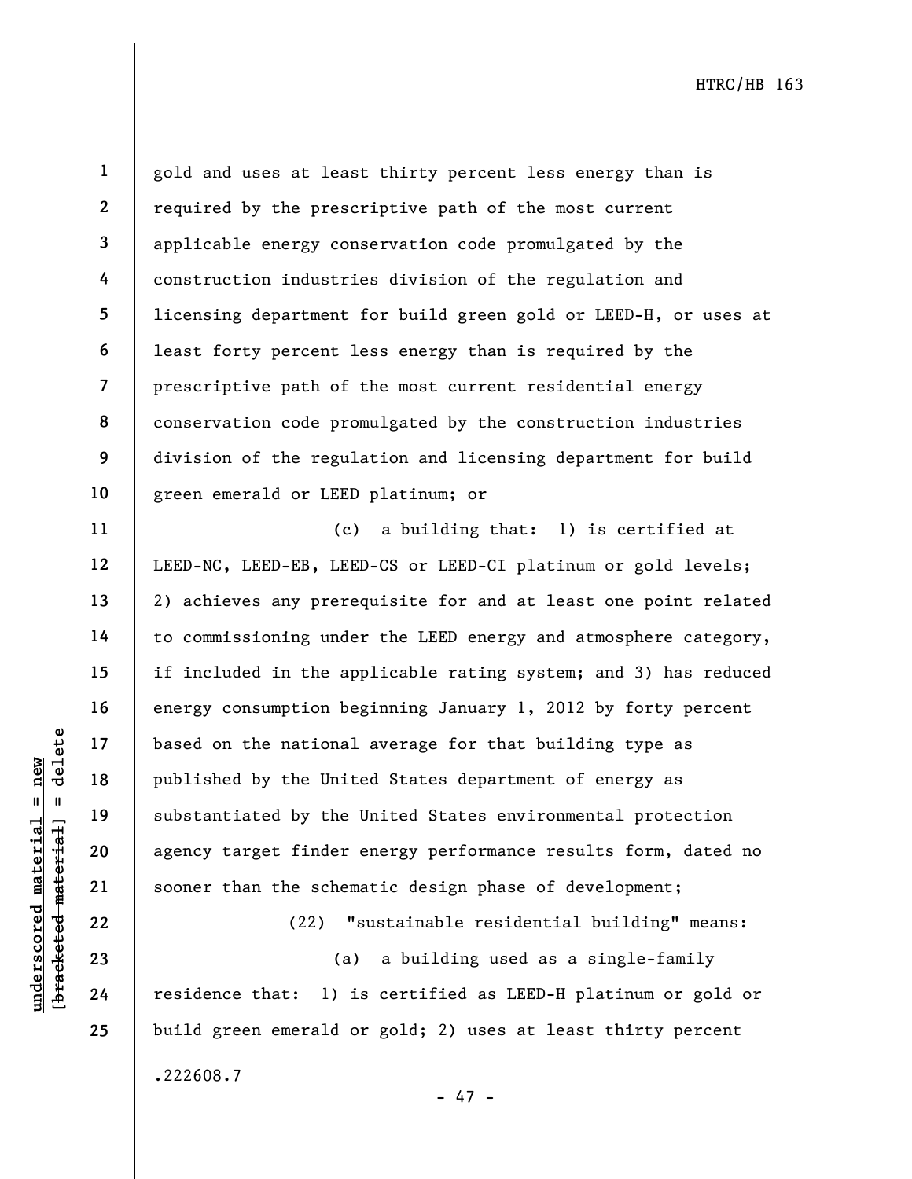gold and uses at least thirty percent less energy than is required by the prescriptive path of the most current applicable energy conservation code promulgated by the construction industries division of the regulation and licensing department for build green gold or LEED-H, or uses at least forty percent less energy than is required by the prescriptive path of the most current residential energy conservation code promulgated by the construction industries division of the regulation and licensing department for build green emerald or LEED platinum; or

(c) a building that: 1) is certified at LEED-NC, LEED-EB, LEED-CS or LEED-CI platinum or gold levels; 2) achieves any prerequisite for and at least one point related to commissioning under the LEED energy and atmosphere category, if included in the applicable rating system; and 3) has reduced energy consumption beginning January 1, 2012 by forty percent based on the national average for that building type as published by the United States department of energy as substantiated by the United States environmental protection agency target finder energy performance results form, dated no sooner than the schematic design phase of development;

(22) "sustainable residential building" means:

(a) a building used as a single-family residence that: 1) is certified as LEED-H platinum or gold or build green emerald or gold; 2) uses at least thirty percent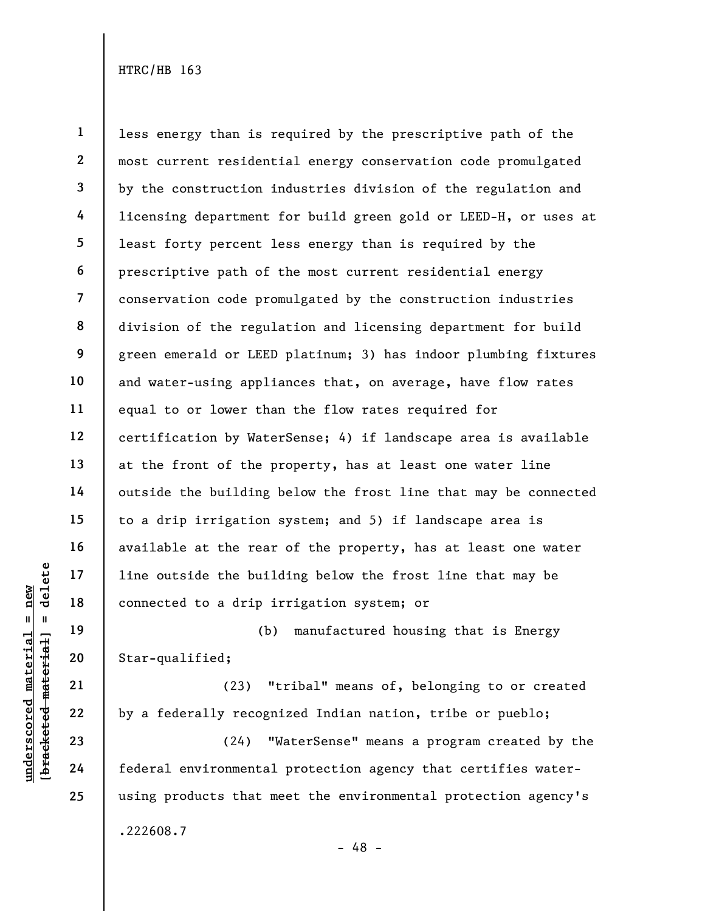less energy than is required by the prescriptive path of the most current residential energy conservation code promulgated by the construction industries division of the regulation and licensing department for build green gold or LEED-H, or uses at least forty percent less energy than is required by the prescriptive path of the most current residential energy conservation code promulgated by the construction industries division of the regulation and licensing department for build green emerald or LEED platinum; 3) has indoor plumbing fixtures and water-using appliances that, on average, have flow rates equal to or lower than the flow rates required for certification by WaterSense; 4) if landscape area is available at the front of the property, has at least one water line outside the building below the frost line that may be connected to a drip irrigation system; and 5) if landscape area is available at the rear of the property, has at least one water line outside the building below the frost line that may be connected to a drip irrigation system; or

(b) manufactured housing that is Energy Star-qualified;

(23) "tribal" means of, belonging to or created by a federally recognized Indian nation, tribe or pueblo;

(24) "WaterSense" means a program created by the federal environmental protection agency that certifies water-using products that meet the environmental protection agency's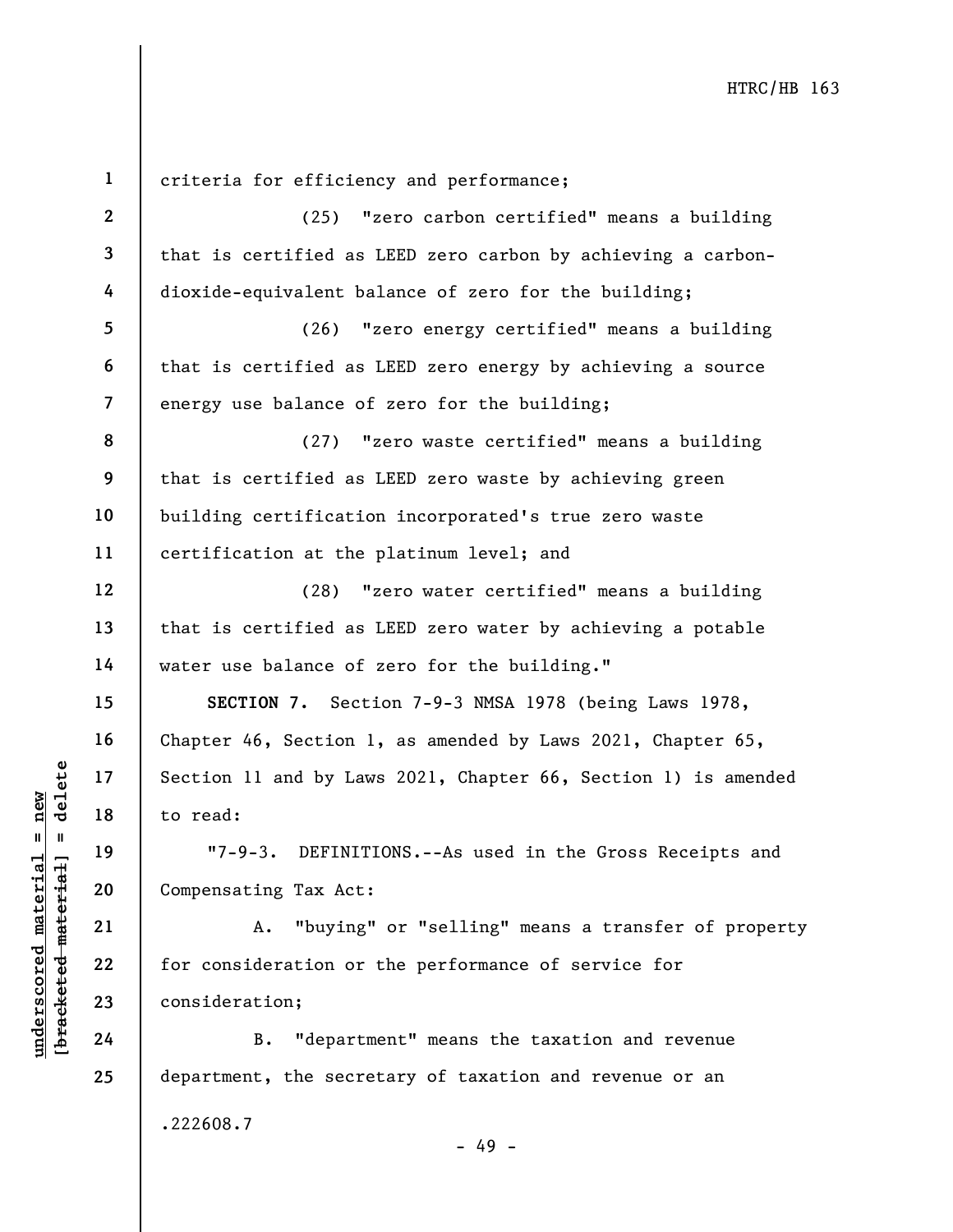criteria for efficiency and performance;

(25) "zero carbon certified" means a building that is certified as LEED zero carbon by achieving a carbon-dioxide-equivalent balance of zero for the building;

(26) "zero energy certified" means a building that is certified as LEED zero energy by achieving a source energy use balance of zero for the building;

(27) "zero waste certified" means a building that is certified as LEED zero waste by achieving green building certification incorporated's true zero waste certification at the platinum level; and

(28) "zero water certified" means a building that is certified as LEED zero water by achieving a potable water use balance of zero for the building."

**SECTION 7.** Section 7-9-3 NMSA 1978 (being Laws 1978, Chapter 46, Section 1, as amended by Laws 2021, Chapter 65, Section 11 and by Laws 2021, Chapter 66, Section 1) is amended to read:

"7-9-3. DEFINITIONS.--As used in the Gross Receipts and Compensating Tax Act:

A. "buying" or "selling" means a transfer of property for consideration or the performance of service for consideration;

B. "department" means the taxation and revenue department, the secretary of taxation and revenue or an

.222608.7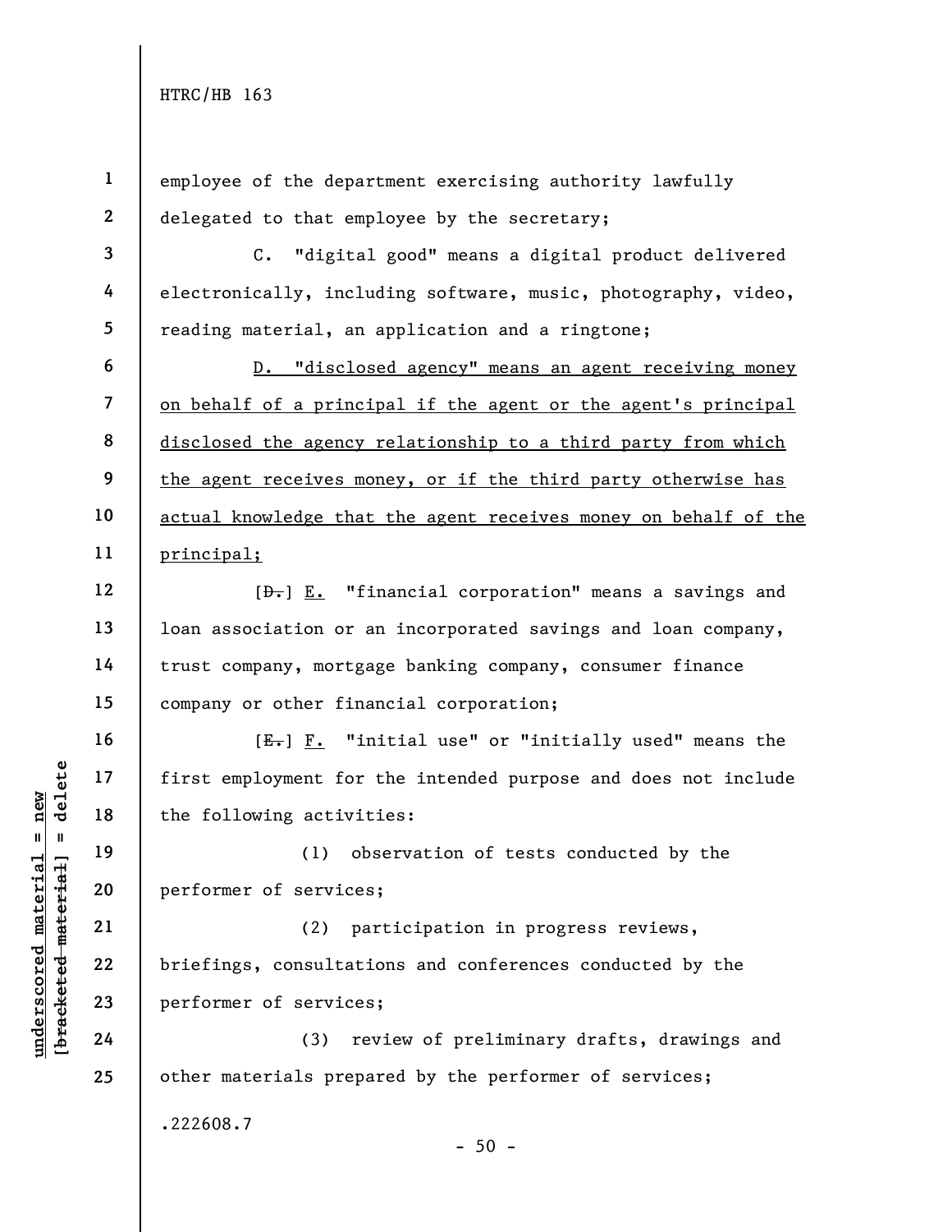employee of the department exercising authority lawfully delegated to that employee by the secretary;

C. "digital good" means a digital product delivered electronically, including software, music, photography, video, reading material, an application and a ringtone;

D. "disclosed agency" means an agent receiving money on behalf of a principal if the agent or the agent's principal disclosed the agency relationship to a third party from which the agent receives money, or if the third party otherwise has actual knowledge that the agent receives money on behalf of the principal;

[D.] E. "financial corporation" means a savings and loan association or an incorporated savings and loan company, trust company, mortgage banking company, consumer finance company or other financial corporation;

[E.] F. "initial use" or "initially used" means the first employment for the intended purpose and does not include the following activities:

(1) observation of tests conducted by the performer of services;

(2) participation in progress reviews, briefings, consultations and conferences conducted by the performer of services;

(3) review of preliminary drafts, drawings and other materials prepared by the performer of services;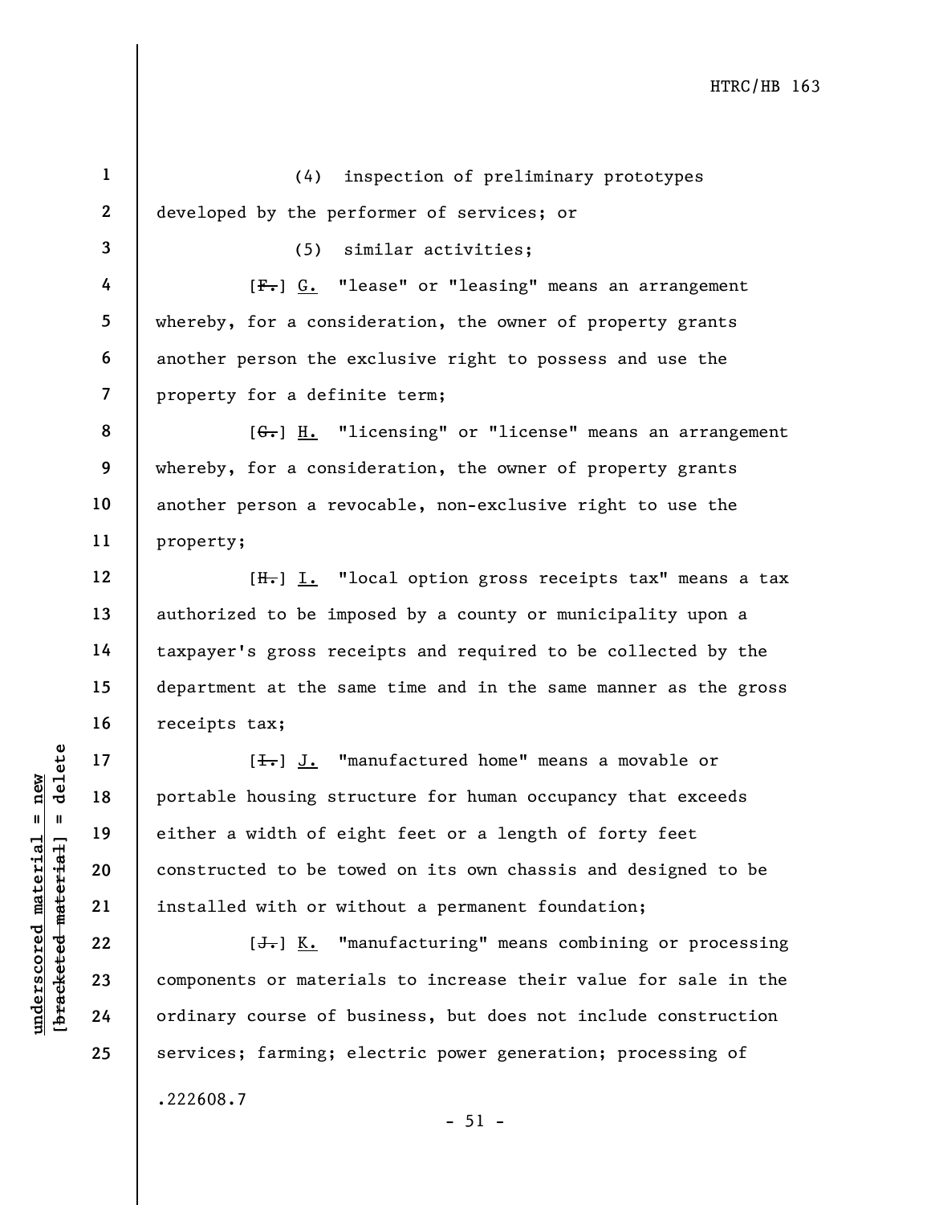(4) inspection of preliminary prototypes developed by the performer of services; or

(5) similar activities;

[~~F.~~] G. "lease" or "leasing" means an arrangement whereby, for a consideration, the owner of property grants another person the exclusive right to possess and use the property for a definite term;

[~~G.~~] H. "licensing" or "license" means an arrangement whereby, for a consideration, the owner of property grants another person a revocable, non-exclusive right to use the property;

[~~H.~~] I. "local option gross receipts tax" means a tax authorized to be imposed by a county or municipality upon a taxpayer's gross receipts and required to be collected by the department at the same time and in the same manner as the gross receipts tax;

[~~I.~~] J. "manufactured home" means a movable or portable housing structure for human occupancy that exceeds either a width of eight feet or a length of forty feet constructed to be towed on its own chassis and designed to be installed with or without a permanent foundation;

[~~J.~~] K. "manufacturing" means combining or processing components or materials to increase their value for sale in the ordinary course of business, but does not include construction services; farming; electric power generation; processing of

.222608.7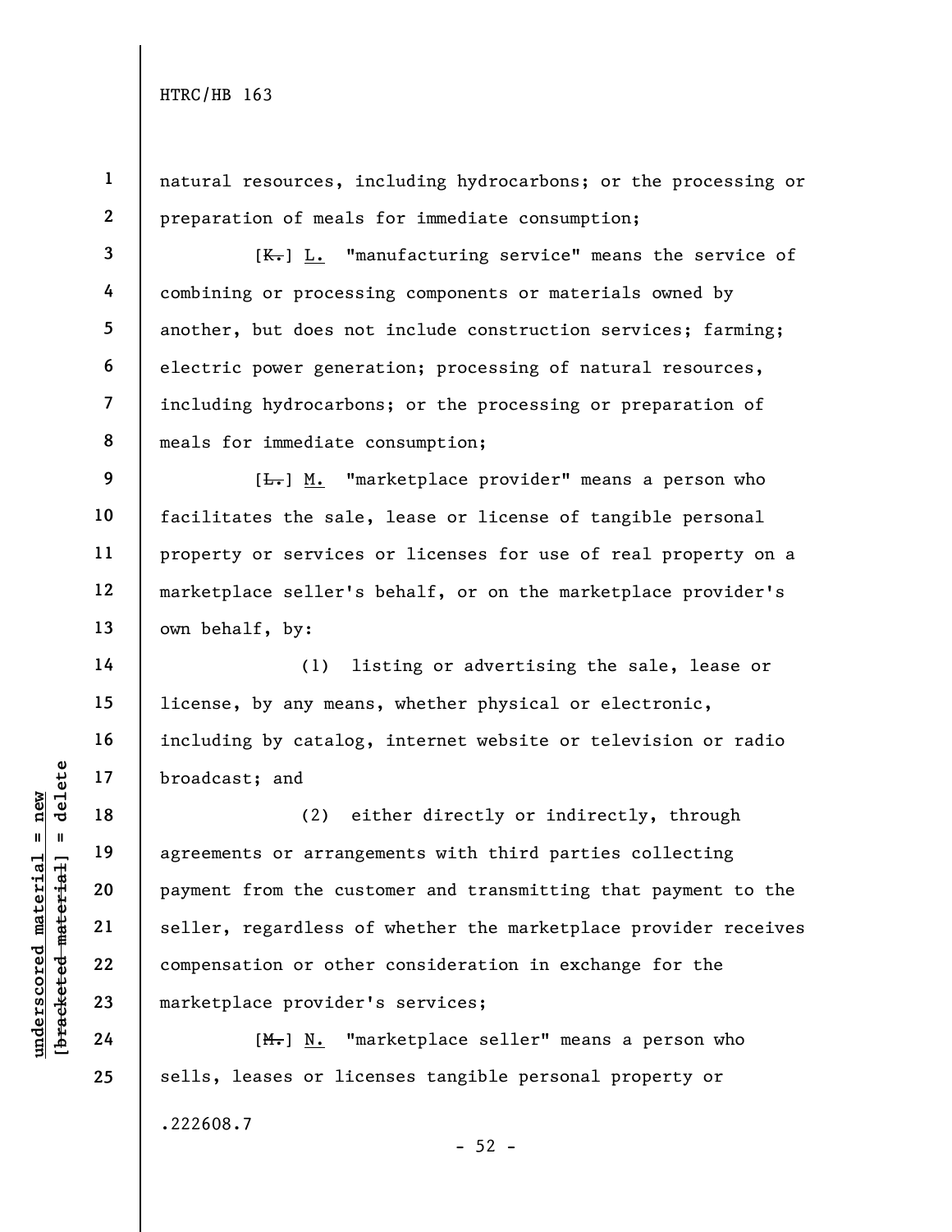natural resources, including hydrocarbons; or the processing or preparation of meals for immediate consumption;

[~~K.~~] L. "manufacturing service" means the service of combining or processing components or materials owned by another, but does not include construction services; farming; electric power generation; processing of natural resources, including hydrocarbons; or the processing or preparation of meals for immediate consumption;

[~~L.~~] M. "marketplace provider" means a person who facilitates the sale, lease or license of tangible personal property or services or licenses for use of real property on a marketplace seller's behalf, or on the marketplace provider's own behalf, by:

(1) listing or advertising the sale, lease or license, by any means, whether physical or electronic, including by catalog, internet website or television or radio broadcast; and

(2) either directly or indirectly, through agreements or arrangements with third parties collecting payment from the customer and transmitting that payment to the seller, regardless of whether the marketplace provider receives compensation or other consideration in exchange for the marketplace provider's services;

[~~M.~~] N. "marketplace seller" means a person who sells, leases or licenses tangible personal property or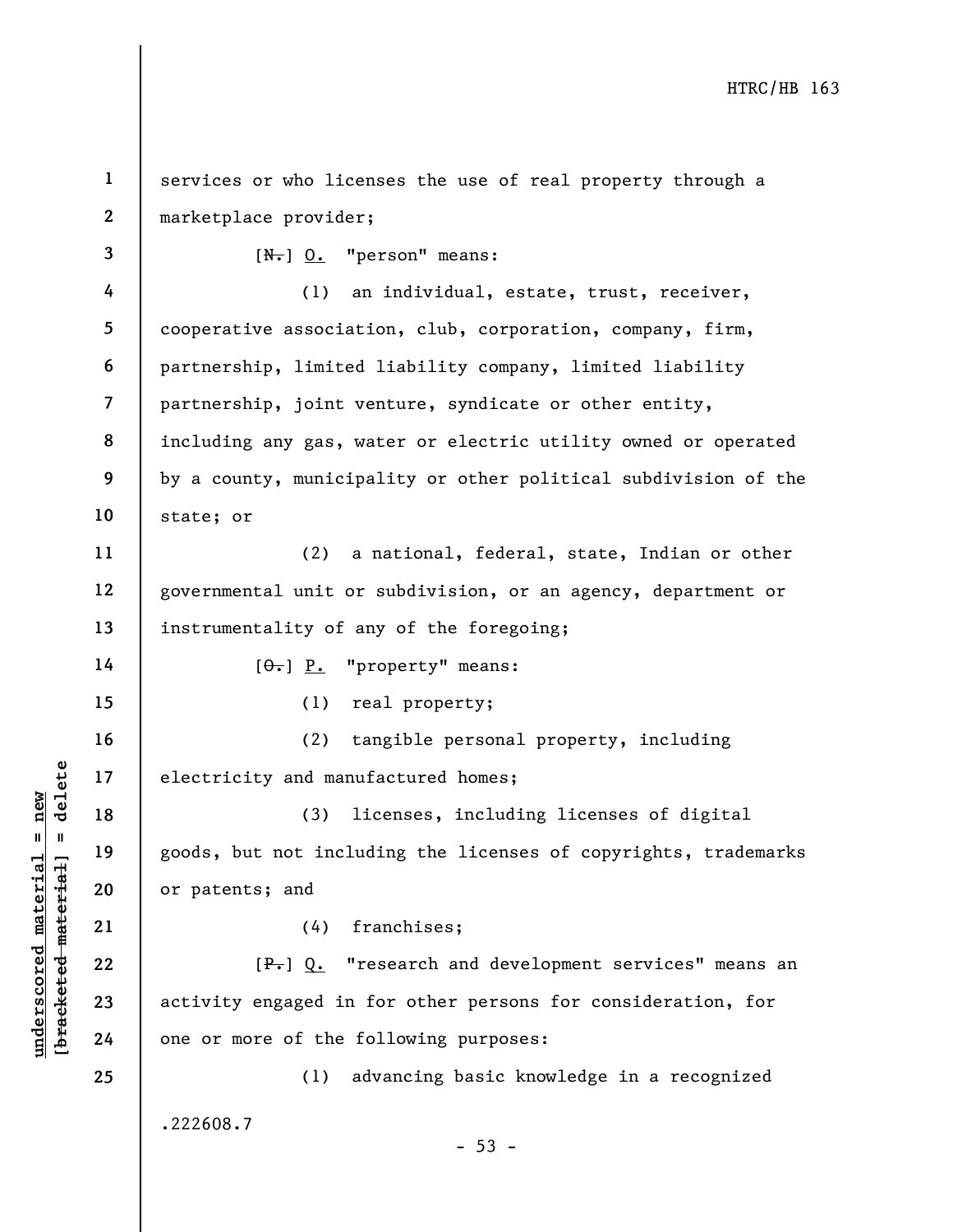services or who licenses the use of real property through a marketplace provider;

[~~N.~~] <u>O.</u> "person" means:

(1) an individual, estate, trust, receiver, cooperative association, club, corporation, company, firm, partnership, limited liability company, limited liability partnership, joint venture, syndicate or other entity, including any gas, water or electric utility owned or operated by a county, municipality or other political subdivision of the state; or

(2) a national, federal, state, Indian or other governmental unit or subdivision, or an agency, department or instrumentality of any of the foregoing;

[~~O.~~] <u>P.</u> "property" means:

(1) real property;

(2) tangible personal property, including electricity and manufactured homes;

(3) licenses, including licenses of digital goods, but not including the licenses of copyrights, trademarks or patents; and

(4) franchises;

[~~P.~~] <u>Q.</u> "research and development services" means an activity engaged in for other persons for consideration, for one or more of the following purposes:

(1) advancing basic knowledge in a recognized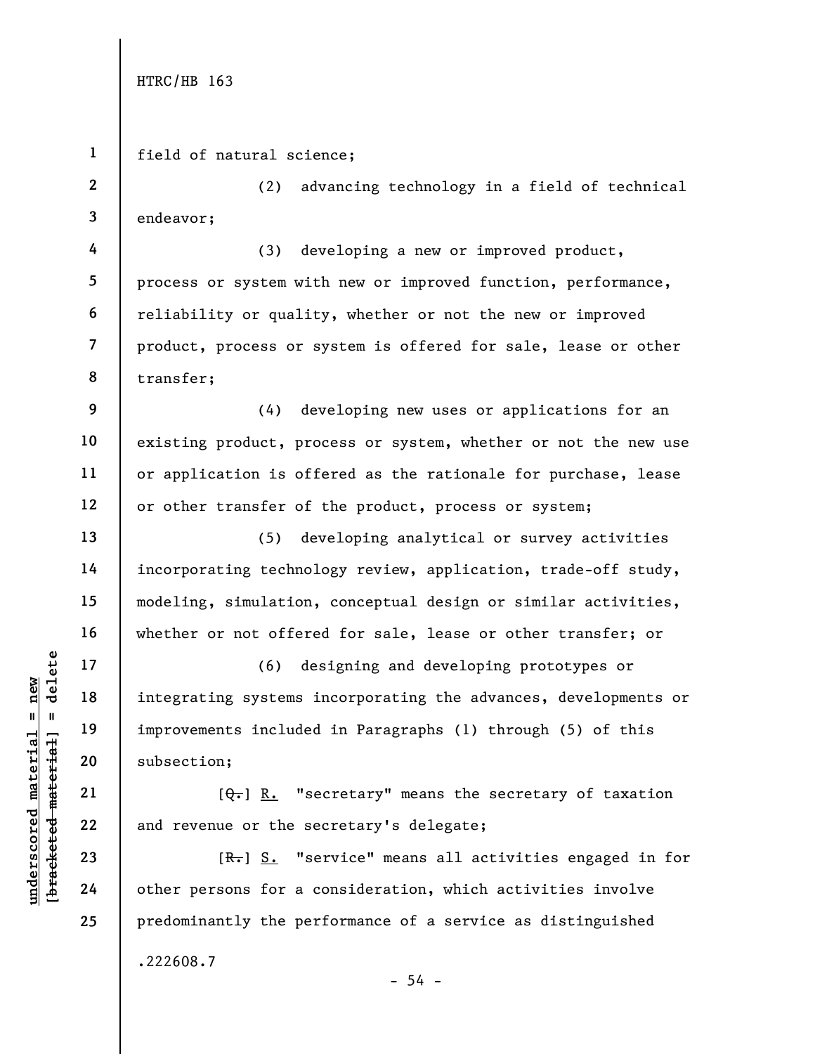field of natural science;

(2) advancing technology in a field of technical endeavor;

(3) developing a new or improved product, process or system with new or improved function, performance, reliability or quality, whether or not the new or improved product, process or system is offered for sale, lease or other transfer;

(4) developing new uses or applications for an existing product, process or system, whether or not the new use or application is offered as the rationale for purchase, lease or other transfer of the product, process or system;

(5) developing analytical or survey activities incorporating technology review, application, trade-off study, modeling, simulation, conceptual design or similar activities, whether or not offered for sale, lease or other transfer; or

(6) designing and developing prototypes or integrating systems incorporating the advances, developments or improvements included in Paragraphs (1) through (5) of this subsection;

[~~Q.~~] R. "secretary" means the secretary of taxation and revenue or the secretary's delegate;

[~~R.~~] S. "service" means all activities engaged in for other persons for a consideration, which activities involve predominantly the performance of a service as distinguished

.222608.7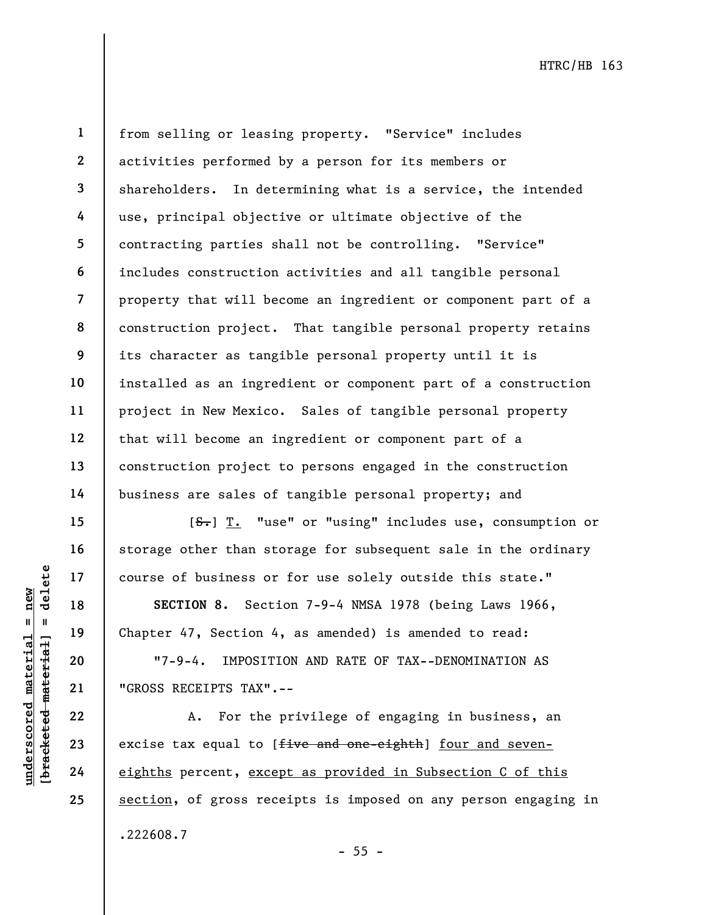from selling or leasing property. "Service" includes activities performed by a person for its members or shareholders. In determining what is a service, the intended use, principal objective or ultimate objective of the contracting parties shall not be controlling. "Service" includes construction activities and all tangible personal property that will become an ingredient or component part of a construction project. That tangible personal property retains its character as tangible personal property until it is installed as an ingredient or component part of a construction project in New Mexico. Sales of tangible personal property that will become an ingredient or component part of a construction project to persons engaged in the construction business are sales of tangible personal property; and

[~~S.~~] T. "use" or "using" includes use, consumption or storage other than storage for subsequent sale in the ordinary course of business or for use solely outside this state."

**SECTION 8.** Section 7-9-4 NMSA 1978 (being Laws 1966, Chapter 47, Section 4, as amended) is amended to read:

"7-9-4. IMPOSITION AND RATE OF TAX--DENOMINATION AS "GROSS RECEIPTS TAX".--

A. For the privilege of engaging in business, an excise tax equal to [~~five and one-eighth~~] four and seven-eighths percent, except as provided in Subsection C of this section, of gross receipts is imposed on any person engaging in

.222608.7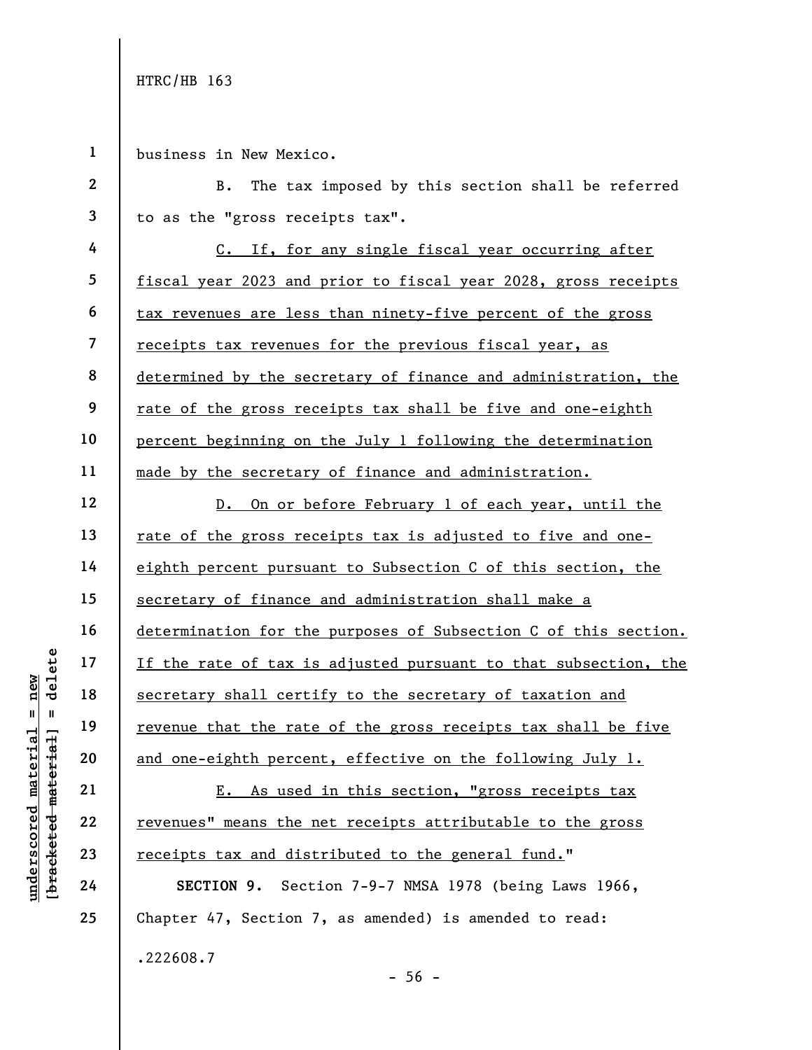business in New Mexico.

B. The tax imposed by this section shall be referred to as the "gross receipts tax".

C. If, for any single fiscal year occurring after fiscal year 2023 and prior to fiscal year 2028, gross receipts tax revenues are less than ninety-five percent of the gross receipts tax revenues for the previous fiscal year, as determined by the secretary of finance and administration, the rate of the gross receipts tax shall be five and one-eighth percent beginning on the July 1 following the determination made by the secretary of finance and administration.

D. On or before February 1 of each year, until the rate of the gross receipts tax is adjusted to five and one-eighth percent pursuant to Subsection C of this section, the secretary of finance and administration shall make a determination for the purposes of Subsection C of this section. If the rate of tax is adjusted pursuant to that subsection, the secretary shall certify to the secretary of taxation and revenue that the rate of the gross receipts tax shall be five and one-eighth percent, effective on the following July 1.

E. As used in this section, "gross receipts tax revenues" means the net receipts attributable to the gross receipts tax and distributed to the general fund."

**SECTION 9.** Section 7-9-7 NMSA 1978 (being Laws 1966, Chapter 47, Section 7, as amended) is amended to read: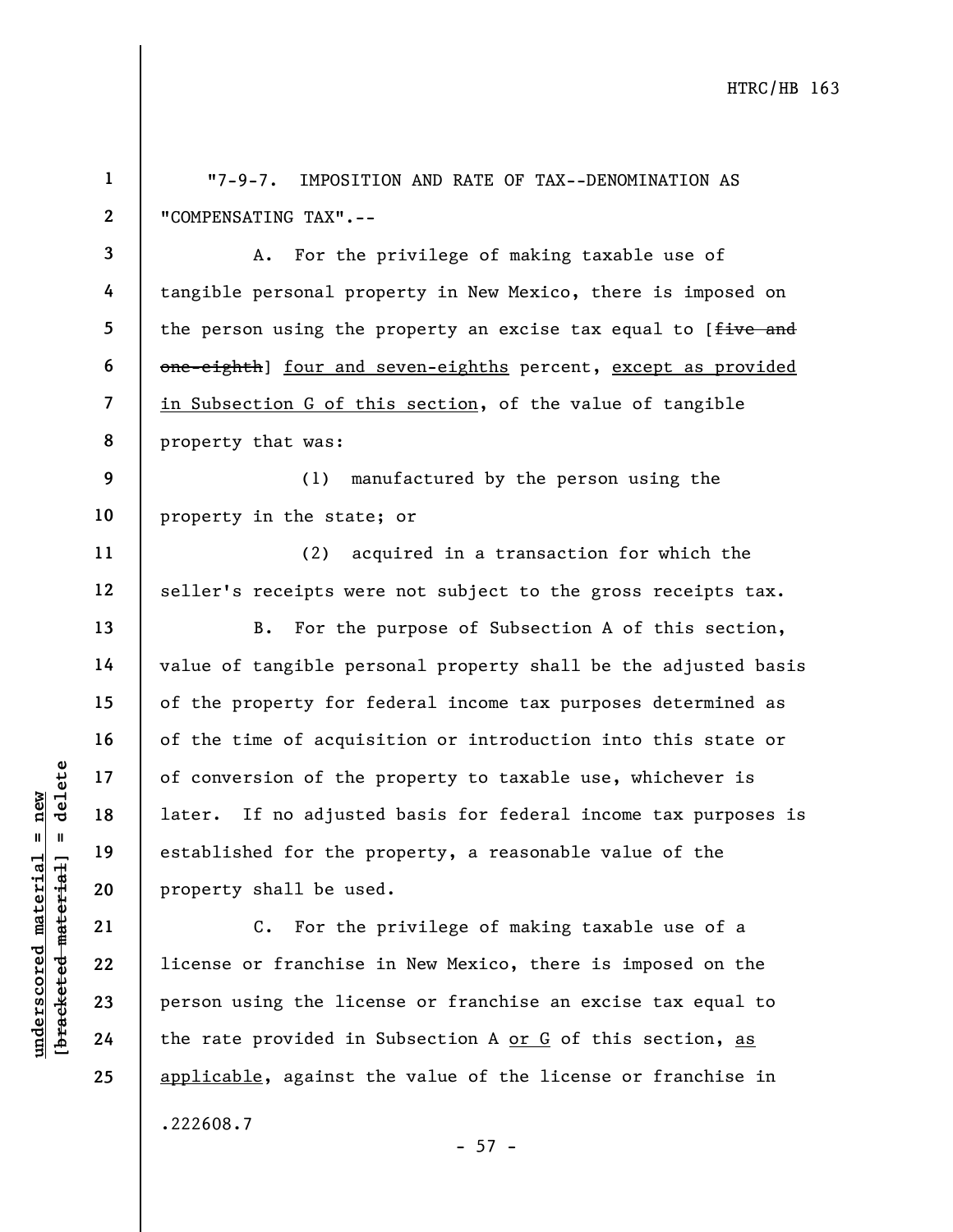"7-9-7. IMPOSITION AND RATE OF TAX--DENOMINATION AS "COMPENSATING TAX".--

A. For the privilege of making taxable use of tangible personal property in New Mexico, there is imposed on the person using the property an excise tax equal to [~~five and one-eighth~~] <u>four and seven-eighths</u> percent, <u>except as provided in Subsection G of this section</u>, of the value of tangible property that was:

(1) manufactured by the person using the property in the state; or

(2) acquired in a transaction for which the seller's receipts were not subject to the gross receipts tax.

B. For the purpose of Subsection A of this section, value of tangible personal property shall be the adjusted basis of the property for federal income tax purposes determined as of the time of acquisition or introduction into this state or of conversion of the property to taxable use, whichever is later. If no adjusted basis for federal income tax purposes is established for the property, a reasonable value of the property shall be used.

C. For the privilege of making taxable use of a license or franchise in New Mexico, there is imposed on the person using the license or franchise an excise tax equal to the rate provided in Subsection A <u>or G</u> of this section, <u>as applicable</u>, against the value of the license or franchise in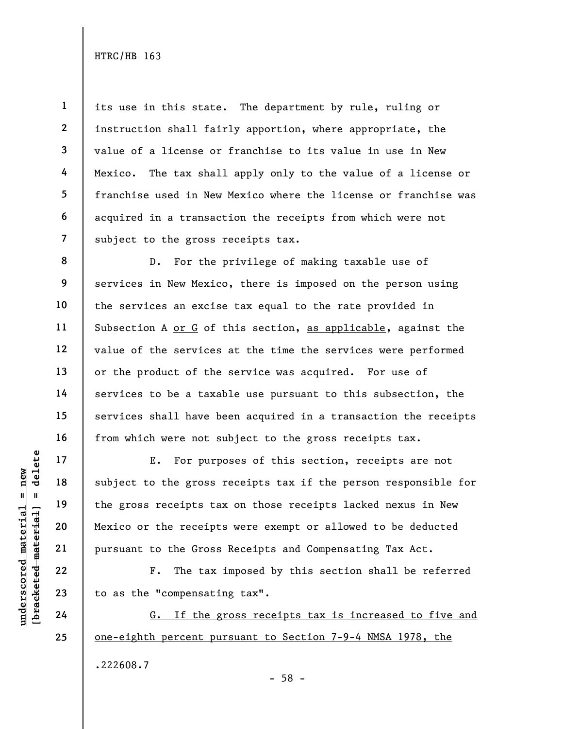its use in this state. The department by rule, ruling or instruction shall fairly apportion, where appropriate, the value of a license or franchise to its value in use in New Mexico. The tax shall apply only to the value of a license or franchise used in New Mexico where the license or franchise was acquired in a transaction the receipts from which were not subject to the gross receipts tax.

D. For the privilege of making taxable use of services in New Mexico, there is imposed on the person using the services an excise tax equal to the rate provided in Subsection A <u>or G</u> of this section, <u>as applicable</u>, against the value of the services at the time the services were performed or the product of the service was acquired. For use of services to be a taxable use pursuant to this subsection, the services shall have been acquired in a transaction the receipts from which were not subject to the gross receipts tax.

E. For purposes of this section, receipts are not subject to the gross receipts tax if the person responsible for the gross receipts tax on those receipts lacked nexus in New Mexico or the receipts were exempt or allowed to be deducted pursuant to the Gross Receipts and Compensating Tax Act.

F. The tax imposed by this section shall be referred to as the "compensating tax".

<u>G. If the gross receipts tax is increased to five and one-eighth percent pursuant to Section 7-9-4 NMSA 1978, the</u>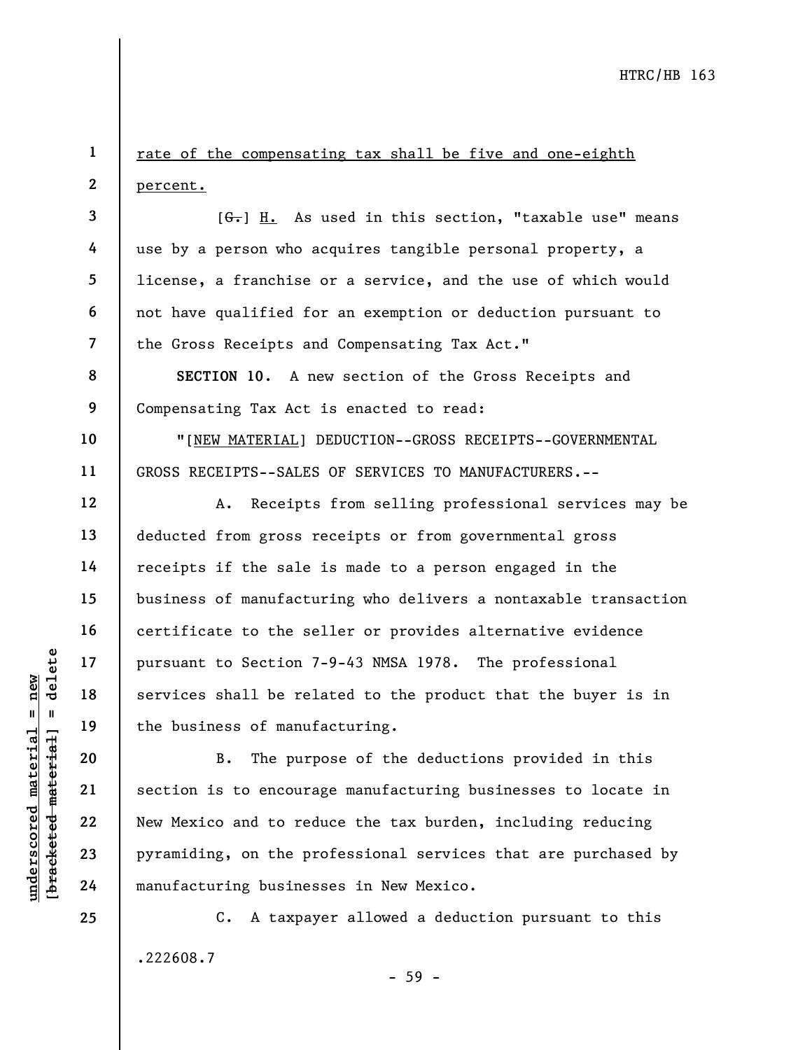rate of the compensating tax shall be five and one-eighth percent.

[~~G.~~] H. As used in this section, "taxable use" means use by a person who acquires tangible personal property, a license, a franchise or a service, and the use of which would not have qualified for an exemption or deduction pursuant to the Gross Receipts and Compensating Tax Act."

**SECTION 10.** A new section of the Gross Receipts and Compensating Tax Act is enacted to read:

"[NEW MATERIAL] DEDUCTION--GROSS RECEIPTS--GOVERNMENTAL GROSS RECEIPTS--SALES OF SERVICES TO MANUFACTURERS.--

A. Receipts from selling professional services may be deducted from gross receipts or from governmental gross receipts if the sale is made to a person engaged in the business of manufacturing who delivers a nontaxable transaction certificate to the seller or provides alternative evidence pursuant to Section 7-9-43 NMSA 1978. The professional services shall be related to the product that the buyer is in the business of manufacturing.

B. The purpose of the deductions provided in this section is to encourage manufacturing businesses to locate in New Mexico and to reduce the tax burden, including reducing pyramiding, on the professional services that are purchased by manufacturing businesses in New Mexico.

C. A taxpayer allowed a deduction pursuant to this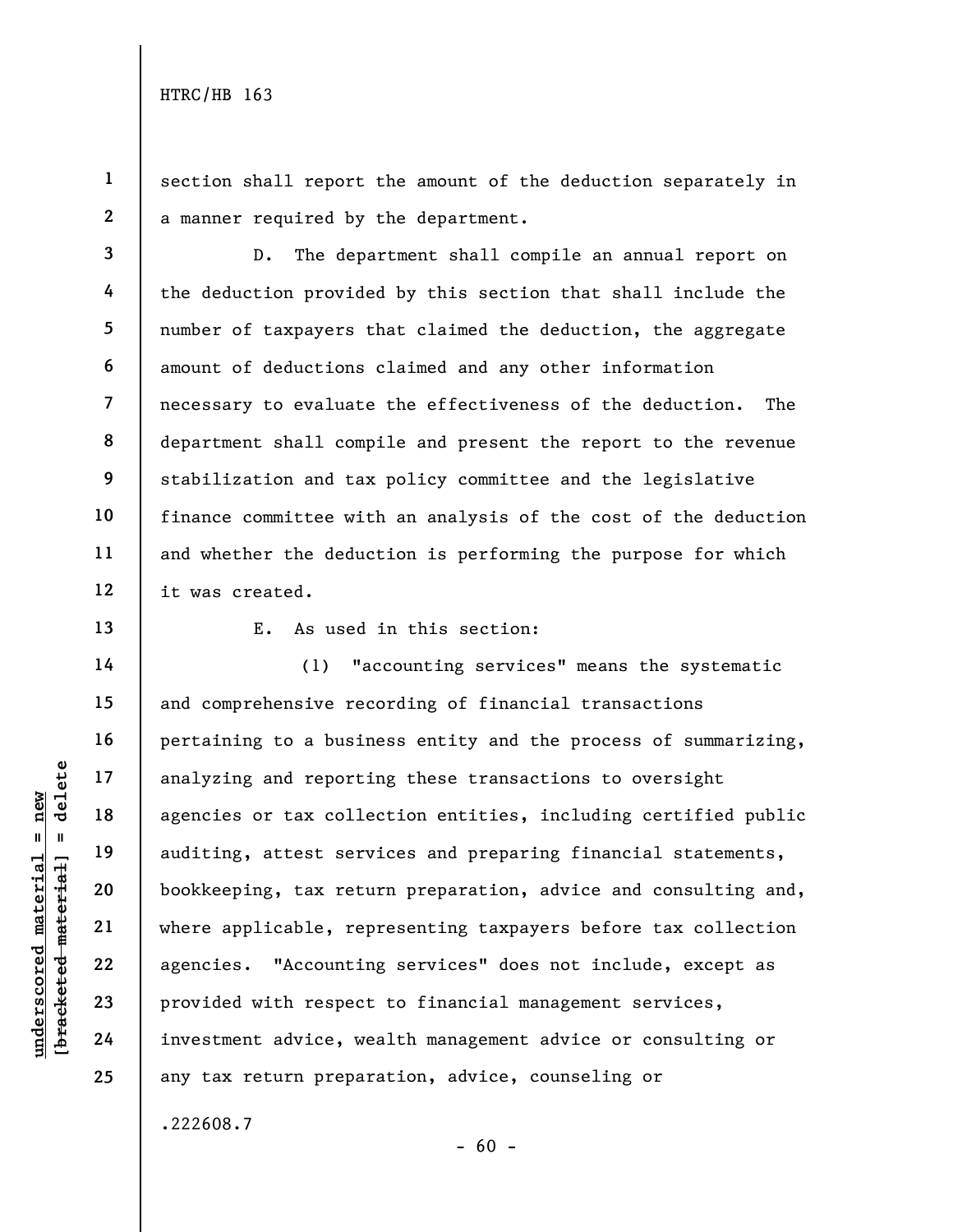section shall report the amount of the deduction separately in a manner required by the department.

D. The department shall compile an annual report on the deduction provided by this section that shall include the number of taxpayers that claimed the deduction, the aggregate amount of deductions claimed and any other information necessary to evaluate the effectiveness of the deduction. The department shall compile and present the report to the revenue stabilization and tax policy committee and the legislative finance committee with an analysis of the cost of the deduction and whether the deduction is performing the purpose for which it was created.

E. As used in this section:

(1) "accounting services" means the systematic and comprehensive recording of financial transactions pertaining to a business entity and the process of summarizing, analyzing and reporting these transactions to oversight agencies or tax collection entities, including certified public auditing, attest services and preparing financial statements, bookkeeping, tax return preparation, advice and consulting and, where applicable, representing taxpayers before tax collection agencies. "Accounting services" does not include, except as provided with respect to financial management services, investment advice, wealth management advice or consulting or any tax return preparation, advice, counseling or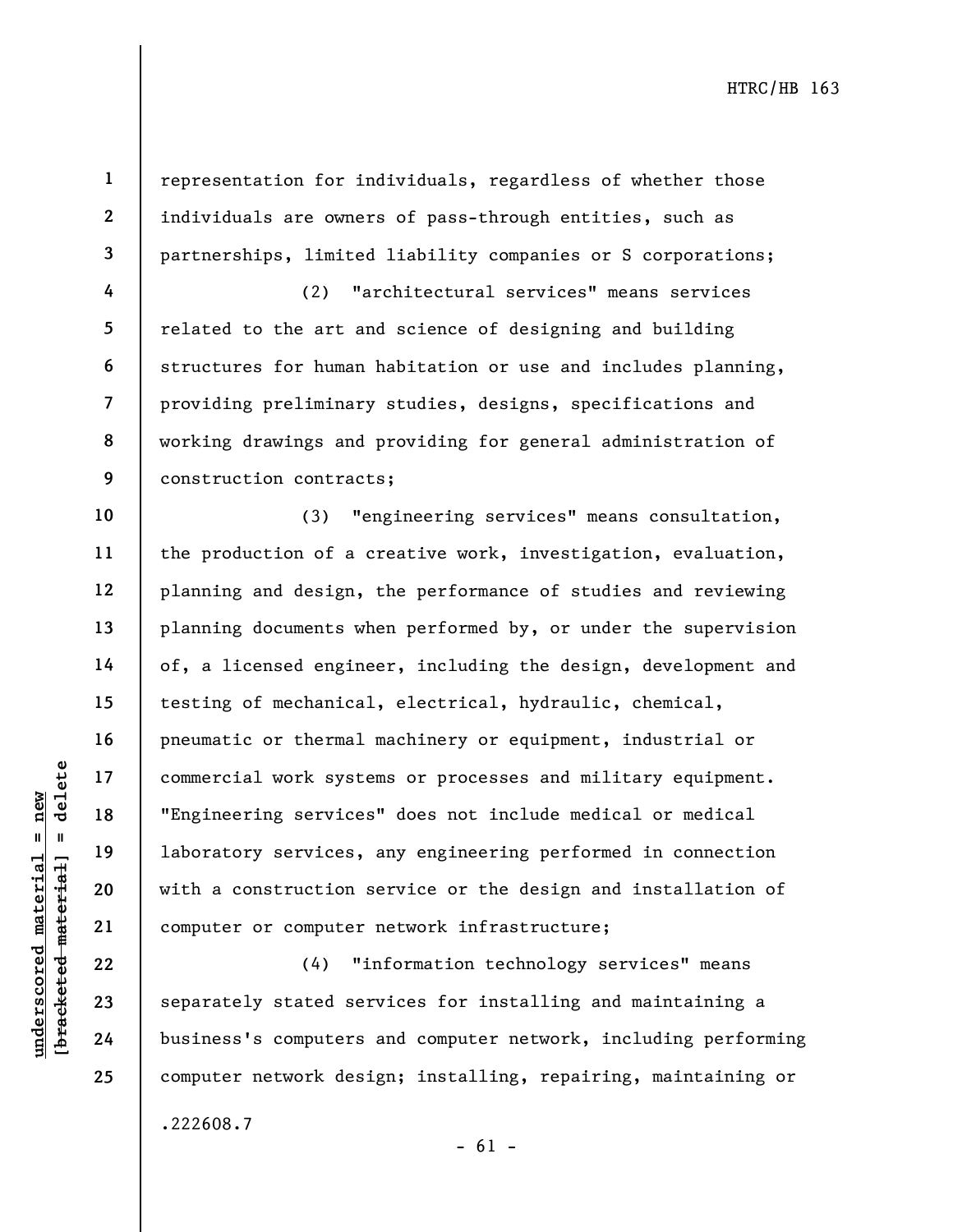representation for individuals, regardless of whether those individuals are owners of pass-through entities, such as partnerships, limited liability companies or S corporations;

(2) "architectural services" means services related to the art and science of designing and building structures for human habitation or use and includes planning, providing preliminary studies, designs, specifications and working drawings and providing for general administration of construction contracts;

(3) "engineering services" means consultation, the production of a creative work, investigation, evaluation, planning and design, the performance of studies and reviewing planning documents when performed by, or under the supervision of, a licensed engineer, including the design, development and testing of mechanical, electrical, hydraulic, chemical, pneumatic or thermal machinery or equipment, industrial or commercial work systems or processes and military equipment. "Engineering services" does not include medical or medical laboratory services, any engineering performed in connection with a construction service or the design and installation of computer or computer network infrastructure;

(4) "information technology services" means separately stated services for installing and maintaining a business's computers and computer network, including performing computer network design; installing, repairing, maintaining or

.222608.7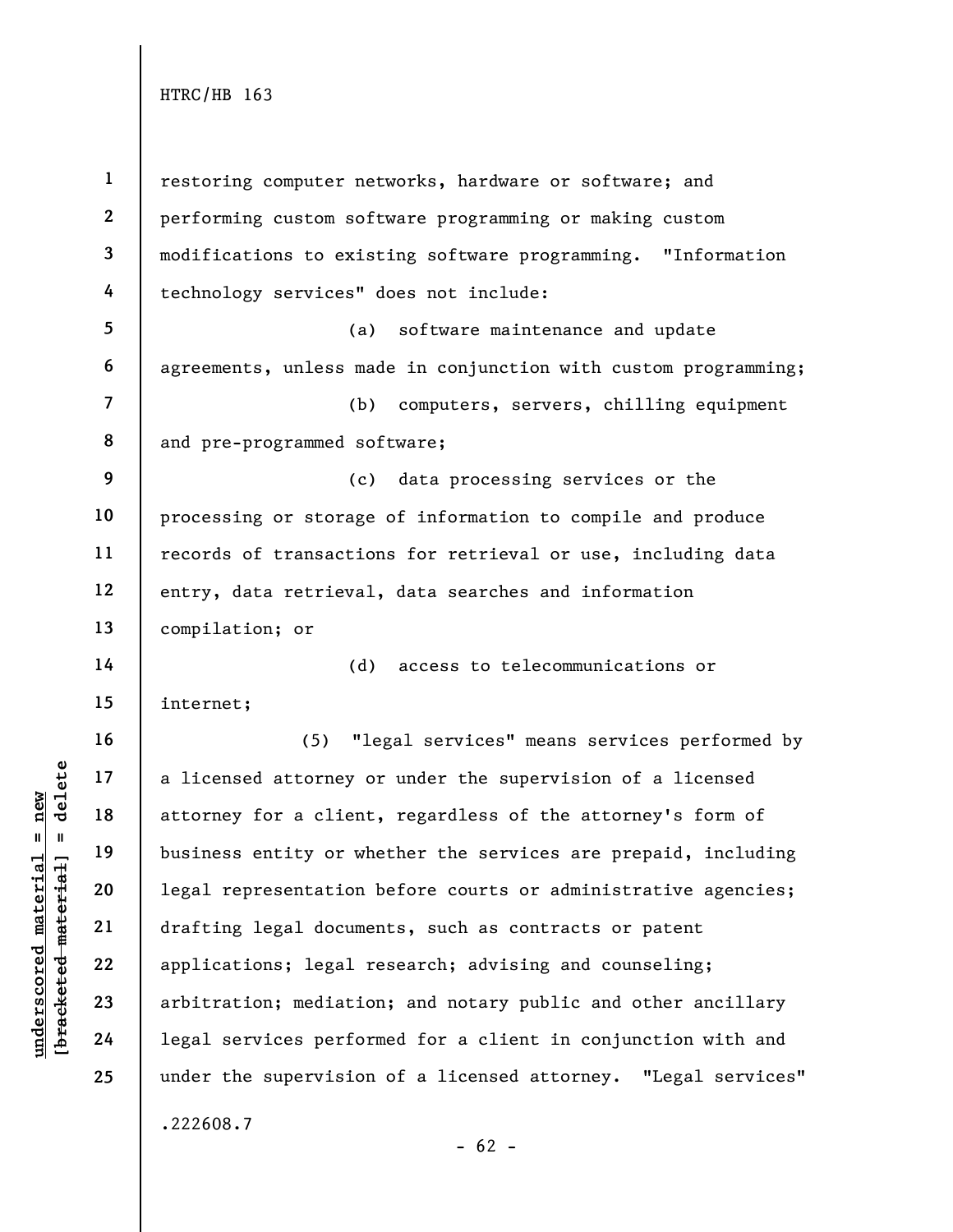restoring computer networks, hardware or software; and performing custom software programming or making custom modifications to existing software programming. "Information technology services" does not include:

(a) software maintenance and update agreements, unless made in conjunction with custom programming;

(b) computers, servers, chilling equipment and pre-programmed software;

(c) data processing services or the processing or storage of information to compile and produce records of transactions for retrieval or use, including data entry, data retrieval, data searches and information compilation; or

(d) access to telecommunications or internet;

(5) "legal services" means services performed by a licensed attorney or under the supervision of a licensed attorney for a client, regardless of the attorney's form of business entity or whether the services are prepaid, including legal representation before courts or administrative agencies; drafting legal documents, such as contracts or patent applications; legal research; advising and counseling; arbitration; mediation; and notary public and other ancillary legal services performed for a client in conjunction with and under the supervision of a licensed attorney. "Legal services"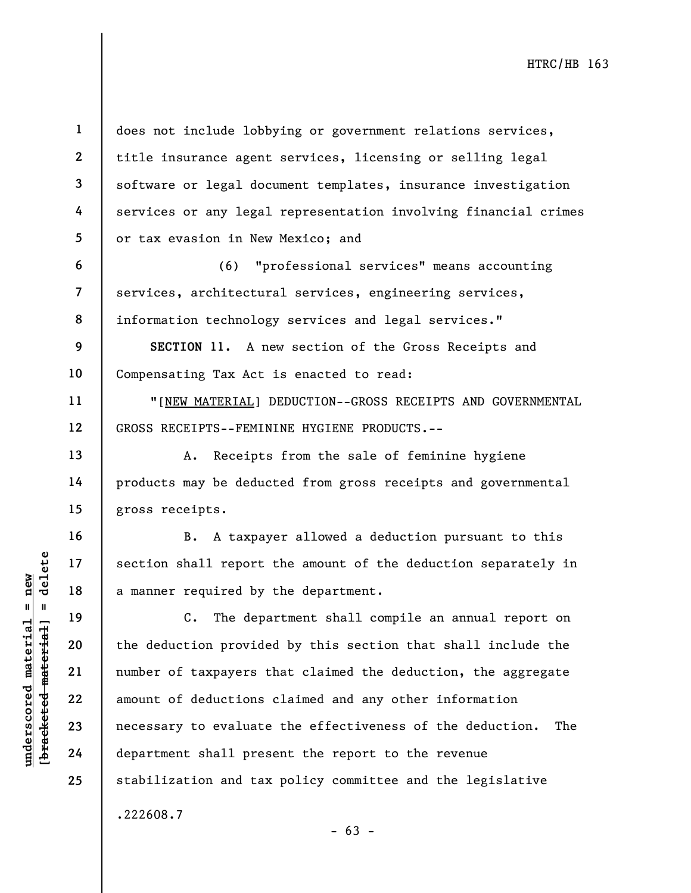does not include lobbying or government relations services, title insurance agent services, licensing or selling legal software or legal document templates, insurance investigation services or any legal representation involving financial crimes or tax evasion in New Mexico; and

(6) "professional services" means accounting services, architectural services, engineering services, information technology services and legal services."

**SECTION 11.** A new section of the Gross Receipts and Compensating Tax Act is enacted to read:

"[NEW MATERIAL] DEDUCTION--GROSS RECEIPTS AND GOVERNMENTAL GROSS RECEIPTS--FEMININE HYGIENE PRODUCTS.--

A. Receipts from the sale of feminine hygiene products may be deducted from gross receipts and governmental gross receipts.

B. A taxpayer allowed a deduction pursuant to this section shall report the amount of the deduction separately in a manner required by the department.

C. The department shall compile an annual report on the deduction provided by this section that shall include the number of taxpayers that claimed the deduction, the aggregate amount of deductions claimed and any other information necessary to evaluate the effectiveness of the deduction. The department shall present the report to the revenue stabilization and tax policy committee and the legislative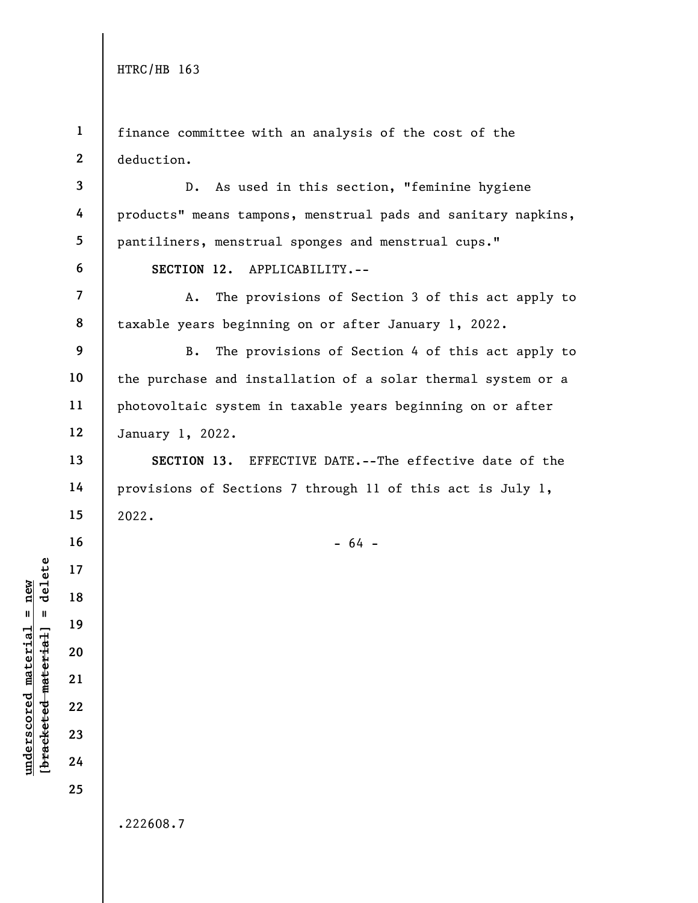finance committee with an analysis of the cost of the deduction.

D. As used in this section, "feminine hygiene products" means tampons, menstrual pads and sanitary napkins, pantiliners, menstrual sponges and menstrual cups."

**SECTION 12.** APPLICABILITY.--

A. The provisions of Section 3 of this act apply to taxable years beginning on or after January 1, 2022.

B. The provisions of Section 4 of this act apply to the purchase and installation of a solar thermal system or a photovoltaic system in taxable years beginning on or after January 1, 2022.

**SECTION 13.** EFFECTIVE DATE.--The effective date of the provisions of Sections 7 through 11 of this act is July 1, 2022.